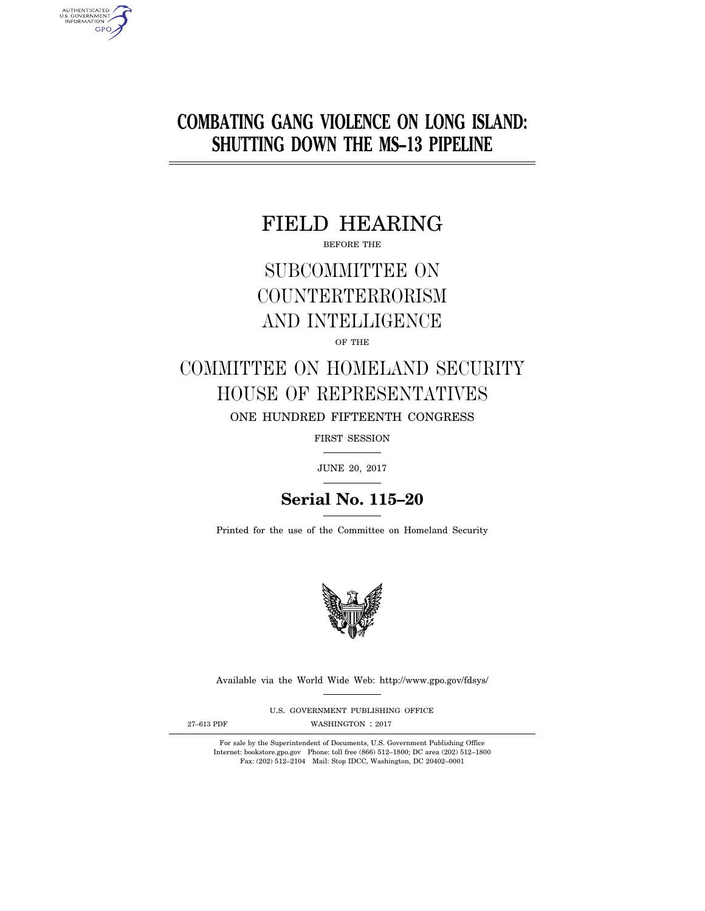# COMBATING GANG VIOLENCE ON LONG ISLAND: SHUTTING DOWN THE MS–13 PIPELINE

## FIELD HEARING

BEFORE THE

## SUBCOMMITTEE ON COUNTERTERRORISM AND INTELLIGENCE

OF THE

## COMMITTEE ON HOMELAND SECURITY HOUSE OF REPRESENTATIVES

ONE HUNDRED FIFTEENTH CONGRESS

FIRST SESSION

JUNE 20, 2017

**Serial No. 115–20**

Printed for the use of the Committee on Homeland Security

Available via the World Wide Web: http://www.gpo.gov/fdsys/

U.S. GOVERNMENT PUBLISHING OFFICE

27–613 PDF WASHINGTON : 2017

For sale by the Superintendent of Documents, U.S. Government Publishing Office
Internet: bookstore.gpo.gov Phone: toll free (866) 512–1800; DC area (202) 512–1800
Fax: (202) 512–2104 Mail: Stop IDCC, Washington, DC 20402–0001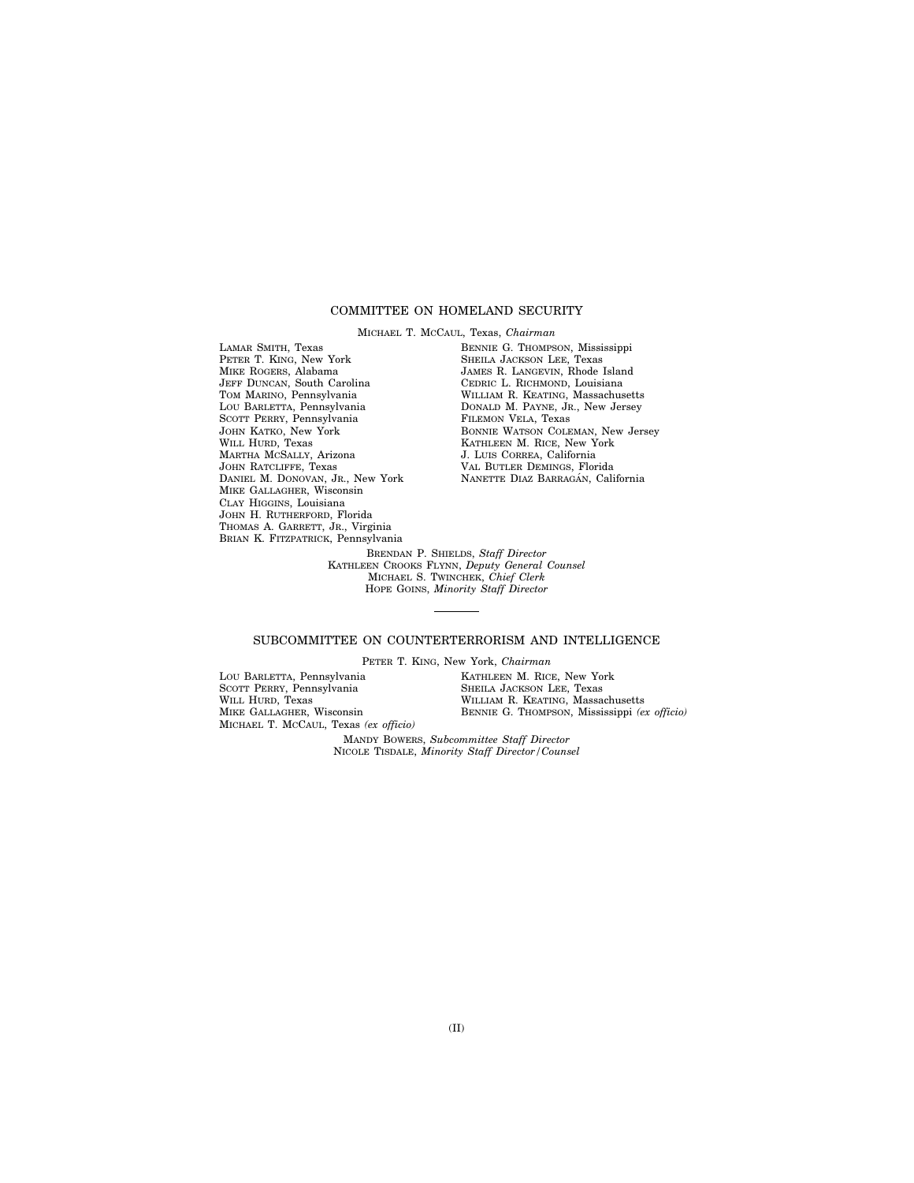## COMMITTEE ON HOMELAND SECURITY

MICHAEL T. MCCAUL, Texas, *Chairman*

LAMAR SMITH, Texas
PETER T. KING, New York
MIKE ROGERS, Alabama
JEFF DUNCAN, South Carolina
TOM MARINO, Pennsylvania
LOU BARLETTA, Pennsylvania
SCOTT PERRY, Pennsylvania
JOHN KATKO, New York
WILL HURD, Texas
MARTHA MCSALLY, Arizona
JOHN RATCLIFFE, Texas
DANIEL M. DONOVAN, JR., New York
MIKE GALLAGHER, Wisconsin
CLAY HIGGINS, Louisiana
JOHN H. RUTHERFORD, Florida
THOMAS A. GARRETT, JR., Virginia
BRIAN K. FITZPATRICK, Pennsylvania

BENNIE G. THOMPSON, Mississippi
SHEILA JACKSON LEE, Texas
JAMES R. LANGEVIN, Rhode Island
CEDRIC L. RICHMOND, Louisiana
WILLIAM R. KEATING, Massachusetts
DONALD M. PAYNE, JR., New Jersey
FILEMON VELA, Texas
BONNIE WATSON COLEMAN, New Jersey
KATHLEEN M. RICE, New York
J. LUIS CORREA, California
VAL BUTLER DEMINGS, Florida
NANETTE DIAZ BARRAGÁN, California

BRENDAN P. SHIELDS, *Staff Director*
KATHLEEN CROOKS FLYNN, *Deputy General Counsel*
MICHAEL S. TWINCHEK, *Chief Clerk*
HOPE GOINS, *Minority Staff Director*

---

## SUBCOMMITTEE ON COUNTERTERRORISM AND INTELLIGENCE

PETER T. KING, New York, *Chairman*

LOU BARLETTA, Pennsylvania
SCOTT PERRY, Pennsylvania
WILL HURD, Texas
MIKE GALLAGHER, Wisconsin
MICHAEL T. MCCAUL, Texas *(ex officio)*

KATHLEEN M. RICE, New York
SHEILA JACKSON LEE, Texas
WILLIAM R. KEATING, Massachusetts
BENNIE G. THOMPSON, Mississippi *(ex officio)*

MANDY BOWERS, *Subcommittee Staff Director*
NICOLE TISDALE, *Minority Staff Director/Counsel*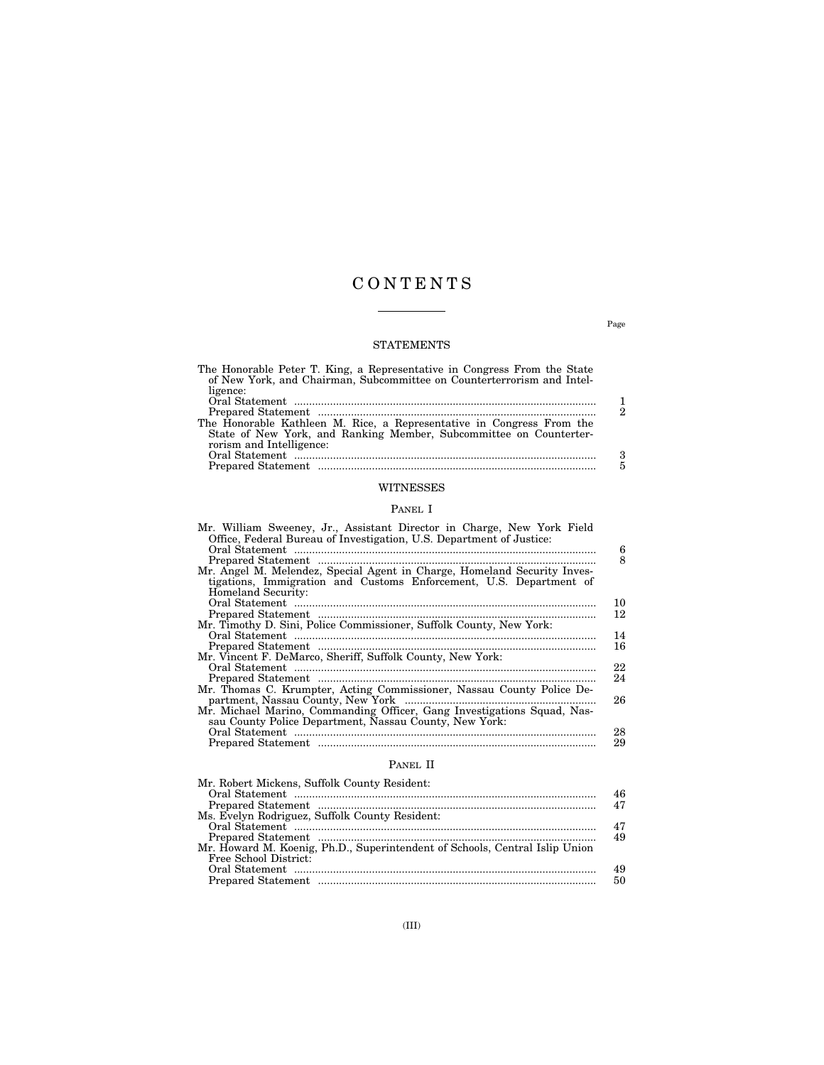# CONTENTS

Page

## STATEMENTS

The Honorable Peter T. King, a Representative in Congress From the State of New York, and Chairman, Subcommittee on Counterterrorism and Intelligence:

| | |
|---|---|
| Oral Statement | 1 |
| Prepared Statement | 2 |

The Honorable Kathleen M. Rice, a Representative in Congress From the State of New York, and Ranking Member, Subcommittee on Counterterrorism and Intelligence:

| | |
|---|---|
| Oral Statement | 3 |
| Prepared Statement | 5 |

## WITNESSES

### PANEL I

Mr. William Sweeney, Jr., Assistant Director in Charge, New York Field Office, Federal Bureau of Investigation, U.S. Department of Justice:

| | |
|---|---|
| Oral Statement | 6 |
| Prepared Statement | 8 |

Mr. Angel M. Melendez, Special Agent in Charge, Homeland Security Investigations, Immigration and Customs Enforcement, U.S. Department of Homeland Security:

| | |
|---|---|
| Oral Statement | 10 |
| Prepared Statement | 12 |

Mr. Timothy D. Sini, Police Commissioner, Suffolk County, New York:

| | |
|---|---|
| Oral Statement | 14 |
| Prepared Statement | 16 |

Mr. Vincent F. DeMarco, Sheriff, Suffolk County, New York:

| | |
|---|---|
| Oral Statement | 22 |
| Prepared Statement | 24 |

| | |
|---|---|
| Mr. Thomas C. Krumpter, Acting Commissioner, Nassau County Police Department, Nassau County, New York | 26 |

Mr. Michael Marino, Commanding Officer, Gang Investigations Squad, Nassau County Police Department, Nassau County, New York:

| | |
|---|---|
| Oral Statement | 28 |
| Prepared Statement | 29 |

### PANEL II

Mr. Robert Mickens, Suffolk County Resident:

| | |
|---|---|
| Oral Statement | 46 |
| Prepared Statement | 47 |

Ms. Evelyn Rodriguez, Suffolk County Resident:

| | |
|---|---|
| Oral Statement | 47 |
| Prepared Statement | 49 |

Mr. Howard M. Koenig, Ph.D., Superintendent of Schools, Central Islip Union Free School District:

| | |
|---|---|
| Oral Statement | 49 |
| Prepared Statement | 50 |

(III)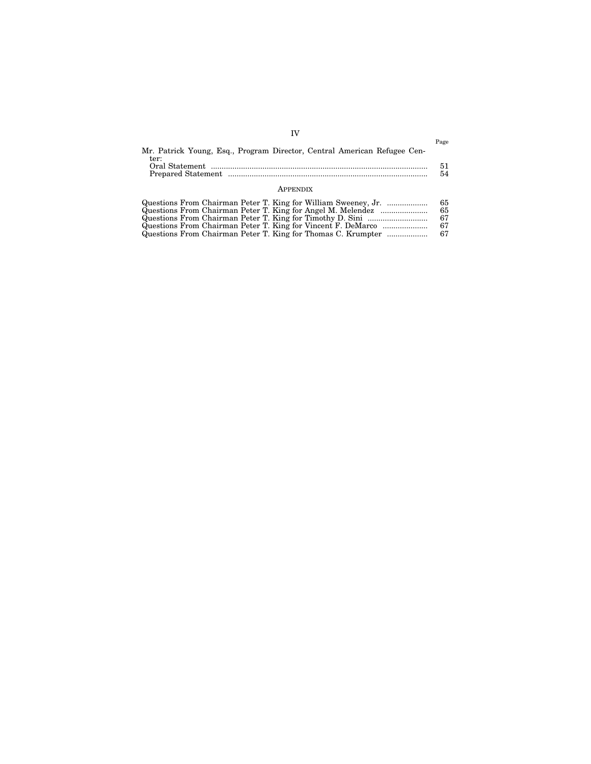| | Page |
|---|---|
| Mr. Patrick Young, Esq., Program Director, Central American Refugee Center: | |
| Oral Statement | 51 |
| Prepared Statement | 54 |

## APPENDIX

| | |
|---|---|
| Questions From Chairman Peter T. King for William Sweeney, Jr. | 65 |
| Questions From Chairman Peter T. King for Angel M. Melendez | 65 |
| Questions From Chairman Peter T. King for Timothy D. Sini | 67 |
| Questions From Chairman Peter T. King for Vincent F. DeMarco | 67 |
| Questions From Chairman Peter T. King for Thomas C. Krumpter | 67 |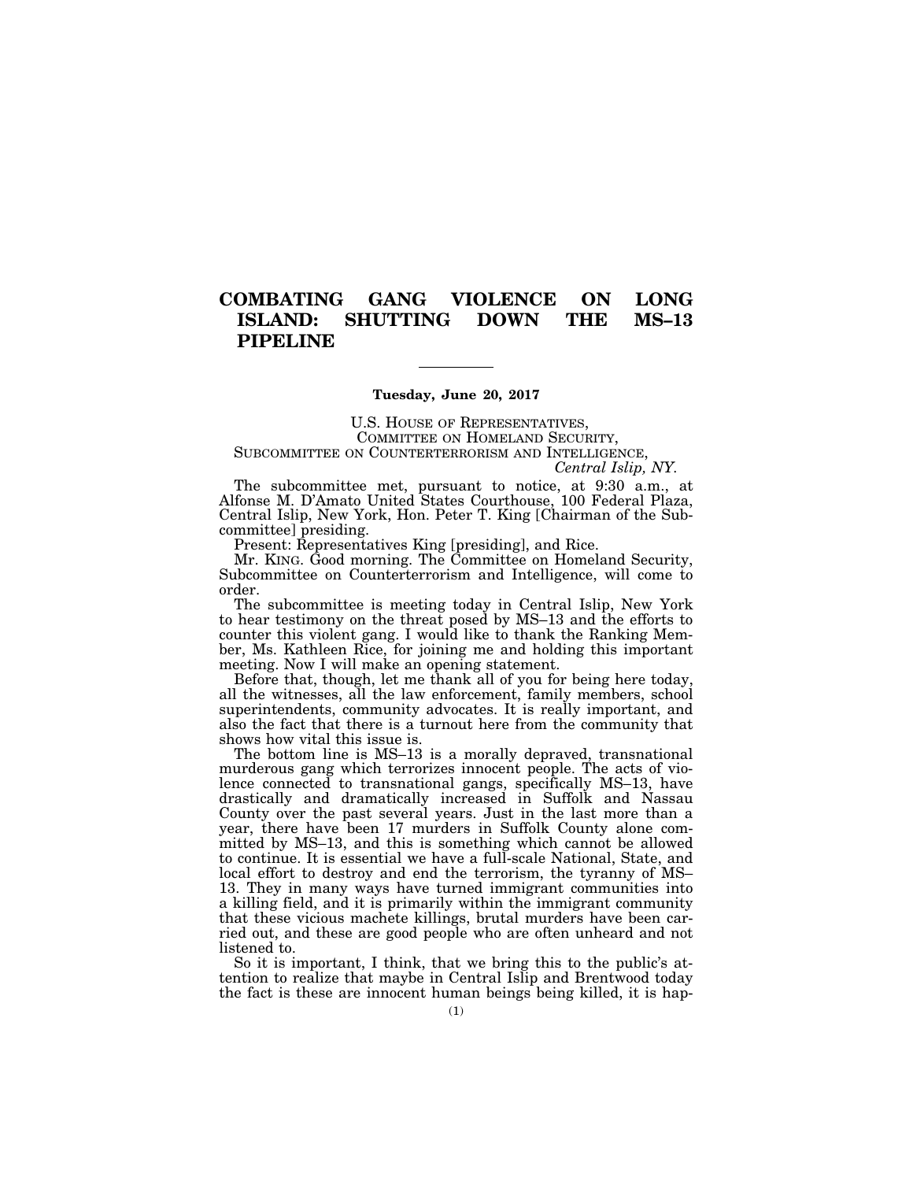# COMBATING GANG VIOLENCE ON LONG ISLAND: SHUTTING DOWN THE MS–13 PIPELINE

---

**Tuesday, June 20, 2017**

U.S. HOUSE OF REPRESENTATIVES,
COMMITTEE ON HOMELAND SECURITY,
SUBCOMMITTEE ON COUNTERTERRORISM AND INTELLIGENCE,
*Central Islip, NY.*

The subcommittee met, pursuant to notice, at 9:30 a.m., at Alfonse M. D'Amato United States Courthouse, 100 Federal Plaza, Central Islip, New York, Hon. Peter T. King [Chairman of the Subcommittee] presiding.

Present: Representatives King [presiding], and Rice.

Mr. KING. Good morning. The Committee on Homeland Security, Subcommittee on Counterterrorism and Intelligence, will come to order.

The subcommittee is meeting today in Central Islip, New York to hear testimony on the threat posed by MS–13 and the efforts to counter this violent gang. I would like to thank the Ranking Member, Ms. Kathleen Rice, for joining me and holding this important meeting. Now I will make an opening statement.

Before that, though, let me thank all of you for being here today, all the witnesses, all the law enforcement, family members, school superintendents, community advocates. It is really important, and also the fact that there is a turnout here from the community that shows how vital this issue is.

The bottom line is MS–13 is a morally depraved, transnational murderous gang which terrorizes innocent people. The acts of violence connected to transnational gangs, specifically MS–13, have drastically and dramatically increased in Suffolk and Nassau County over the past several years. Just in the last more than a year, there have been 17 murders in Suffolk County alone committed by MS–13, and this is something which cannot be allowed to continue. It is essential we have a full-scale National, State, and local effort to destroy and end the terrorism, the tyranny of MS–13. They in many ways have turned immigrant communities into a killing field, and it is primarily within the immigrant community that these vicious machete killings, brutal murders have been carried out, and these are good people who are often unheard and not listened to.

So it is important, I think, that we bring this to the public's attention to realize that maybe in Central Islip and Brentwood today the fact is these are innocent human beings being killed, it is hap-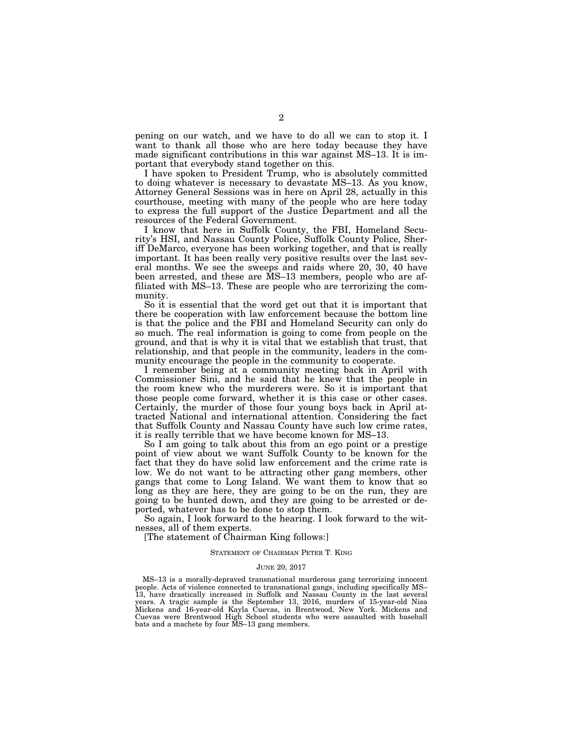pening on our watch, and we have to do all we can to stop it. I want to thank all those who are here today because they have made significant contributions in this war against MS–13. It is important that everybody stand together on this.

I have spoken to President Trump, who is absolutely committed to doing whatever is necessary to devastate MS–13. As you know, Attorney General Sessions was in here on April 28, actually in this courthouse, meeting with many of the people who are here today to express the full support of the Justice Department and all the resources of the Federal Government.

I know that here in Suffolk County, the FBI, Homeland Security's HSI, and Nassau County Police, Suffolk County Police, Sheriff DeMarco, everyone has been working together, and that is really important. It has been really very positive results over the last several months. We see the sweeps and raids where 20, 30, 40 have been arrested, and these are MS–13 members, people who are affiliated with MS–13. These are people who are terrorizing the community.

So it is essential that the word get out that it is important that there be cooperation with law enforcement because the bottom line is that the police and the FBI and Homeland Security can only do so much. The real information is going to come from people on the ground, and that is why it is vital that we establish that trust, that relationship, and that people in the community, leaders in the community encourage the people in the community to cooperate.

I remember being at a community meeting back in April with Commissioner Sini, and he said that he knew that the people in the room knew who the murderers were. So it is important that those people come forward, whether it is this case or other cases. Certainly, the murder of those four young boys back in April attracted National and international attention. Considering the fact that Suffolk County and Nassau County have such low crime rates, it is really terrible that we have become known for MS–13.

So I am going to talk about this from an ego point or a prestige point of view about we want Suffolk County to be known for the fact that they do have solid law enforcement and the crime rate is low. We do not want to be attracting other gang members, other gangs that come to Long Island. We want them to know that so long as they are here, they are going to be on the run, they are going to be hunted down, and they are going to be arrested or deported, whatever has to be done to stop them.

So again, I look forward to the hearing. I look forward to the witnesses, all of them experts.

[The statement of Chairman King follows:]

STATEMENT OF CHAIRMAN PETER T. KING

JUNE 20, 2017

MS–13 is a morally-depraved transnational murderous gang terrorizing innocent people. Acts of violence connected to transnational gangs, including specifically MS–13, have drastically increased in Suffolk and Nassau County in the last several years. A tragic sample is the September 13, 2016, murders of 15-year-old Nisa Mickens and 16-year-old Kayla Cuevas, in Brentwood, New York. Mickens and Cuevas were Brentwood High School students who were assaulted with baseball bats and a machete by four MS–13 gang members.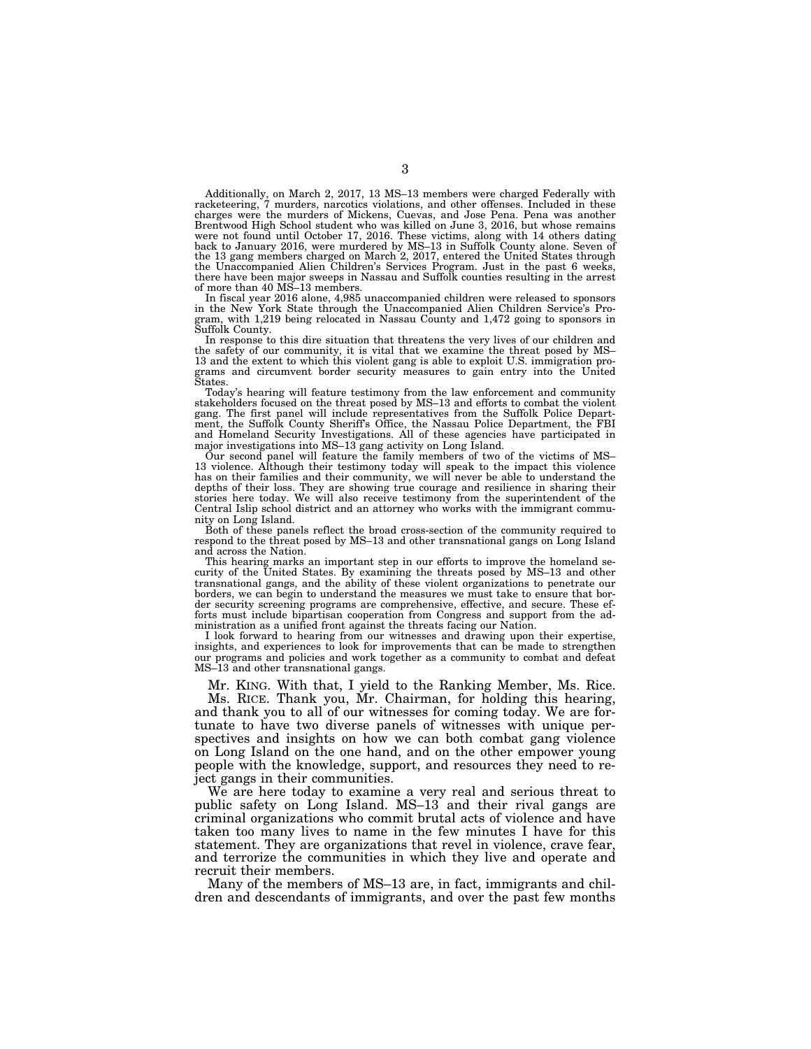Additionally, on March 2, 2017, 13 MS–13 members were charged Federally with racketeering, 7 murders, narcotics violations, and other offenses. Included in these charges were the murders of Mickens, Cuevas, and Jose Pena. Pena was another Brentwood High School student who was killed on June 3, 2016, but whose remains were not found until October 17, 2016. These victims, along with 14 others dating back to January 2016, were murdered by MS–13 in Suffolk County alone. Seven of the 13 gang members charged on March 2, 2017, entered the United States through the Unaccompanied Alien Children's Services Program. Just in the past 6 weeks, there have been major sweeps in Nassau and Suffolk counties resulting in the arrest of more than 40 MS–13 members.

In fiscal year 2016 alone, 4,985 unaccompanied children were released to sponsors in the New York State through the Unaccompanied Alien Children Service's Program, with 1,219 being relocated in Nassau County and 1,472 going to sponsors in Suffolk County.

In response to this dire situation that threatens the very lives of our children and the safety of our community, it is vital that we examine the threat posed by MS–13 and the extent to which this violent gang is able to exploit U.S. immigration programs and circumvent border security measures to gain entry into the United States.

Today's hearing will feature testimony from the law enforcement and community stakeholders focused on the threat posed by MS–13 and efforts to combat the violent gang. The first panel will include representatives from the Suffolk Police Department, the Suffolk County Sheriff's Office, the Nassau Police Department, the FBI and Homeland Security Investigations. All of these agencies have participated in major investigations into MS–13 gang activity on Long Island.

Our second panel will feature the family members of two of the victims of MS–13 violence. Although their testimony today will speak to the impact this violence has on their families and their community, we will never be able to understand the depths of their loss. They are showing true courage and resilience in sharing their stories here today. We will also receive testimony from the superintendent of the Central Islip school district and an attorney who works with the immigrant community on Long Island.

Both of these panels reflect the broad cross-section of the community required to respond to the threat posed by MS–13 and other transnational gangs on Long Island and across the Nation.

This hearing marks an important step in our efforts to improve the homeland security of the United States. By examining the threats posed by MS–13 and other transnational gangs, and the ability of these violent organizations to penetrate our borders, we can begin to understand the measures we must take to ensure that border security screening programs are comprehensive, effective, and secure. These efforts must include bipartisan cooperation from Congress and support from the administration as a unified front against the threats facing our Nation.

I look forward to hearing from our witnesses and drawing upon their expertise, insights, and experiences to look for improvements that can be made to strengthen our programs and policies and work together as a community to combat and defeat MS–13 and other transnational gangs.

Mr. KING. With that, I yield to the Ranking Member, Ms. Rice.

Ms. RICE. Thank you, Mr. Chairman, for holding this hearing, and thank you to all of our witnesses for coming today. We are fortunate to have two diverse panels of witnesses with unique perspectives and insights on how we can both combat gang violence on Long Island on the one hand, and on the other empower young people with the knowledge, support, and resources they need to reject gangs in their communities.

We are here today to examine a very real and serious threat to public safety on Long Island. MS–13 and their rival gangs are criminal organizations who commit brutal acts of violence and have taken too many lives to name in the few minutes I have for this statement. They are organizations that revel in violence, crave fear, and terrorize the communities in which they live and operate and recruit their members.

Many of the members of MS–13 are, in fact, immigrants and children and descendants of immigrants, and over the past few months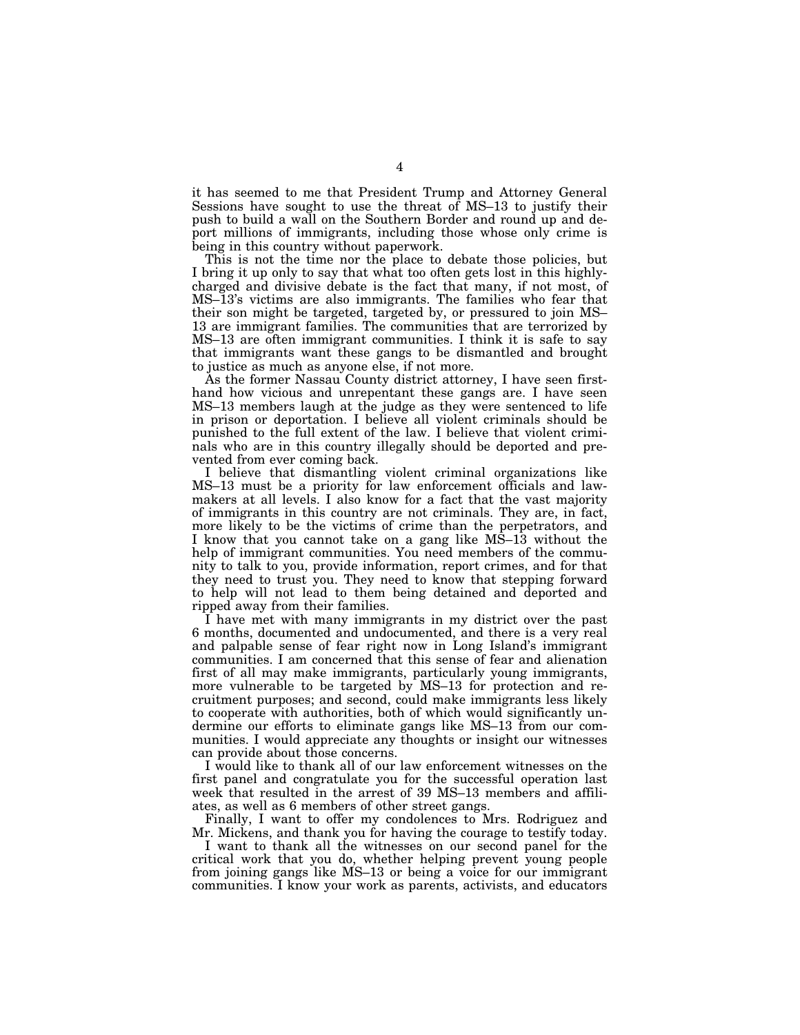it has seemed to me that President Trump and Attorney General Sessions have sought to use the threat of MS–13 to justify their push to build a wall on the Southern Border and round up and deport millions of immigrants, including those whose only crime is being in this country without paperwork.

This is not the time nor the place to debate those policies, but I bring it up only to say that what too often gets lost in this highly-charged and divisive debate is the fact that many, if not most, of MS–13's victims are also immigrants. The families who fear that their son might be targeted, targeted by, or pressured to join MS–13 are immigrant families. The communities that are terrorized by MS–13 are often immigrant communities. I think it is safe to say that immigrants want these gangs to be dismantled and brought to justice as much as anyone else, if not more.

As the former Nassau County district attorney, I have seen first-hand how vicious and unrepentant these gangs are. I have seen MS–13 members laugh at the judge as they were sentenced to life in prison or deportation. I believe all violent criminals should be punished to the full extent of the law. I believe that violent criminals who are in this country illegally should be deported and prevented from ever coming back.

I believe that dismantling violent criminal organizations like MS–13 must be a priority for law enforcement officials and lawmakers at all levels. I also know for a fact that the vast majority of immigrants in this country are not criminals. They are, in fact, more likely to be the victims of crime than the perpetrators, and I know that you cannot take on a gang like MS–13 without the help of immigrant communities. You need members of the community to talk to you, provide information, report crimes, and for that they need to trust you. They need to know that stepping forward to help will not lead to them being detained and deported and ripped away from their families.

I have met with many immigrants in my district over the past 6 months, documented and undocumented, and there is a very real and palpable sense of fear right now in Long Island's immigrant communities. I am concerned that this sense of fear and alienation first of all may make immigrants, particularly young immigrants, more vulnerable to be targeted by MS–13 for protection and recruitment purposes; and second, could make immigrants less likely to cooperate with authorities, both of which would significantly undermine our efforts to eliminate gangs like MS–13 from our communities. I would appreciate any thoughts or insight our witnesses can provide about those concerns.

I would like to thank all of our law enforcement witnesses on the first panel and congratulate you for the successful operation last week that resulted in the arrest of 39 MS–13 members and affiliates, as well as 6 members of other street gangs.

Finally, I want to offer my condolences to Mrs. Rodriguez and Mr. Mickens, and thank you for having the courage to testify today.

I want to thank all the witnesses on our second panel for the critical work that you do, whether helping prevent young people from joining gangs like MS–13 or being a voice for our immigrant communities. I know your work as parents, activists, and educators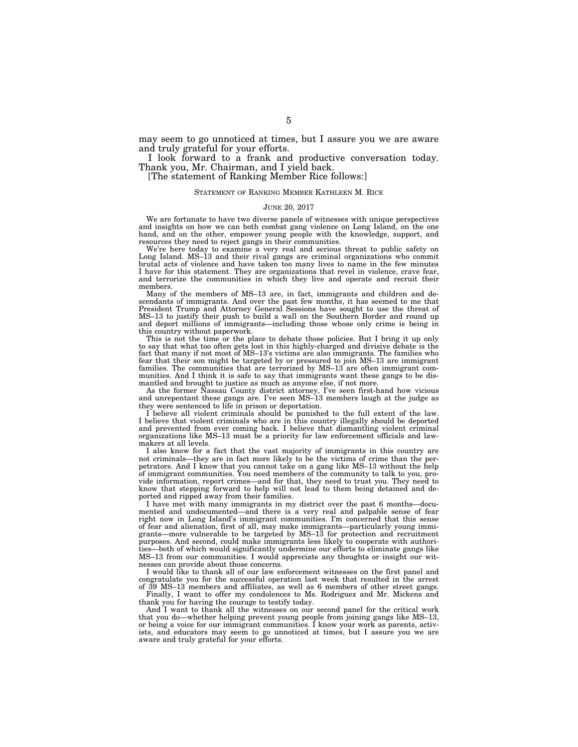may seem to go unnoticed at times, but I assure you we are aware and truly grateful for your efforts.

I look forward to a frank and productive conversation today. Thank you, Mr. Chairman, and I yield back.

[The statement of Ranking Member Rice follows:]

STATEMENT OF RANKING MEMBER KATHLEEN M. RICE

JUNE 20, 2017

We are fortunate to have two diverse panels of witnesses with unique perspectives and insights on how we can both combat gang violence on Long Island, on the one hand, and on the other, empower young people with the knowledge, support, and resources they need to reject gangs in their communities.

We're here today to examine a very real and serious threat to public safety on Long Island. MS–13 and their rival gangs are criminal organizations who commit brutal acts of violence and have taken too many lives to name in the few minutes I have for this statement. They are organizations that revel in violence, crave fear, and terrorize the communities in which they live and operate and recruit their members.

Many of the members of MS–13 are, in fact, immigrants and children and descendants of immigrants. And over the past few months, it has seemed to me that President Trump and Attorney General Sessions have sought to use the threat of MS–13 to justify their push to build a wall on the Southern Border and round up and deport millions of immigrants—including those whose only crime is being in this country without paperwork.

This is not the time or the place to debate those policies. But I bring it up only to say that what too often gets lost in this highly-charged and divisive debate is the fact that many if not most of MS–13's victims are also immigrants. The families who fear that their son might be targeted by or pressured to join MS–13 are immigrant families. The communities that are terrorized by MS–13 are often immigrant communities. And I think it is safe to say that immigrants want these gangs to be dismantled and brought to justice as much as anyone else, if not more.

As the former Nassau County district attorney, I've seen first-hand how vicious and unrepentant these gangs are. I've seen MS–13 members laugh at the judge as they were sentenced to life in prison or deportation.

I believe all violent criminals should be punished to the full extent of the law. I believe that violent criminals who are in this country illegally should be deported and prevented from ever coming back. I believe that dismantling violent criminal organizations like MS–13 must be a priority for law enforcement officials and lawmakers at all levels.

I also know for a fact that the vast majority of immigrants in this country are not criminals—they are in fact more likely to be the victims of crime than the perpetrators. And I know that you cannot take on a gang like MS–13 without the help of immigrant communities. You need members of the community to talk to you, provide information, report crimes—and for that, they need to trust you. They need to know that stepping forward to help will not lead to them being detained and deported and ripped away from their families.

I have met with many immigrants in my district over the past 6 months—documented and undocumented—and there is a very real and palpable sense of fear right now in Long Island's immigrant communities. I'm concerned that this sense of fear and alienation, first of all, may make immigrants—particularly young immigrants—more vulnerable to be targeted by MS–13 for protection and recruitment purposes. And second, could make immigrants less likely to cooperate with authorities—both of which would significantly undermine our efforts to eliminate gangs like MS–13 from our communities. I would appreciate any thoughts or insight our witnesses can provide about those concerns.

I would like to thank all of our law enforcement witnesses on the first panel and congratulate you for the successful operation last week that resulted in the arrest of 39 MS–13 members and affiliates, as well as 6 members of other street gangs.

Finally, I want to offer my condolences to Ms. Rodriguez and Mr. Mickens and thank you for having the courage to testify today.

And I want to thank all the witnesses on our second panel for the critical work that you do—whether helping prevent young people from joining gangs like MS–13, or being a voice for our immigrant communities. I know your work as parents, activists, and educators may seem to go unnoticed at times, but I assure you we are aware and truly grateful for your efforts.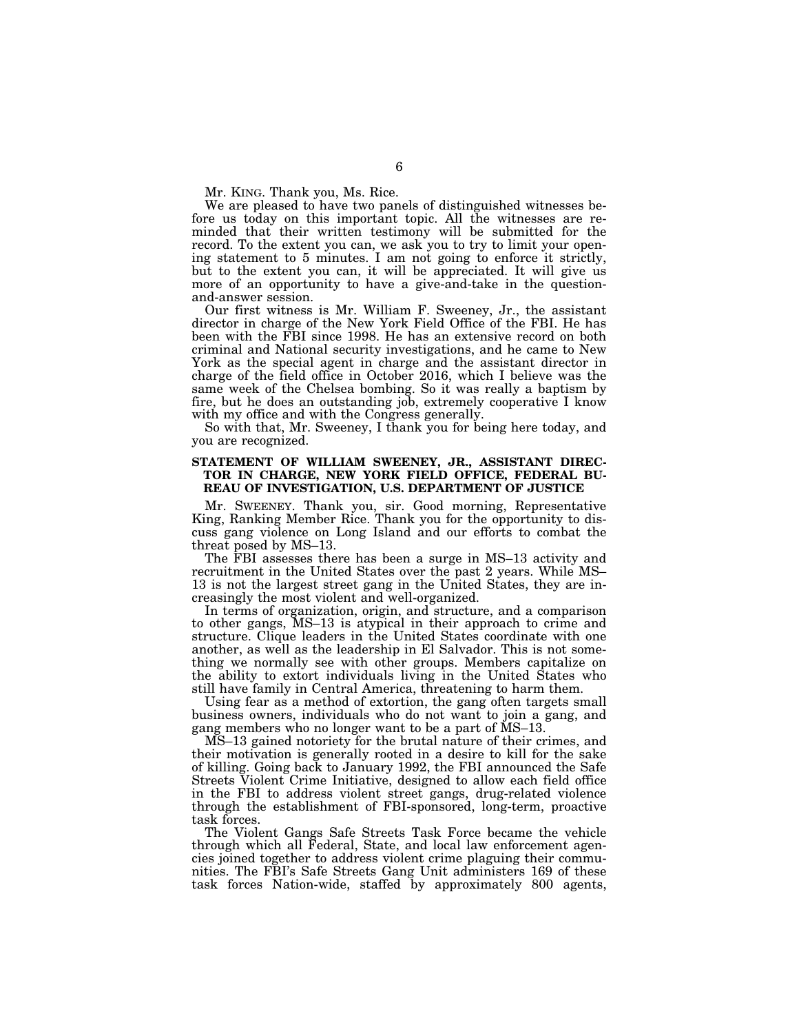Mr. KING. Thank you, Ms. Rice.

We are pleased to have two panels of distinguished witnesses before us today on this important topic. All the witnesses are reminded that their written testimony will be submitted for the record. To the extent you can, we ask you to try to limit your opening statement to 5 minutes. I am not going to enforce it strictly, but to the extent you can, it will be appreciated. It will give us more of an opportunity to have a give-and-take in the question-and-answer session.

Our first witness is Mr. William F. Sweeney, Jr., the assistant director in charge of the New York Field Office of the FBI. He has been with the FBI since 1998. He has an extensive record on both criminal and National security investigations, and he came to New York as the special agent in charge and the assistant director in charge of the field office in October 2016, which I believe was the same week of the Chelsea bombing. So it was really a baptism by fire, but he does an outstanding job, extremely cooperative I know with my office and with the Congress generally.

So with that, Mr. Sweeney, I thank you for being here today, and you are recognized.

**STATEMENT OF WILLIAM SWEENEY, JR., ASSISTANT DIRECTOR IN CHARGE, NEW YORK FIELD OFFICE, FEDERAL BUREAU OF INVESTIGATION, U.S. DEPARTMENT OF JUSTICE**

Mr. SWEENEY. Thank you, sir. Good morning, Representative King, Ranking Member Rice. Thank you for the opportunity to discuss gang violence on Long Island and our efforts to combat the threat posed by MS–13.

The FBI assesses there has been a surge in MS–13 activity and recruitment in the United States over the past 2 years. While MS–13 is not the largest street gang in the United States, they are increasingly the most violent and well-organized.

In terms of organization, origin, and structure, and a comparison to other gangs, MS–13 is atypical in their approach to crime and structure. Clique leaders in the United States coordinate with one another, as well as the leadership in El Salvador. This is not something we normally see with other groups. Members capitalize on the ability to extort individuals living in the United States who still have family in Central America, threatening to harm them.

Using fear as a method of extortion, the gang often targets small business owners, individuals who do not want to join a gang, and gang members who no longer want to be a part of MS–13.

MS–13 gained notoriety for the brutal nature of their crimes, and their motivation is generally rooted in a desire to kill for the sake of killing. Going back to January 1992, the FBI announced the Safe Streets Violent Crime Initiative, designed to allow each field office in the FBI to address violent street gangs, drug-related violence through the establishment of FBI-sponsored, long-term, proactive task forces.

The Violent Gangs Safe Streets Task Force became the vehicle through which all Federal, State, and local law enforcement agencies joined together to address violent crime plaguing their communities. The FBI's Safe Streets Gang Unit administers 169 of these task forces Nation-wide, staffed by approximately 800 agents,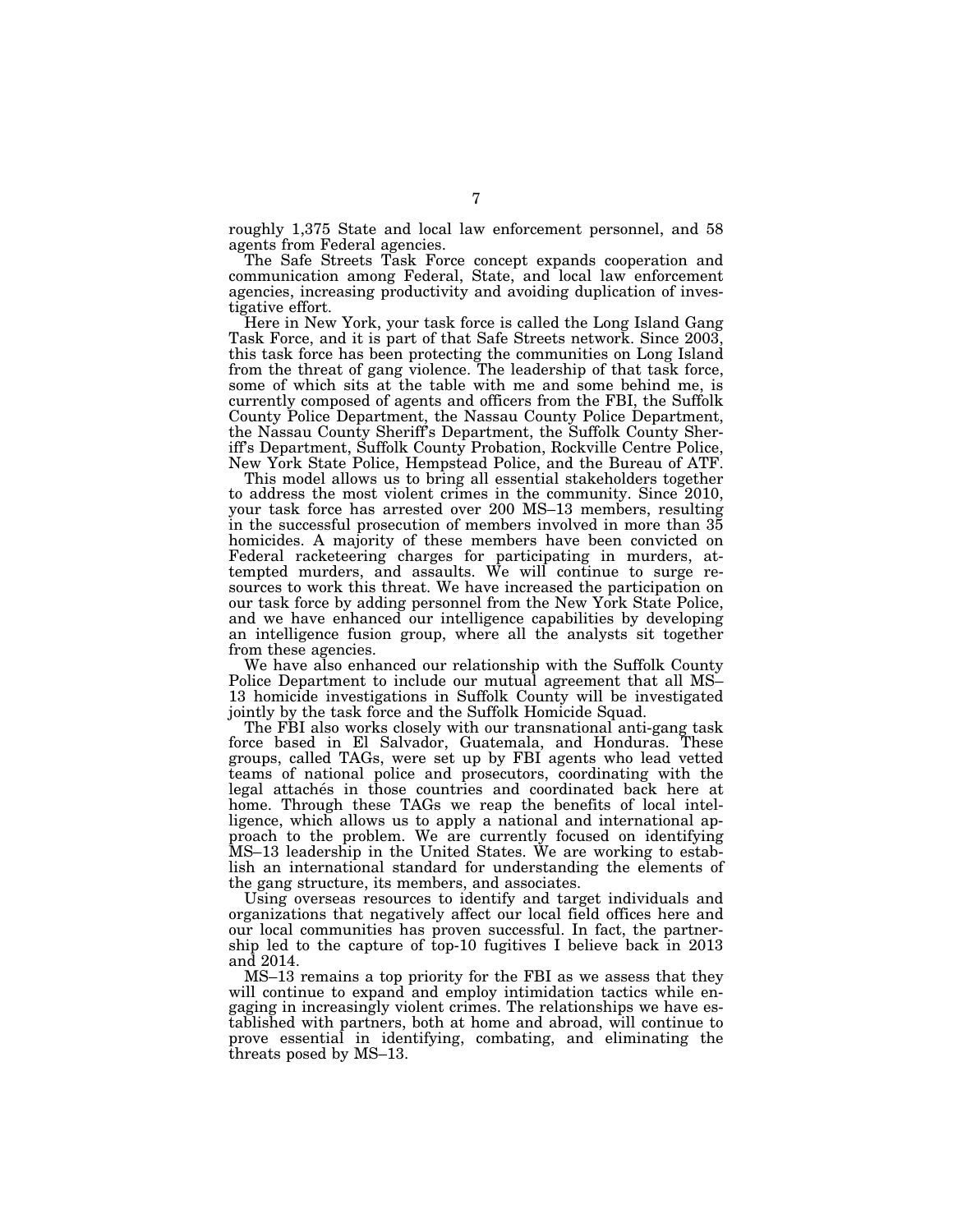roughly 1,375 State and local law enforcement personnel, and 58 agents from Federal agencies.

The Safe Streets Task Force concept expands cooperation and communication among Federal, State, and local law enforcement agencies, increasing productivity and avoiding duplication of investigative effort.

Here in New York, your task force is called the Long Island Gang Task Force, and it is part of that Safe Streets network. Since 2003, this task force has been protecting the communities on Long Island from the threat of gang violence. The leadership of that task force, some of which sits at the table with me and some behind me, is currently composed of agents and officers from the FBI, the Suffolk County Police Department, the Nassau County Police Department, the Nassau County Sheriff's Department, the Suffolk County Sheriff's Department, Suffolk County Probation, Rockville Centre Police, New York State Police, Hempstead Police, and the Bureau of ATF.

This model allows us to bring all essential stakeholders together to address the most violent crimes in the community. Since 2010, your task force has arrested over 200 MS–13 members, resulting in the successful prosecution of members involved in more than 35 homicides. A majority of these members have been convicted on Federal racketeering charges for participating in murders, attempted murders, and assaults. We will continue to surge resources to work this threat. We have increased the participation on our task force by adding personnel from the New York State Police, and we have enhanced our intelligence capabilities by developing an intelligence fusion group, where all the analysts sit together from these agencies.

We have also enhanced our relationship with the Suffolk County Police Department to include our mutual agreement that all MS–13 homicide investigations in Suffolk County will be investigated jointly by the task force and the Suffolk Homicide Squad.

The FBI also works closely with our transnational anti-gang task force based in El Salvador, Guatemala, and Honduras. These groups, called TAGs, were set up by FBI agents who lead vetted teams of national police and prosecutors, coordinating with the legal attachés in those countries and coordinated back here at home. Through these TAGs we reap the benefits of local intelligence, which allows us to apply a national and international approach to the problem. We are currently focused on identifying MS–13 leadership in the United States. We are working to establish an international standard for understanding the elements of the gang structure, its members, and associates.

Using overseas resources to identify and target individuals and organizations that negatively affect our local field offices here and our local communities has proven successful. In fact, the partnership led to the capture of top-10 fugitives I believe back in 2013 and 2014.

MS–13 remains a top priority for the FBI as we assess that they will continue to expand and employ intimidation tactics while engaging in increasingly violent crimes. The relationships we have established with partners, both at home and abroad, will continue to prove essential in identifying, combating, and eliminating the threats posed by MS–13.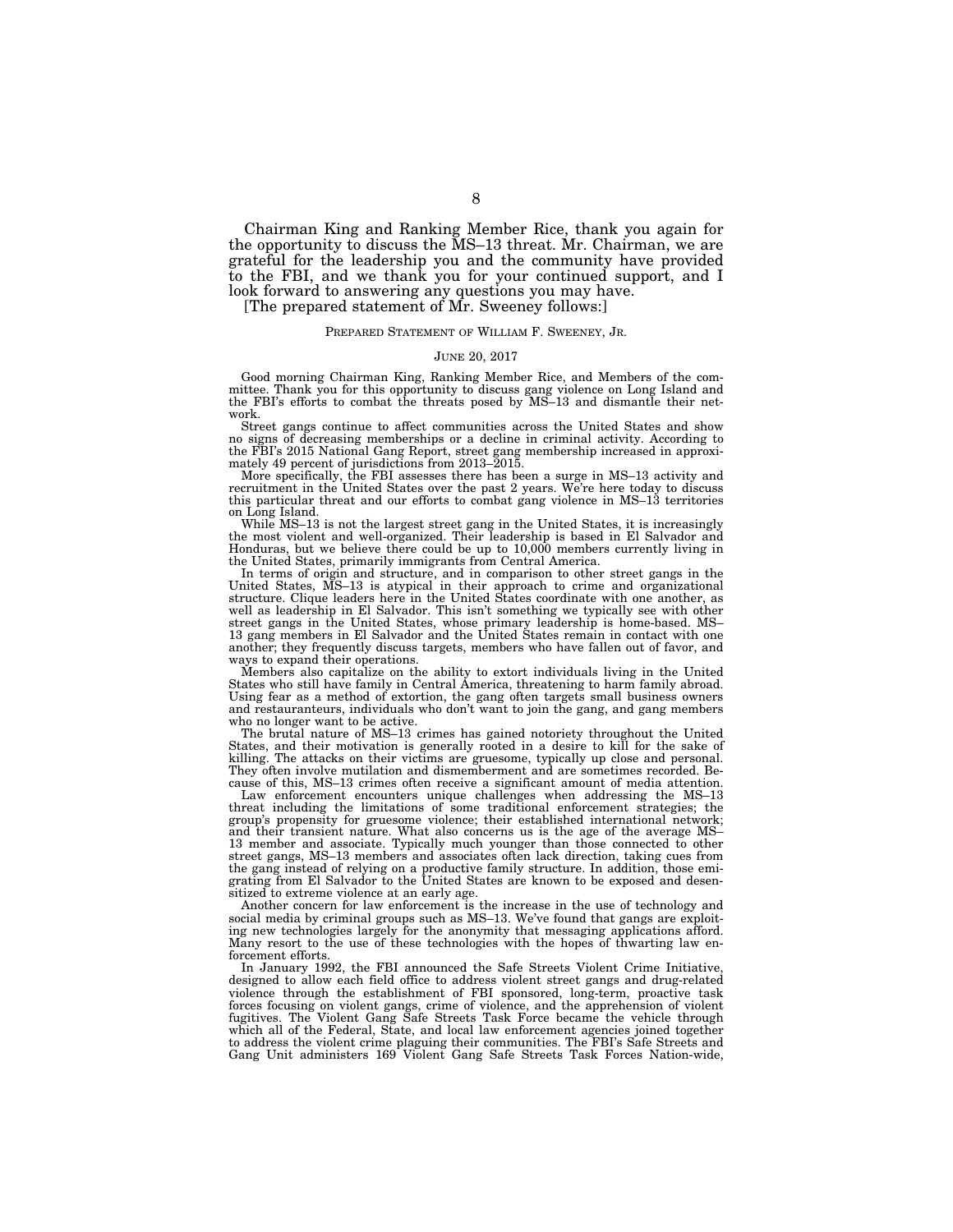Chairman King and Ranking Member Rice, thank you again for the opportunity to discuss the MS–13 threat. Mr. Chairman, we are grateful for the leadership you and the community have provided to the FBI, and we thank you for your continued support, and I look forward to answering any questions you may have.

[The prepared statement of Mr. Sweeney follows:]

PREPARED STATEMENT OF WILLIAM F. SWEENEY, JR.

JUNE 20, 2017

Good morning Chairman King, Ranking Member Rice, and Members of the committee. Thank you for this opportunity to discuss gang violence on Long Island and the FBI's efforts to combat the threats posed by MS–13 and dismantle their network.

Street gangs continue to affect communities across the United States and show no signs of decreasing memberships or a decline in criminal activity. According to the FBI's 2015 National Gang Report, street gang membership increased in approximately 49 percent of jurisdictions from 2013–2015.

More specifically, the FBI assesses there has been a surge in MS–13 activity and recruitment in the United States over the past 2 years. We're here today to discuss this particular threat and our efforts to combat gang violence in MS–13 territories on Long Island.

While MS–13 is not the largest street gang in the United States, it is increasingly the most violent and well-organized. Their leadership is based in El Salvador and Honduras, but we believe there could be up to 10,000 members currently living in the United States, primarily immigrants from Central America.

In terms of origin and structure, and in comparison to other street gangs in the United States, MS–13 is atypical in their approach to crime and organizational structure. Clique leaders here in the United States coordinate with one another, as well as leadership in El Salvador. This isn't something we typically see with other street gangs in the United States, whose primary leadership is home-based. MS–13 gang members in El Salvador and the United States remain in contact with one another; they frequently discuss targets, members who have fallen out of favor, and ways to expand their operations.

Members also capitalize on the ability to extort individuals living in the United States who still have family in Central America, threatening to harm family abroad. Using fear as a method of extortion, the gang often targets small business owners and restauranteurs, individuals who don't want to join the gang, and gang members who no longer want to be active.

The brutal nature of MS–13 crimes has gained notoriety throughout the United States, and their motivation is generally rooted in a desire to kill for the sake of killing. The attacks on their victims are gruesome, typically up close and personal. They often involve mutilation and dismemberment and are sometimes recorded. Because of this, MS–13 crimes often receive a significant amount of media attention.

Law enforcement encounters unique challenges when addressing the MS–13 threat including the limitations of some traditional enforcement strategies; the group's propensity for gruesome violence; their established international network; and their transient nature. What also concerns us is the age of the average MS–13 member and associate. Typically much younger than those connected to other street gangs, MS–13 members and associates often lack direction, taking cues from the gang instead of relying on a productive family structure. In addition, those emigrating from El Salvador to the United States are known to be exposed and desensitized to extreme violence at an early age.

Another concern for law enforcement is the increase in the use of technology and social media by criminal groups such as MS–13. We've found that gangs are exploiting new technologies largely for the anonymity that messaging applications afford. Many resort to the use of these technologies with the hopes of thwarting law enforcement efforts.

In January 1992, the FBI announced the Safe Streets Violent Crime Initiative, designed to allow each field office to address violent street gangs and drug-related violence through the establishment of FBI sponsored, long-term, proactive task forces focusing on violent gangs, crime of violence, and the apprehension of violent fugitives. The Violent Gang Safe Streets Task Force became the vehicle through which all of the Federal, State, and local law enforcement agencies joined together to address the violent crime plaguing their communities. The FBI's Safe Streets and Gang Unit administers 169 Violent Gang Safe Streets Task Forces Nation-wide,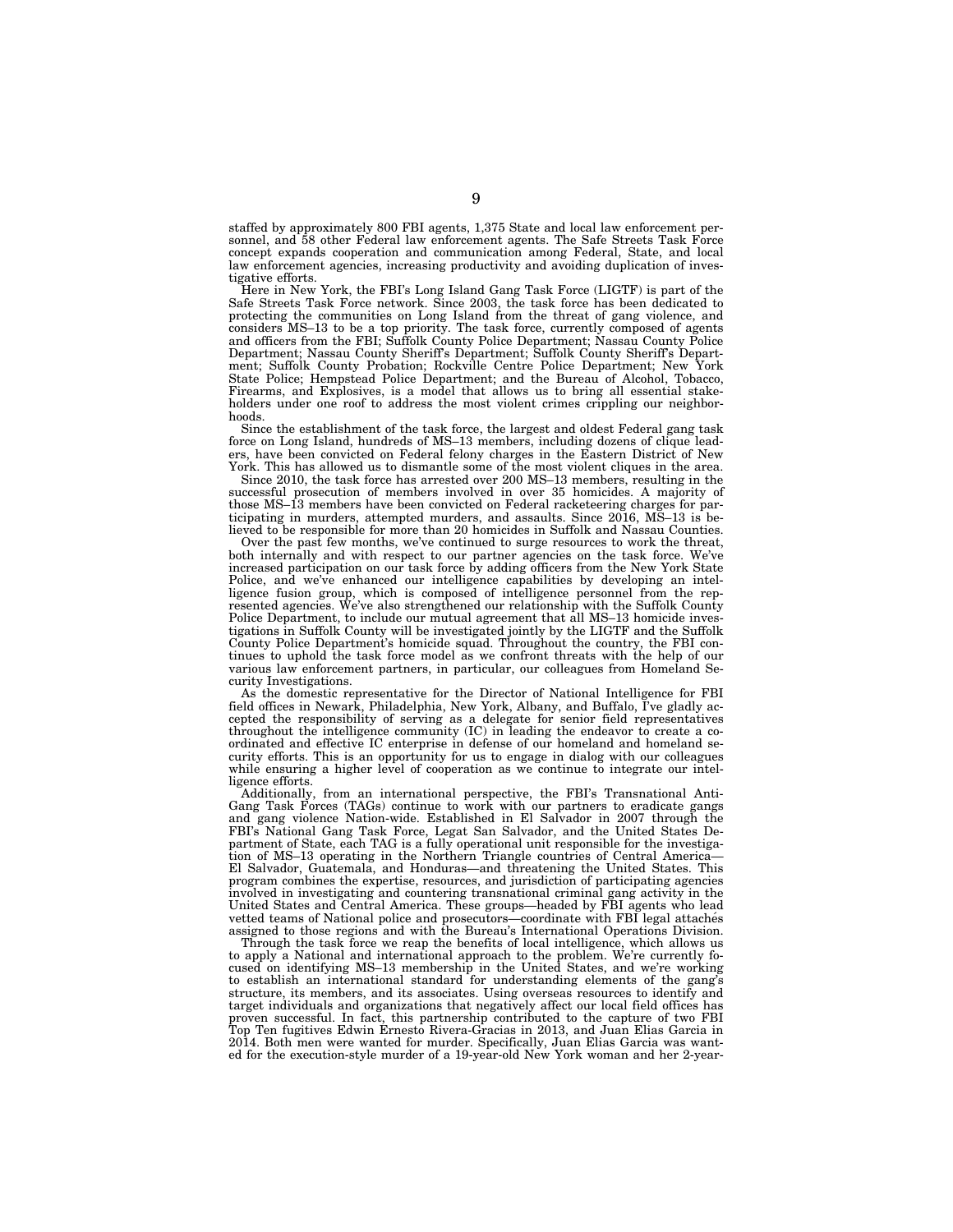staffed by approximately 800 FBI agents, 1,375 State and local law enforcement personnel, and 58 other Federal law enforcement agents. The Safe Streets Task Force concept expands cooperation and communication among Federal, State, and local law enforcement agencies, increasing productivity and avoiding duplication of investigative efforts.

Here in New York, the FBI's Long Island Gang Task Force (LIGTF) is part of the Safe Streets Task Force network. Since 2003, the task force has been dedicated to protecting the communities on Long Island from the threat of gang violence, and considers MS–13 to be a top priority. The task force, currently composed of agents and officers from the FBI; Suffolk County Police Department; Nassau County Police Department; Nassau County Sheriff's Department; Suffolk County Sheriff's Department; Suffolk County Probation; Rockville Centre Police Department; New York State Police; Hempstead Police Department; and the Bureau of Alcohol, Tobacco, Firearms, and Explosives, is a model that allows us to bring all essential stakeholders under one roof to address the most violent crimes crippling our neighborhoods.

Since the establishment of the task force, the largest and oldest Federal gang task force on Long Island, hundreds of MS–13 members, including dozens of clique leaders, have been convicted on Federal felony charges in the Eastern District of New York. This has allowed us to dismantle some of the most violent cliques in the area.

Since 2010, the task force has arrested over 200 MS–13 members, resulting in the successful prosecution of members involved in over 35 homicides. A majority of those MS–13 members have been convicted on Federal racketeering charges for participating in murders, attempted murders, and assaults. Since 2016, MS–13 is believed to be responsible for more than 20 homicides in Suffolk and Nassau Counties.

Over the past few months, we've continued to surge resources to work the threat, both internally and with respect to our partner agencies on the task force. We've increased participation on our task force by adding officers from the New York State Police, and we've enhanced our intelligence capabilities by developing an intelligence fusion group, which is composed of intelligence personnel from the represented agencies. We've also strengthened our relationship with the Suffolk County Police Department, to include our mutual agreement that all MS–13 homicide investigations in Suffolk County will be investigated jointly by the LIGTF and the Suffolk County Police Department's homicide squad. Throughout the country, the FBI continues to uphold the task force model as we confront threats with the help of our various law enforcement partners, in particular, our colleagues from Homeland Security Investigations.

As the domestic representative for the Director of National Intelligence for FBI field offices in Newark, Philadelphia, New York, Albany, and Buffalo, I've gladly accepted the responsibility of serving as a delegate for senior field representatives throughout the intelligence community (IC) in leading the endeavor to create a coordinated and effective IC enterprise in defense of our homeland and homeland security efforts. This is an opportunity for us to engage in dialog with our colleagues while ensuring a higher level of cooperation as we continue to integrate our intelligence efforts.

Additionally, from an international perspective, the FBI's Transnational Anti-Gang Task Forces (TAGs) continue to work with our partners to eradicate gangs and gang violence Nation-wide. Established in El Salvador in 2007 through the FBI's National Gang Task Force, Legat San Salvador, and the United States Department of State, each TAG is a fully operational unit responsible for the investigation of MS–13 operating in the Northern Triangle countries of Central America—El Salvador, Guatemala, and Honduras—and threatening the United States. This program combines the expertise, resources, and jurisdiction of participating agencies involved in investigating and countering transnational criminal gang activity in the United States and Central America. These groups—headed by FBI agents who lead vetted teams of National police and prosecutors—coordinate with FBI legal attachés assigned to those regions and with the Bureau's International Operations Division.

Through the task force we reap the benefits of local intelligence, which allows us to apply a National and international approach to the problem. We're currently focused on identifying MS–13 membership in the United States, and we're working to establish an international standard for understanding elements of the gang's structure, its members, and its associates. Using overseas resources to identify and target individuals and organizations that negatively affect our local field offices has proven successful. In fact, this partnership contributed to the capture of two FBI Top Ten fugitives Edwin Ernesto Rivera-Gracias in 2013, and Juan Elias Garcia in 2014. Both men were wanted for murder. Specifically, Juan Elias Garcia was wanted for the execution-style murder of a 19-year-old New York woman and her 2-year-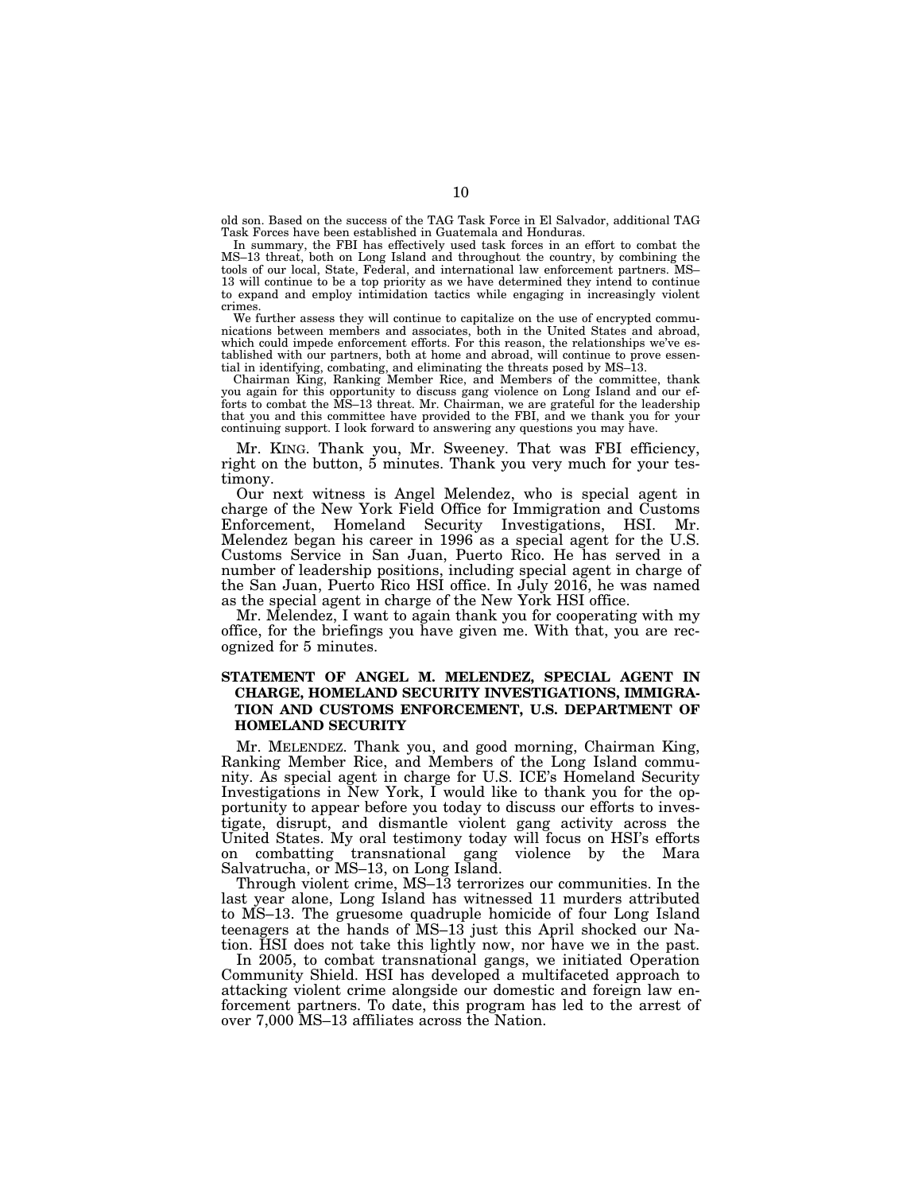old son. Based on the success of the TAG Task Force in El Salvador, additional TAG Task Forces have been established in Guatemala and Honduras.

In summary, the FBI has effectively used task forces in an effort to combat the MS–13 threat, both on Long Island and throughout the country, by combining the tools of our local, State, Federal, and international law enforcement partners. MS–13 will continue to be a top priority as we have determined they intend to continue to expand and employ intimidation tactics while engaging in increasingly violent crimes.

We further assess they will continue to capitalize on the use of encrypted communications between members and associates, both in the United States and abroad, which could impede enforcement efforts. For this reason, the relationships we've established with our partners, both at home and abroad, will continue to prove essential in identifying, combating, and eliminating the threats posed by MS–13.

Chairman King, Ranking Member Rice, and Members of the committee, thank you again for this opportunity to discuss gang violence on Long Island and our efforts to combat the MS–13 threat. Mr. Chairman, we are grateful for the leadership that you and this committee have provided to the FBI, and we thank you for your continuing support. I look forward to answering any questions you may have.

Mr. KING. Thank you, Mr. Sweeney. That was FBI efficiency, right on the button, 5 minutes. Thank you very much for your testimony.

Our next witness is Angel Melendez, who is special agent in charge of the New York Field Office for Immigration and Customs Enforcement, Homeland Security Investigations, HSI. Mr. Melendez began his career in 1996 as a special agent for the U.S. Customs Service in San Juan, Puerto Rico. He has served in a number of leadership positions, including special agent in charge of the San Juan, Puerto Rico HSI office. In July 2016, he was named as the special agent in charge of the New York HSI office.

Mr. Melendez, I want to again thank you for cooperating with my office, for the briefings you have given me. With that, you are recognized for 5 minutes.

## STATEMENT OF ANGEL M. MELENDEZ, SPECIAL AGENT IN CHARGE, HOMELAND SECURITY INVESTIGATIONS, IMMIGRATION AND CUSTOMS ENFORCEMENT, U.S. DEPARTMENT OF HOMELAND SECURITY

Mr. MELENDEZ. Thank you, and good morning, Chairman King, Ranking Member Rice, and Members of the Long Island community. As special agent in charge for U.S. ICE's Homeland Security Investigations in New York, I would like to thank you for the opportunity to appear before you today to discuss our efforts to investigate, disrupt, and dismantle violent gang activity across the United States. My oral testimony today will focus on HSI's efforts on combatting transnational gang violence by the Mara Salvatrucha, or MS–13, on Long Island.

Through violent crime, MS–13 terrorizes our communities. In the last year alone, Long Island has witnessed 11 murders attributed to MS–13. The gruesome quadruple homicide of four Long Island teenagers at the hands of MS–13 just this April shocked our Nation. HSI does not take this lightly now, nor have we in the past.

In 2005, to combat transnational gangs, we initiated Operation Community Shield. HSI has developed a multifaceted approach to attacking violent crime alongside our domestic and foreign law enforcement partners. To date, this program has led to the arrest of over 7,000 MS–13 affiliates across the Nation.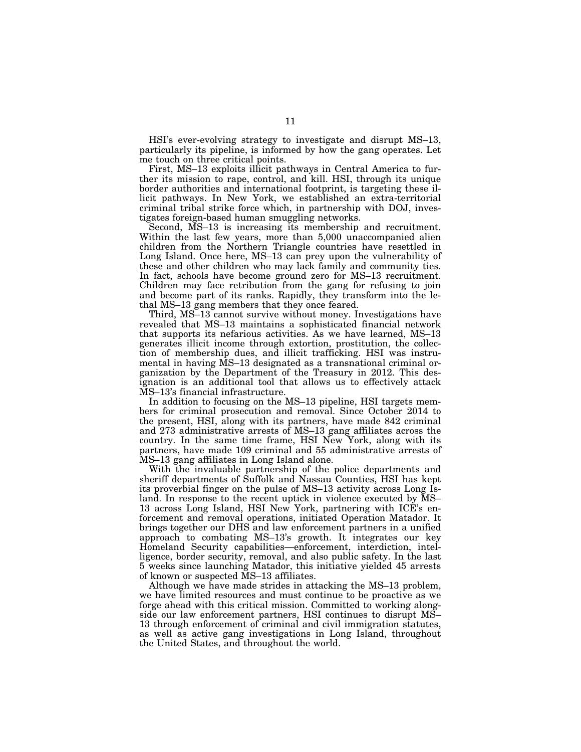HSI's ever-evolving strategy to investigate and disrupt MS–13, particularly its pipeline, is informed by how the gang operates. Let me touch on three critical points.

First, MS–13 exploits illicit pathways in Central America to further its mission to rape, control, and kill. HSI, through its unique border authorities and international footprint, is targeting these illicit pathways. In New York, we established an extra-territorial criminal tribal strike force which, in partnership with DOJ, investigates foreign-based human smuggling networks.

Second, MS–13 is increasing its membership and recruitment. Within the last few years, more than 5,000 unaccompanied alien children from the Northern Triangle countries have resettled in Long Island. Once here, MS–13 can prey upon the vulnerability of these and other children who may lack family and community ties. In fact, schools have become ground zero for MS–13 recruitment. Children may face retribution from the gang for refusing to join and become part of its ranks. Rapidly, they transform into the lethal MS–13 gang members that they once feared.

Third, MS–13 cannot survive without money. Investigations have revealed that MS–13 maintains a sophisticated financial network that supports its nefarious activities. As we have learned, MS–13 generates illicit income through extortion, prostitution, the collection of membership dues, and illicit trafficking. HSI was instrumental in having MS–13 designated as a transnational criminal organization by the Department of the Treasury in 2012. This designation is an additional tool that allows us to effectively attack MS–13's financial infrastructure.

In addition to focusing on the MS–13 pipeline, HSI targets members for criminal prosecution and removal. Since October 2014 to the present, HSI, along with its partners, have made 842 criminal and 273 administrative arrests of MS–13 gang affiliates across the country. In the same time frame, HSI New York, along with its partners, have made 109 criminal and 55 administrative arrests of MS–13 gang affiliates in Long Island alone.

With the invaluable partnership of the police departments and sheriff departments of Suffolk and Nassau Counties, HSI has kept its proverbial finger on the pulse of MS–13 activity across Long Island. In response to the recent uptick in violence executed by MS–13 across Long Island, HSI New York, partnering with ICE's enforcement and removal operations, initiated Operation Matador. It brings together our DHS and law enforcement partners in a unified approach to combating MS–13's growth. It integrates our key Homeland Security capabilities—enforcement, interdiction, intelligence, border security, removal, and also public safety. In the last 5 weeks since launching Matador, this initiative yielded 45 arrests of known or suspected MS–13 affiliates.

Although we have made strides in attacking the MS–13 problem, we have limited resources and must continue to be proactive as we forge ahead with this critical mission. Committed to working alongside our law enforcement partners, HSI continues to disrupt MS–13 through enforcement of criminal and civil immigration statutes, as well as active gang investigations in Long Island, throughout the United States, and throughout the world.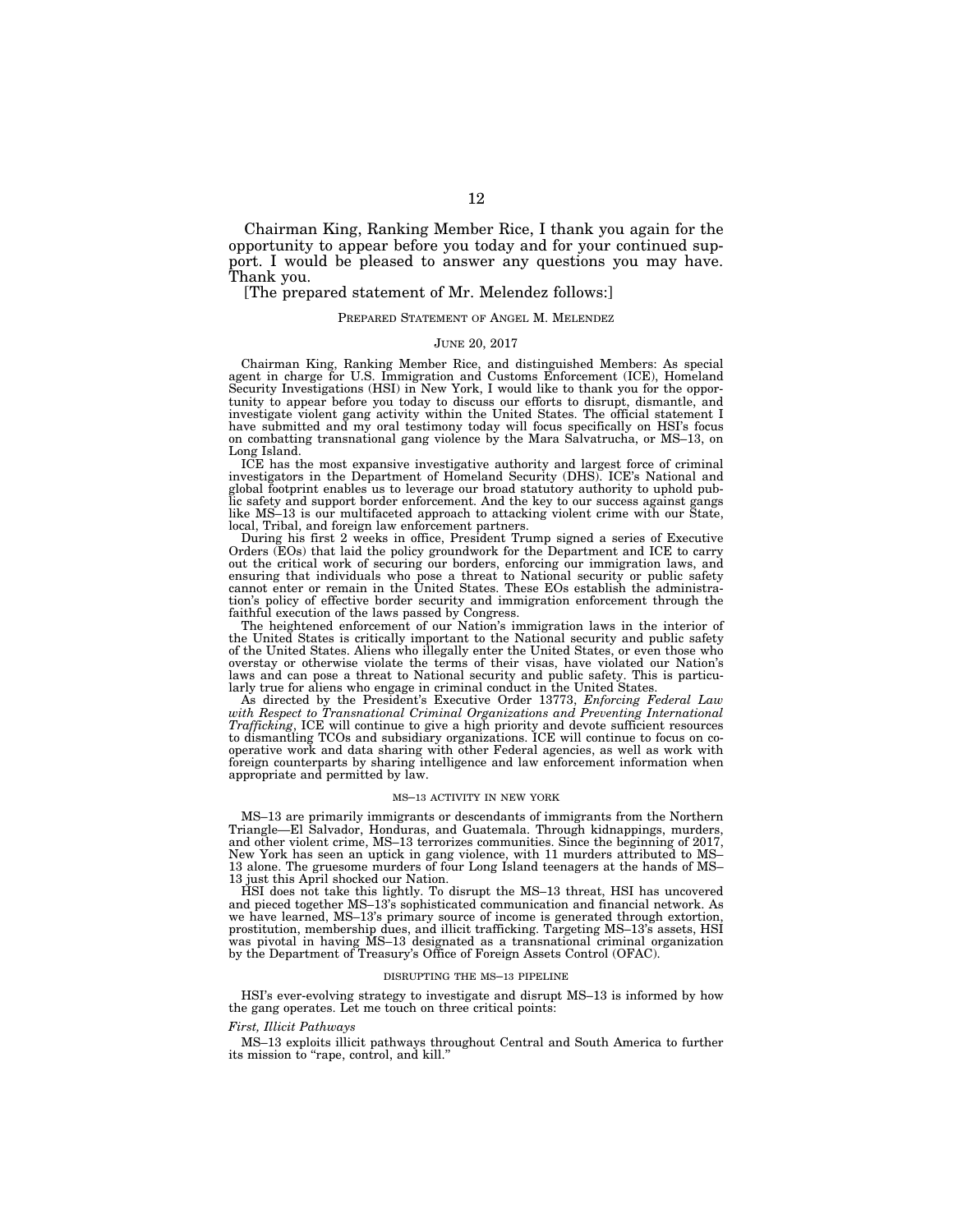Chairman King, Ranking Member Rice, I thank you again for the opportunity to appear before you today and for your continued support. I would be pleased to answer any questions you may have. Thank you.

[The prepared statement of Mr. Melendez follows:]

PREPARED STATEMENT OF ANGEL M. MELENDEZ

JUNE 20, 2017

Chairman King, Ranking Member Rice, and distinguished Members: As special agent in charge for U.S. Immigration and Customs Enforcement (ICE), Homeland Security Investigations (HSI) in New York, I would like to thank you for the opportunity to appear before you today to discuss our efforts to disrupt, dismantle, and investigate violent gang activity within the United States. The official statement I have submitted and my oral testimony today will focus specifically on HSI's focus on combatting transnational gang violence by the Mara Salvatrucha, or MS–13, on Long Island.

ICE has the most expansive investigative authority and largest force of criminal investigators in the Department of Homeland Security (DHS). ICE's National and global footprint enables us to leverage our broad statutory authority to uphold public safety and support border enforcement. And the key to our success against gangs like MS–13 is our multifaceted approach to attacking violent crime with our State, local, Tribal, and foreign law enforcement partners.

During his first 2 weeks in office, President Trump signed a series of Executive Orders (EOs) that laid the policy groundwork for the Department and ICE to carry out the critical work of securing our borders, enforcing our immigration laws, and ensuring that individuals who pose a threat to National security or public safety cannot enter or remain in the United States. These EOs establish the administration's policy of effective border security and immigration enforcement through the faithful execution of the laws passed by Congress.

The heightened enforcement of our Nation's immigration laws in the interior of the United States is critically important to the National security and public safety of the United States. Aliens who illegally enter the United States, or even those who overstay or otherwise violate the terms of their visas, have violated our Nation's laws and can pose a threat to National security and public safety. This is particularly true for aliens who engage in criminal conduct in the United States.

As directed by the President's Executive Order 13773, *Enforcing Federal Law with Respect to Transnational Criminal Organizations and Preventing International Trafficking*, ICE will continue to give a high priority and devote sufficient resources to dismantling TCOs and subsidiary organizations. ICE will continue to focus on cooperative work and data sharing with other Federal agencies, as well as work with foreign counterparts by sharing intelligence and law enforcement information when appropriate and permitted by law.

## MS–13 ACTIVITY IN NEW YORK

MS–13 are primarily immigrants or descendants of immigrants from the Northern Triangle—El Salvador, Honduras, and Guatemala. Through kidnappings, murders, and other violent crime, MS–13 terrorizes communities. Since the beginning of 2017, New York has seen an uptick in gang violence, with 11 murders attributed to MS–13 alone. The gruesome murders of four Long Island teenagers at the hands of MS–13 just this April shocked our Nation.

HSI does not take this lightly. To disrupt the MS–13 threat, HSI has uncovered and pieced together MS–13's sophisticated communication and financial network. As we have learned, MS–13's primary source of income is generated through extortion, prostitution, membership dues, and illicit trafficking. Targeting MS–13's assets, HSI was pivotal in having MS–13 designated as a transnational criminal organization by the Department of Treasury's Office of Foreign Assets Control (OFAC).

## DISRUPTING THE MS–13 PIPELINE

HSI's ever-evolving strategy to investigate and disrupt MS–13 is informed by how the gang operates. Let me touch on three critical points:

### *First, Illicit Pathways*

MS–13 exploits illicit pathways throughout Central and South America to further its mission to "rape, control, and kill."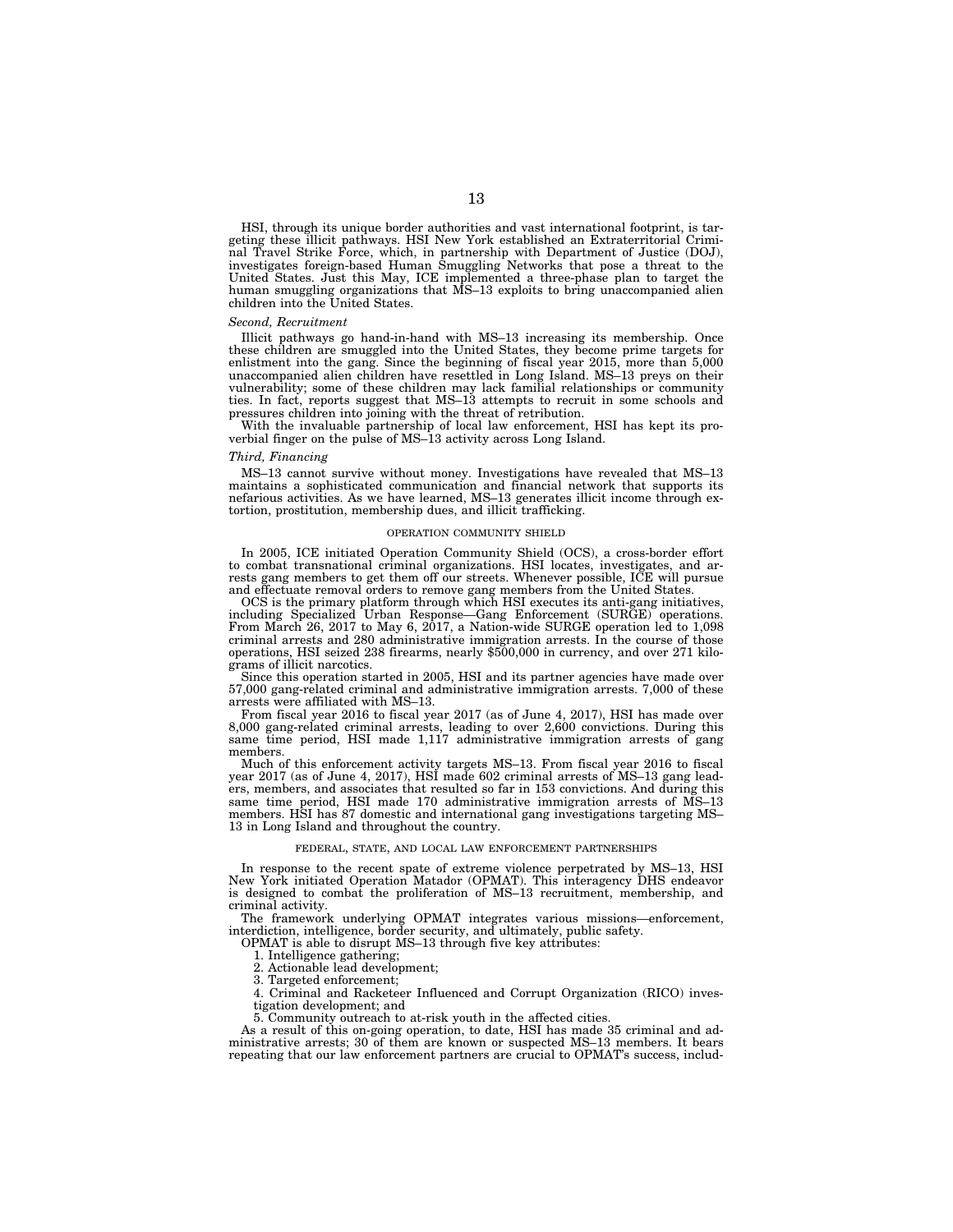HSI, through its unique border authorities and vast international footprint, is targeting these illicit pathways. HSI New York established an Extraterritorial Criminal Travel Strike Force, which, in partnership with Department of Justice (DOJ), investigates foreign-based Human Smuggling Networks that pose a threat to the United States. Just this May, ICE implemented a three-phase plan to target the human smuggling organizations that MS–13 exploits to bring unaccompanied alien children into the United States.

*Second, Recruitment*

Illicit pathways go hand-in-hand with MS–13 increasing its membership. Once these children are smuggled into the United States, they become prime targets for enlistment into the gang. Since the beginning of fiscal year 2015, more than 5,000 unaccompanied alien children have resettled in Long Island. MS–13 preys on their vulnerability; some of these children may lack familial relationships or community ties. In fact, reports suggest that MS–13 attempts to recruit in some schools and pressures children into joining with the threat of retribution.

With the invaluable partnership of local law enforcement, HSI has kept its proverbial finger on the pulse of MS–13 activity across Long Island.

*Third, Financing*

MS–13 cannot survive without money. Investigations have revealed that MS–13 maintains a sophisticated communication and financial network that supports its nefarious activities. As we have learned, MS–13 generates illicit income through extortion, prostitution, membership dues, and illicit trafficking.

OPERATION COMMUNITY SHIELD

In 2005, ICE initiated Operation Community Shield (OCS), a cross-border effort to combat transnational criminal organizations. HSI locates, investigates, and arrests gang members to get them off our streets. Whenever possible, ICE will pursue and effectuate removal orders to remove gang members from the United States.

OCS is the primary platform through which HSI executes its anti-gang initiatives, including Specialized Urban Response—Gang Enforcement (SURGE) operations. From March 26, 2017 to May 6, 2017, a Nation-wide SURGE operation led to 1,098 criminal arrests and 280 administrative immigration arrests. In the course of those operations, HSI seized 238 firearms, nearly $500,000 in currency, and over 271 kilograms of illicit narcotics.

Since this operation started in 2005, HSI and its partner agencies have made over 57,000 gang-related criminal and administrative immigration arrests. 7,000 of these arrests were affiliated with MS–13.

From fiscal year 2016 to fiscal year 2017 (as of June 4, 2017), HSI has made over 8,000 gang-related criminal arrests, leading to over 2,600 convictions. During this same time period, HSI made 1,117 administrative immigration arrests of gang members.

Much of this enforcement activity targets MS–13. From fiscal year 2016 to fiscal year 2017 (as of June 4, 2017), HSI made 602 criminal arrests of MS–13 gang leaders, members, and associates that resulted so far in 153 convictions. And during this same time period, HSI made 170 administrative immigration arrests of MS–13 members. HSI has 87 domestic and international gang investigations targeting MS–13 in Long Island and throughout the country.

FEDERAL, STATE, AND LOCAL LAW ENFORCEMENT PARTNERSHIPS

In response to the recent spate of extreme violence perpetrated by MS–13, HSI New York initiated Operation Matador (OPMAT). This interagency DHS endeavor is designed to combat the proliferation of MS–13 recruitment, membership, and criminal activity.

The framework underlying OPMAT integrates various missions—enforcement, interdiction, intelligence, border security, and ultimately, public safety.

OPMAT is able to disrupt MS–13 through five key attributes:

1. Intelligence gathering;
2. Actionable lead development;
3. Targeted enforcement;
4. Criminal and Racketeer Influenced and Corrupt Organization (RICO) investigation development; and
5. Community outreach to at-risk youth in the affected cities.

As a result of this on-going operation, to date, HSI has made 35 criminal and administrative arrests; 30 of them are known or suspected MS–13 members. It bears repeating that our law enforcement partners are crucial to OPMAT's success, includ-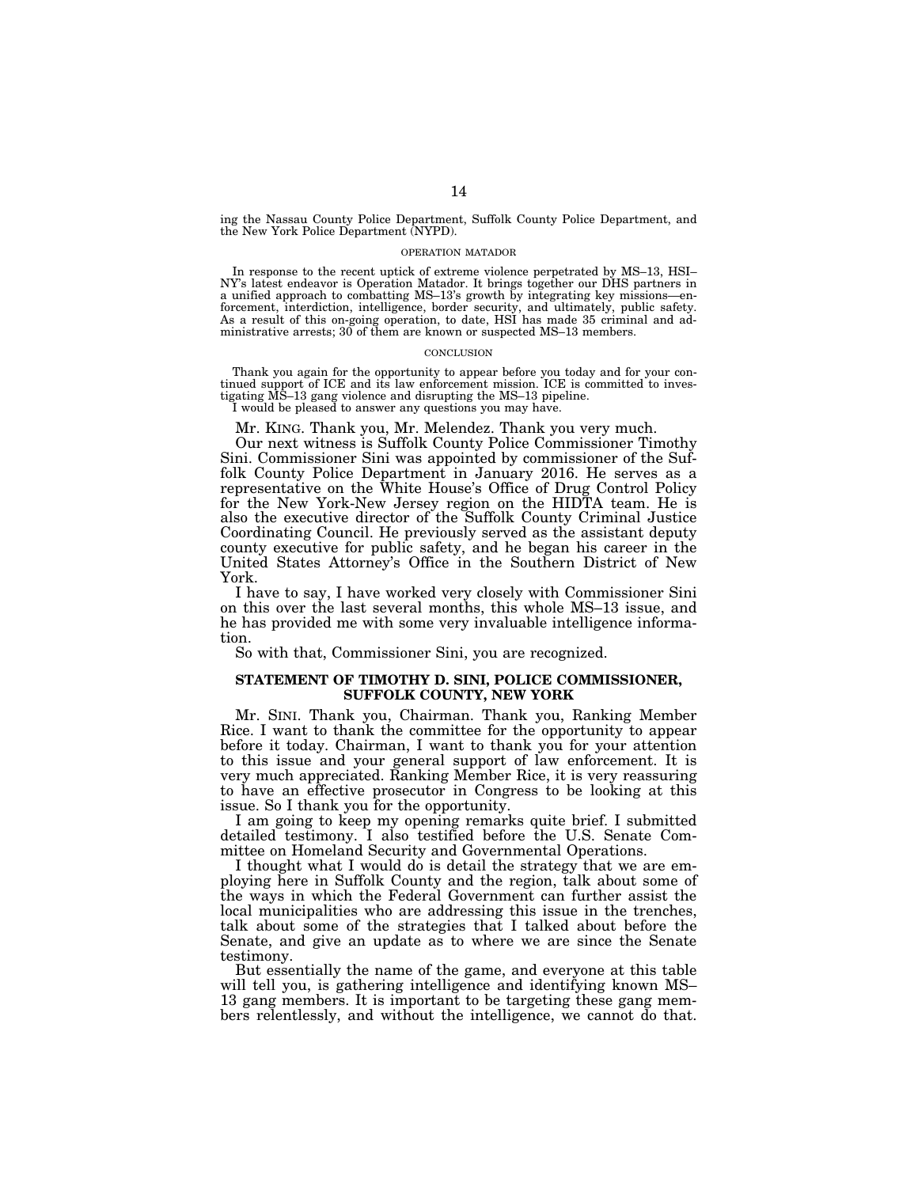ing the Nassau County Police Department, Suffolk County Police Department, and the New York Police Department (NYPD).

OPERATION MATADOR

In response to the recent uptick of extreme violence perpetrated by MS–13, HSI–NY's latest endeavor is Operation Matador. It brings together our DHS partners in a unified approach to combatting MS–13's growth by integrating key missions—enforcement, interdiction, intelligence, border security, and ultimately, public safety. As a result of this on-going operation, to date, HSI has made 35 criminal and administrative arrests; 30 of them are known or suspected MS–13 members.

CONCLUSION

Thank you again for the opportunity to appear before you today and for your continued support of ICE and its law enforcement mission. ICE is committed to investigating MS–13 gang violence and disrupting the MS–13 pipeline.

I would be pleased to answer any questions you may have.

Mr. KING. Thank you, Mr. Melendez. Thank you very much.

Our next witness is Suffolk County Police Commissioner Timothy Sini. Commissioner Sini was appointed by commissioner of the Suffolk County Police Department in January 2016. He serves as a representative on the White House's Office of Drug Control Policy for the New York-New Jersey region on the HIDTA team. He is also the executive director of the Suffolk County Criminal Justice Coordinating Council. He previously served as the assistant deputy county executive for public safety, and he began his career in the United States Attorney's Office in the Southern District of New York.

I have to say, I have worked very closely with Commissioner Sini on this over the last several months, this whole MS–13 issue, and he has provided me with some very invaluable intelligence information.

So with that, Commissioner Sini, you are recognized.

## STATEMENT OF TIMOTHY D. SINI, POLICE COMMISSIONER, SUFFOLK COUNTY, NEW YORK

Mr. SINI. Thank you, Chairman. Thank you, Ranking Member Rice. I want to thank the committee for the opportunity to appear before it today. Chairman, I want to thank you for your attention to this issue and your general support of law enforcement. It is very much appreciated. Ranking Member Rice, it is very reassuring to have an effective prosecutor in Congress to be looking at this issue. So I thank you for the opportunity.

I am going to keep my opening remarks quite brief. I submitted detailed testimony. I also testified before the U.S. Senate Committee on Homeland Security and Governmental Operations.

I thought what I would do is detail the strategy that we are employing here in Suffolk County and the region, talk about some of the ways in which the Federal Government can further assist the local municipalities who are addressing this issue in the trenches, talk about some of the strategies that I talked about before the Senate, and give an update as to where we are since the Senate testimony.

But essentially the name of the game, and everyone at this table will tell you, is gathering intelligence and identifying known MS–13 gang members. It is important to be targeting these gang members relentlessly, and without the intelligence, we cannot do that.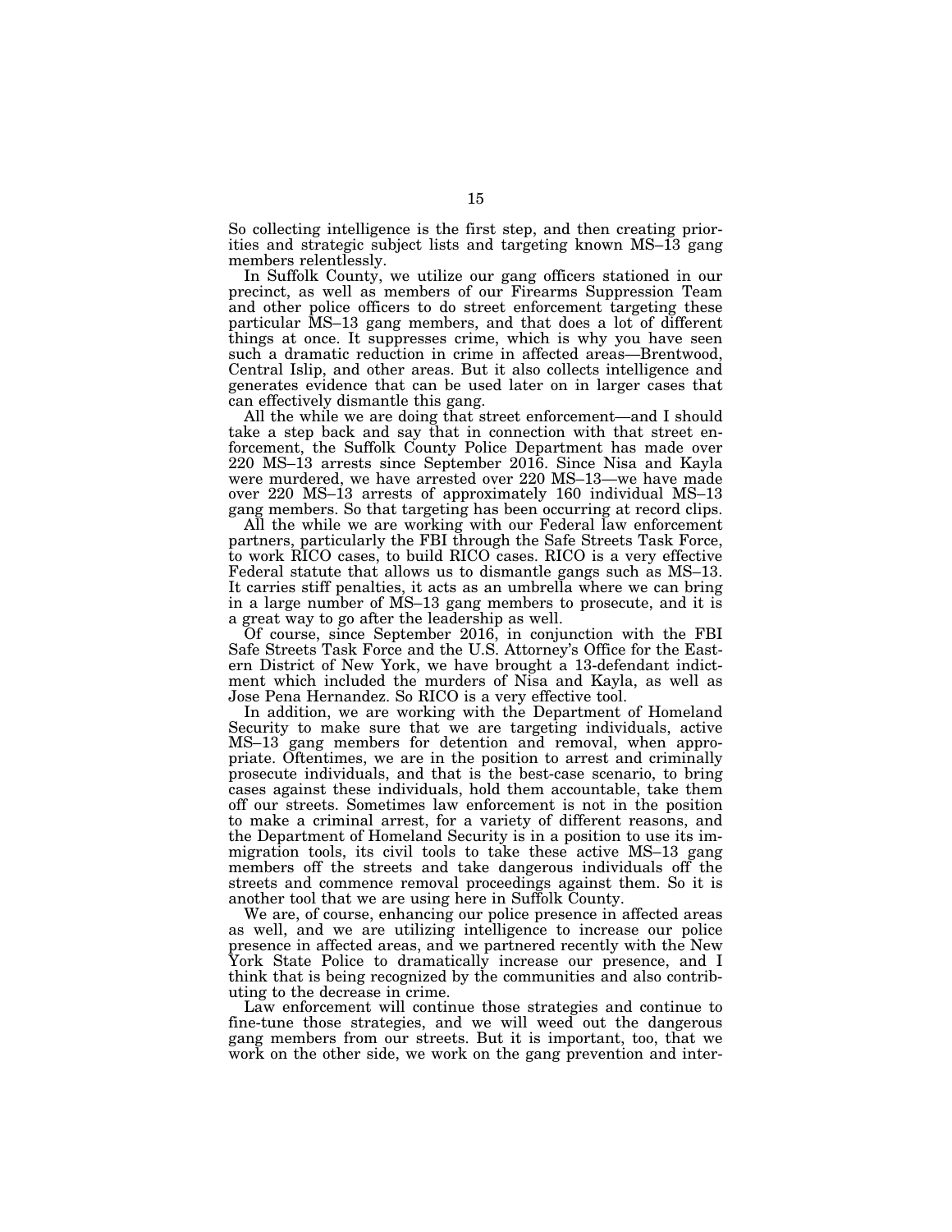So collecting intelligence is the first step, and then creating priorities and strategic subject lists and targeting known MS–13 gang members relentlessly.

In Suffolk County, we utilize our gang officers stationed in our precinct, as well as members of our Firearms Suppression Team and other police officers to do street enforcement targeting these particular MS–13 gang members, and that does a lot of different things at once. It suppresses crime, which is why you have seen such a dramatic reduction in crime in affected areas—Brentwood, Central Islip, and other areas. But it also collects intelligence and generates evidence that can be used later on in larger cases that can effectively dismantle this gang.

All the while we are doing that street enforcement—and I should take a step back and say that in connection with that street enforcement, the Suffolk County Police Department has made over 220 MS–13 arrests since September 2016. Since Nisa and Kayla were murdered, we have arrested over 220 MS–13—we have made over 220 MS–13 arrests of approximately 160 individual MS–13 gang members. So that targeting has been occurring at record clips.

All the while we are working with our Federal law enforcement partners, particularly the FBI through the Safe Streets Task Force, to work RICO cases, to build RICO cases. RICO is a very effective Federal statute that allows us to dismantle gangs such as MS–13. It carries stiff penalties, it acts as an umbrella where we can bring in a large number of MS–13 gang members to prosecute, and it is a great way to go after the leadership as well.

Of course, since September 2016, in conjunction with the FBI Safe Streets Task Force and the U.S. Attorney's Office for the Eastern District of New York, we have brought a 13-defendant indictment which included the murders of Nisa and Kayla, as well as Jose Pena Hernandez. So RICO is a very effective tool.

In addition, we are working with the Department of Homeland Security to make sure that we are targeting individuals, active MS–13 gang members for detention and removal, when appropriate. Oftentimes, we are in the position to arrest and criminally prosecute individuals, and that is the best-case scenario, to bring cases against these individuals, hold them accountable, take them off our streets. Sometimes law enforcement is not in the position to make a criminal arrest, for a variety of different reasons, and the Department of Homeland Security is in a position to use its immigration tools, its civil tools to take these active MS–13 gang members off the streets and take dangerous individuals off the streets and commence removal proceedings against them. So it is another tool that we are using here in Suffolk County.

We are, of course, enhancing our police presence in affected areas as well, and we are utilizing intelligence to increase our police presence in affected areas, and we partnered recently with the New York State Police to dramatically increase our presence, and I think that is being recognized by the communities and also contributing to the decrease in crime.

Law enforcement will continue those strategies and continue to fine-tune those strategies, and we will weed out the dangerous gang members from our streets. But it is important, too, that we work on the other side, we work on the gang prevention and inter-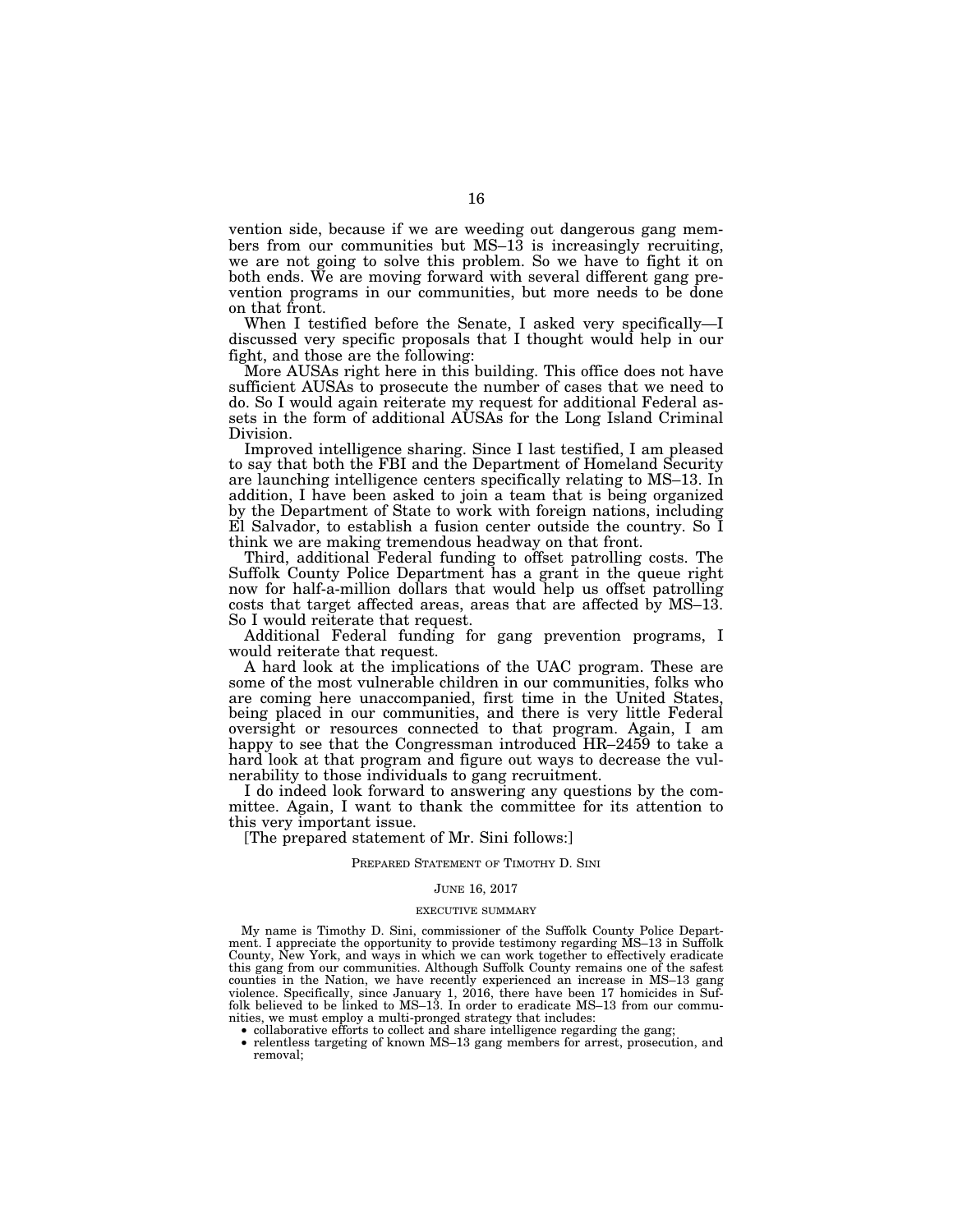vention side, because if we are weeding out dangerous gang members from our communities but MS–13 is increasingly recruiting, we are not going to solve this problem. So we have to fight it on both ends. We are moving forward with several different gang prevention programs in our communities, but more needs to be done on that front.

When I testified before the Senate, I asked very specifically—I discussed very specific proposals that I thought would help in our fight, and those are the following:

More AUSAs right here in this building. This office does not have sufficient AUSAs to prosecute the number of cases that we need to do. So I would again reiterate my request for additional Federal assets in the form of additional AUSAs for the Long Island Criminal Division.

Improved intelligence sharing. Since I last testified, I am pleased to say that both the FBI and the Department of Homeland Security are launching intelligence centers specifically relating to MS–13. In addition, I have been asked to join a team that is being organized by the Department of State to work with foreign nations, including El Salvador, to establish a fusion center outside the country. So I think we are making tremendous headway on that front.

Third, additional Federal funding to offset patrolling costs. The Suffolk County Police Department has a grant in the queue right now for half-a-million dollars that would help us offset patrolling costs that target affected areas, areas that are affected by MS–13. So I would reiterate that request.

Additional Federal funding for gang prevention programs, I would reiterate that request.

A hard look at the implications of the UAC program. These are some of the most vulnerable children in our communities, folks who are coming here unaccompanied, first time in the United States, being placed in our communities, and there is very little Federal oversight or resources connected to that program. Again, I am happy to see that the Congressman introduced HR–2459 to take a hard look at that program and figure out ways to decrease the vulnerability to those individuals to gang recruitment.

I do indeed look forward to answering any questions by the committee. Again, I want to thank the committee for its attention to this very important issue.

[The prepared statement of Mr. Sini follows:]

PREPARED STATEMENT OF TIMOTHY D. SINI

JUNE 16, 2017

EXECUTIVE SUMMARY

My name is Timothy D. Sini, commissioner of the Suffolk County Police Department. I appreciate the opportunity to provide testimony regarding MS–13 in Suffolk County, New York, and ways in which we can work together to effectively eradicate this gang from our communities. Although Suffolk County remains one of the safest counties in the Nation, we have recently experienced an increase in MS–13 gang violence. Specifically, since January 1, 2016, there have been 17 homicides in Suffolk believed to be linked to MS–13. In order to eradicate MS–13 from our communities, we must employ a multi-pronged strategy that includes:

- collaborative efforts to collect and share intelligence regarding the gang;
- relentless targeting of known MS–13 gang members for arrest, prosecution, and removal;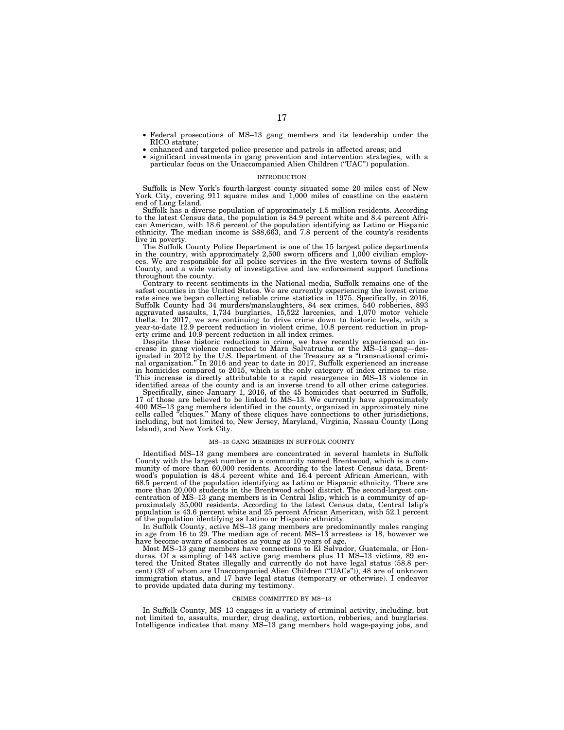- Federal prosecutions of MS–13 gang members and its leadership under the RICO statute;
- enhanced and targeted police presence and patrols in affected areas; and
- significant investments in gang prevention and intervention strategies, with a particular focus on the Unaccompanied Alien Children ("UAC") population.

## INTRODUCTION

Suffolk is New York's fourth-largest county situated some 20 miles east of New York City, covering 911 square miles and 1,000 miles of coastline on the eastern end of Long Island.

Suffolk has a diverse population of approximately 1.5 million residents. According to the latest Census data, the population is 84.9 percent white and 8.4 percent African American, with 18.6 percent of the population identifying as Latino or Hispanic ethnicity. The median income is $88,663, and 7.8 percent of the county's residents live in poverty.

The Suffolk County Police Department is one of the 15 largest police departments in the country, with approximately 2,500 sworn officers and 1,000 civilian employees. We are responsible for all police services in the five western towns of Suffolk County, and a wide variety of investigative and law enforcement support functions throughout the county.

Contrary to recent sentiments in the National media, Suffolk remains one of the safest counties in the United States. We are currently experiencing the lowest crime rate since we began collecting reliable crime statistics in 1975. Specifically, in 2016, Suffolk County had 34 murders/manslaughters, 84 sex crimes, 540 robberies, 893 aggravated assaults, 1,734 burglaries, 15,522 larcenies, and 1,070 motor vehicle thefts. In 2017, we are continuing to drive crime down to historic levels, with a year-to-date 12.9 percent reduction in violent crime, 10.8 percent reduction in property crime and 10.9 percent reduction in all index crimes.

Despite these historic reductions in crime, we have recently experienced an increase in gang violence connected to Mara Salvatrucha or the MS–13 gang—designated in 2012 by the U.S. Department of the Treasury as a "transnational criminal organization." In 2016 and year to date in 2017, Suffolk experienced an increase in homicides compared to 2015, which is the only category of index crimes to rise. This increase is directly attributable to a rapid resurgence in MS–13 violence in identified areas of the county and is an inverse trend to all other crime categories.

Specifically, since January 1, 2016, of the 45 homicides that occurred in Suffolk, 17 of those are believed to be linked to MS–13. We currently have approximately 400 MS–13 gang members identified in the county, organized in approximately nine cells called "cliques." Many of these cliques have connections to other jurisdictions, including, but not limited to, New Jersey, Maryland, Virginia, Nassau County (Long Island), and New York City.

## MS–13 GANG MEMBERS IN SUFFOLK COUNTY

Identified MS–13 gang members are concentrated in several hamlets in Suffolk County with the largest number in a community named Brentwood, which is a community of more than 60,000 residents. According to the latest Census data, Brentwood's population is 48.4 percent white and 16.4 percent African American, with 68.5 percent of the population identifying as Latino or Hispanic ethnicity. There are more than 20,000 students in the Brentwood school district. The second-largest concentration of MS–13 gang members is in Central Islip, which is a community of approximately 35,000 residents. According to the latest Census data, Central Islip's population is 43.6 percent white and 25 percent African American, with 52.1 percent of the population identifying as Latino or Hispanic ethnicity.

In Suffolk County, active MS–13 gang members are predominantly males ranging in age from 16 to 29. The median age of recent MS–13 arrestees is 18, however we have become aware of associates as young as 10 years of age.

Most MS–13 gang members have connections to El Salvador, Guatemala, or Honduras. Of a sampling of 143 active gang members plus 11 MS–13 victims, 89 entered the United States illegally and currently do not have legal status (58.8 percent) (39 of whom are Unaccompanied Alien Children ("UACs")), 48 are of unknown immigration status, and 17 have legal status (temporary or otherwise). I endeavor to provide updated data during my testimony.

## CRIMES COMMITTED BY MS–13

In Suffolk County, MS–13 engages in a variety of criminal activity, including, but not limited to, assaults, murder, drug dealing, extortion, robberies, and burglaries. Intelligence indicates that many MS–13 gang members hold wage-paying jobs, and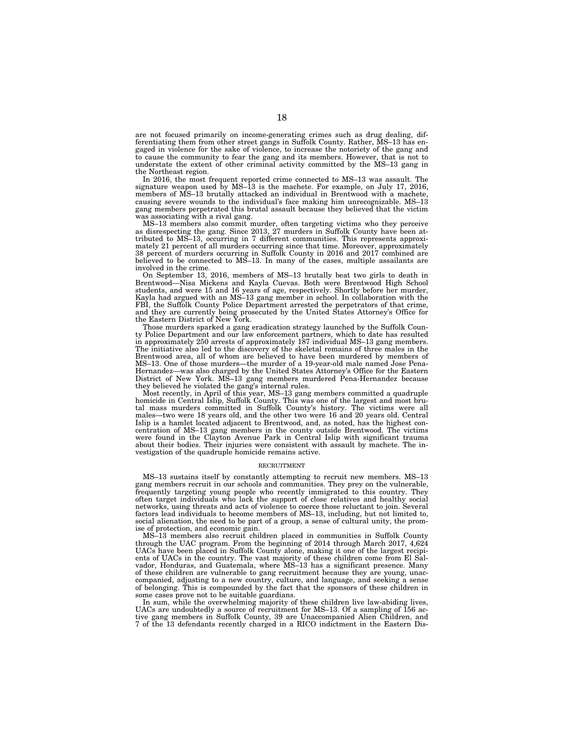are not focused primarily on income-generating crimes such as drug dealing, differentiating them from other street gangs in Suffolk County. Rather, MS–13 has engaged in violence for the sake of violence, to increase the notoriety of the gang and to cause the community to fear the gang and its members. However, that is not to understate the extent of other criminal activity committed by the MS–13 gang in the Northeast region.

In 2016, the most frequent reported crime connected to MS–13 was assault. The signature weapon used by MS–13 is the machete. For example, on July 17, 2016, members of MS–13 brutally attacked an individual in Brentwood with a machete, causing severe wounds to the individual's face making him unrecognizable. MS–13 gang members perpetrated this brutal assault because they believed that the victim was associating with a rival gang.

MS–13 members also commit murder, often targeting victims who they perceive as disrespecting the gang. Since 2013, 27 murders in Suffolk County have been attributed to MS–13, occurring in 7 different communities. This represents approximately 21 percent of all murders occurring since that time. Moreover, approximately 38 percent of murders occurring in Suffolk County in 2016 and 2017 combined are believed to be connected to MS–13. In many of the cases, multiple assailants are involved in the crime.

On September 13, 2016, members of MS–13 brutally beat two girls to death in Brentwood—Nisa Mickens and Kayla Cuevas. Both were Brentwood High School students, and were 15 and 16 years of age, respectively. Shortly before her murder, Kayla had argued with an MS–13 gang member in school. In collaboration with the FBI, the Suffolk County Police Department arrested the perpetrators of that crime, and they are currently being prosecuted by the United States Attorney's Office for the Eastern District of New York.

Those murders sparked a gang eradication strategy launched by the Suffolk County Police Department and our law enforcement partners, which to date has resulted in approximately 250 arrests of approximately 187 individual MS–13 gang members. The initiative also led to the discovery of the skeletal remains of three males in the Brentwood area, all of whom are believed to have been murdered by members of MS–13. One of those murders—the murder of a 19-year-old male named Jose Pena-Hernandez—was also charged by the United States Attorney's Office for the Eastern District of New York. MS–13 gang members murdered Pena-Hernandez because they believed he violated the gang's internal rules.

Most recently, in April of this year, MS–13 gang members committed a quadruple homicide in Central Islip, Suffolk County. This was one of the largest and most brutal mass murders committed in Suffolk County's history. The victims were all males—two were 18 years old, and the other two were 16 and 20 years old. Central Islip is a hamlet located adjacent to Brentwood, and, as noted, has the highest concentration of MS–13 gang members in the county outside Brentwood. The victims were found in the Clayton Avenue Park in Central Islip with significant trauma about their bodies. Their injuries were consistent with assault by machete. The investigation of the quadruple homicide remains active.

RECRUITMENT

MS–13 sustains itself by constantly attempting to recruit new members. MS–13 gang members recruit in our schools and communities. They prey on the vulnerable, frequently targeting young people who recently immigrated to this country. They often target individuals who lack the support of close relatives and healthy social networks, using threats and acts of violence to coerce those reluctant to join. Several factors lead individuals to become members of MS–13, including, but not limited to, social alienation, the need to be part of a group, a sense of cultural unity, the promise of protection, and economic gain.

MS–13 members also recruit children placed in communities in Suffolk County through the UAC program. From the beginning of 2014 through March 2017, 4,624 UACs have been placed in Suffolk County alone, making it one of the largest recipients of UACs in the country. The vast majority of these children come from El Salvador, Honduras, and Guatemala, where MS–13 has a significant presence. Many of these children are vulnerable to gang recruitment because they are young, unaccompanied, adjusting to a new country, culture, and language, and seeking a sense of belonging. This is compounded by the fact that the sponsors of these children in some cases prove not to be suitable guardians.

In sum, while the overwhelming majority of these children live law-abiding lives, UACs are undoubtedly a source of recruitment for MS–13. Of a sampling of 156 active gang members in Suffolk County, 39 are Unaccompanied Alien Children, and 7 of the 13 defendants recently charged in a RICO indictment in the Eastern Dis-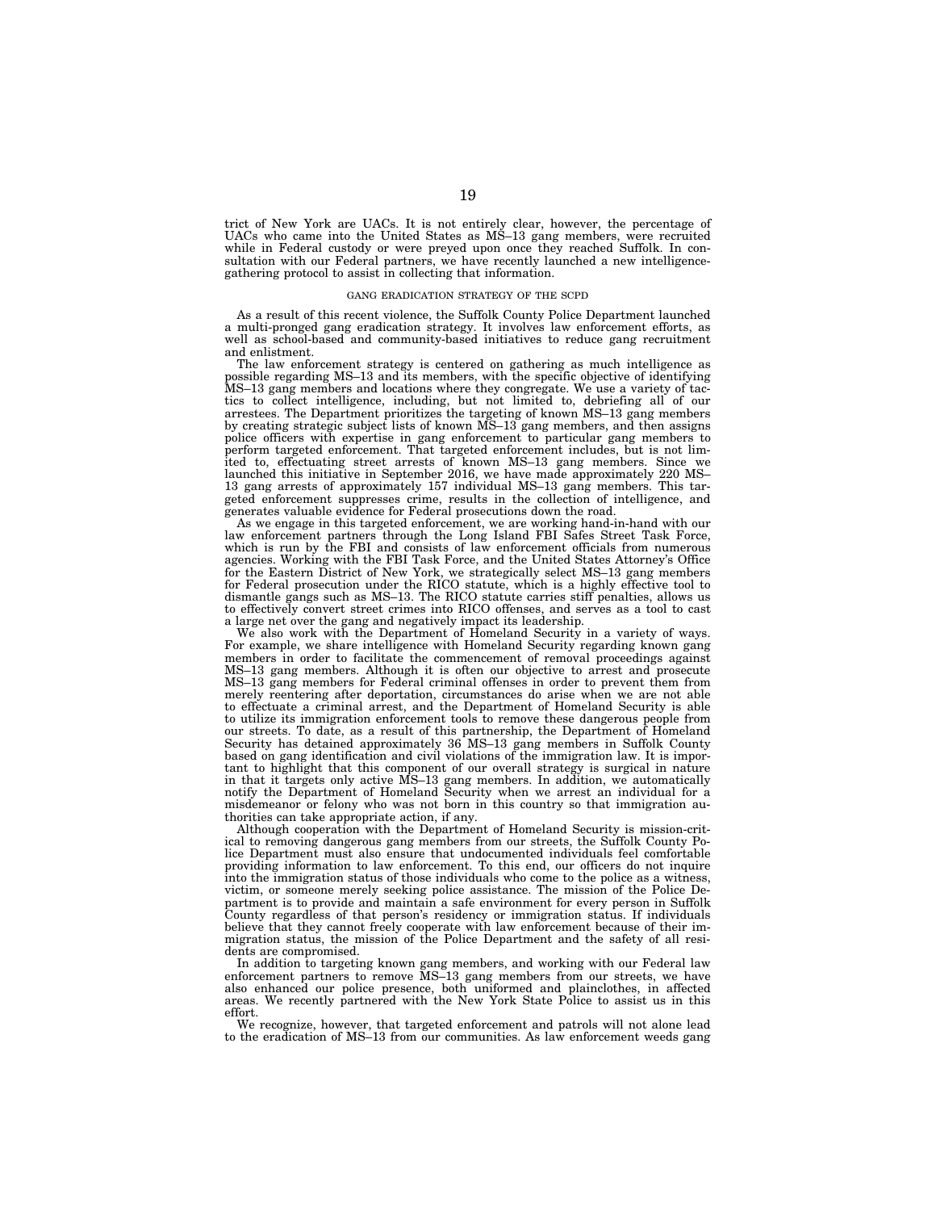trict of New York are UACs. It is not entirely clear, however, the percentage of UACs who came into the United States as MS–13 gang members, were recruited while in Federal custody or were preyed upon once they reached Suffolk. In consultation with our Federal partners, we have recently launched a new intelligence-gathering protocol to assist in collecting that information.

### GANG ERADICATION STRATEGY OF THE SCPD

As a result of this recent violence, the Suffolk County Police Department launched a multi-pronged gang eradication strategy. It involves law enforcement efforts, as well as school-based and community-based initiatives to reduce gang recruitment and enlistment.

The law enforcement strategy is centered on gathering as much intelligence as possible regarding MS–13 and its members, with the specific objective of identifying MS–13 gang members and locations where they congregate. We use a variety of tactics to collect intelligence, including, but not limited to, debriefing all of our arrestees. The Department prioritizes the targeting of known MS–13 gang members by creating strategic subject lists of known MS–13 gang members, and then assigns police officers with expertise in gang enforcement to particular gang members to perform targeted enforcement. That targeted enforcement includes, but is not limited to, effectuating street arrests of known MS–13 gang members. Since we launched this initiative in September 2016, we have made approximately 220 MS–13 gang arrests of approximately 157 individual MS–13 gang members. This targeted enforcement suppresses crime, results in the collection of intelligence, and generates valuable evidence for Federal prosecutions down the road.

As we engage in this targeted enforcement, we are working hand-in-hand with our law enforcement partners through the Long Island FBI Safes Street Task Force, which is run by the FBI and consists of law enforcement officials from numerous agencies. Working with the FBI Task Force, and the United States Attorney's Office for the Eastern District of New York, we strategically select MS–13 gang members for Federal prosecution under the RICO statute, which is a highly effective tool to dismantle gangs such as MS–13. The RICO statute carries stiff penalties, allows us to effectively convert street crimes into RICO offenses, and serves as a tool to cast a large net over the gang and negatively impact its leadership.

We also work with the Department of Homeland Security in a variety of ways. For example, we share intelligence with Homeland Security regarding known gang members in order to facilitate the commencement of removal proceedings against MS–13 gang members. Although it is often our objective to arrest and prosecute MS–13 gang members for Federal criminal offenses in order to prevent them from merely reentering after deportation, circumstances do arise when we are not able to effectuate a criminal arrest, and the Department of Homeland Security is able to utilize its immigration enforcement tools to remove these dangerous people from our streets. To date, as a result of this partnership, the Department of Homeland Security has detained approximately 36 MS–13 gang members in Suffolk County based on gang identification and civil violations of the immigration law. It is important to highlight that this component of our overall strategy is surgical in nature in that it targets only active MS–13 gang members. In addition, we automatically notify the Department of Homeland Security when we arrest an individual for a misdemeanor or felony who was not born in this country so that immigration authorities can take appropriate action, if any.

Although cooperation with the Department of Homeland Security is mission-critical to removing dangerous gang members from our streets, the Suffolk County Police Department must also ensure that undocumented individuals feel comfortable providing information to law enforcement. To this end, our officers do not inquire into the immigration status of those individuals who come to the police as a witness, victim, or someone merely seeking police assistance. The mission of the Police Department is to provide and maintain a safe environment for every person in Suffolk County regardless of that person's residency or immigration status. If individuals believe that they cannot freely cooperate with law enforcement because of their immigration status, the mission of the Police Department and the safety of all residents are compromised.

In addition to targeting known gang members, and working with our Federal law enforcement partners to remove MS–13 gang members from our streets, we have also enhanced our police presence, both uniformed and plainclothes, in affected areas. We recently partnered with the New York State Police to assist us in this effort.

We recognize, however, that targeted enforcement and patrols will not alone lead to the eradication of MS–13 from our communities. As law enforcement weeds gang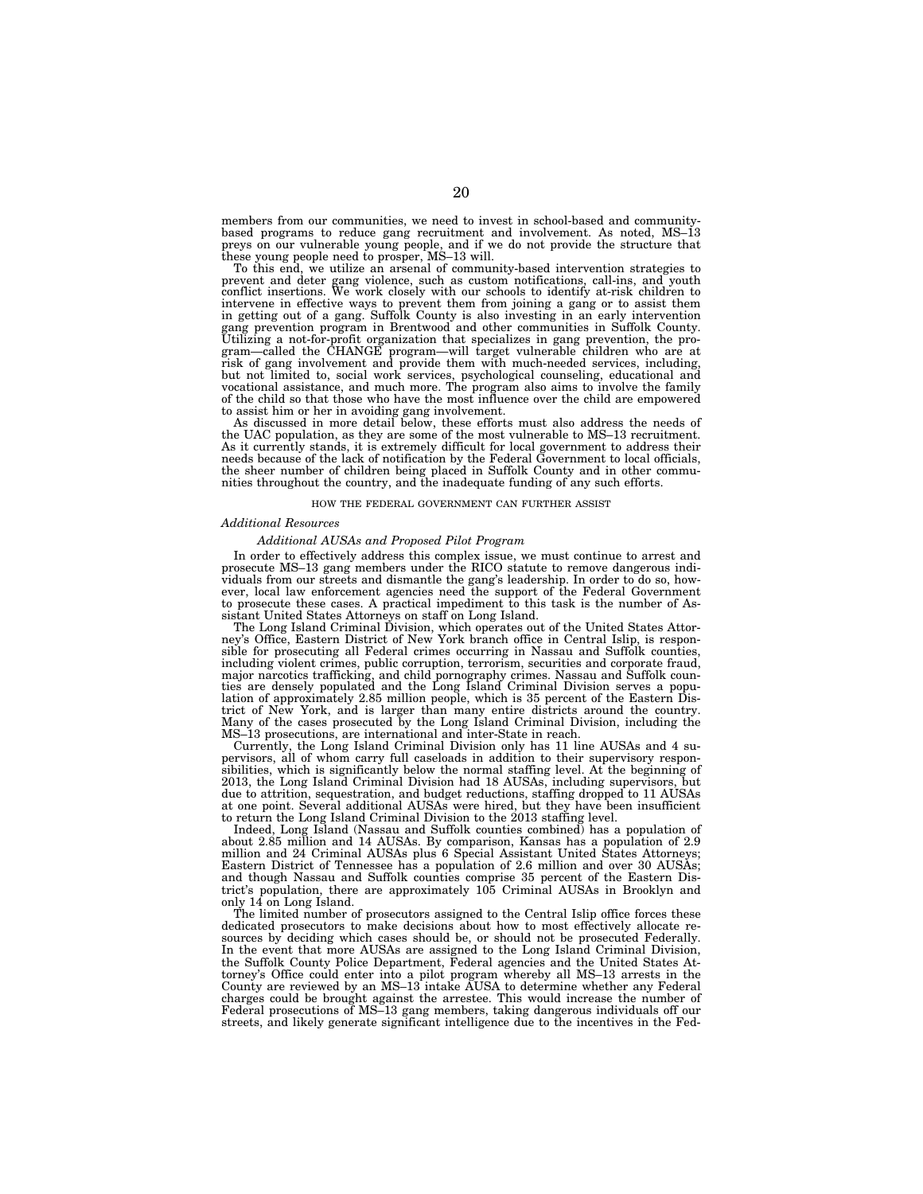members from our communities, we need to invest in school-based and community-based programs to reduce gang recruitment and involvement. As noted, MS–13 preys on our vulnerable young people, and if we do not provide the structure that these young people need to prosper, MS–13 will.

To this end, we utilize an arsenal of community-based intervention strategies to prevent and deter gang violence, such as custom notifications, call-ins, and youth conflict insertions. We work closely with our schools to identify at-risk children to intervene in effective ways to prevent them from joining a gang or to assist them in getting out of a gang. Suffolk County is also investing in an early intervention gang prevention program in Brentwood and other communities in Suffolk County. Utilizing a not-for-profit organization that specializes in gang prevention, the program—called the CHANGE program—will target vulnerable children who are at risk of gang involvement and provide them with much-needed services, including, but not limited to, social work services, psychological counseling, educational and vocational assistance, and much more. The program also aims to involve the family of the child so that those who have the most influence over the child are empowered to assist him or her in avoiding gang involvement.

As discussed in more detail below, these efforts must also address the needs of the UAC population, as they are some of the most vulnerable to MS–13 recruitment. As it currently stands, it is extremely difficult for local government to address their needs because of the lack of notification by the Federal Government to local officials, the sheer number of children being placed in Suffolk County and in other communities throughout the country, and the inadequate funding of any such efforts.

## HOW THE FEDERAL GOVERNMENT CAN FURTHER ASSIST

### *Additional Resources*

#### *Additional AUSAs and Proposed Pilot Program*

In order to effectively address this complex issue, we must continue to arrest and prosecute MS–13 gang members under the RICO statute to remove dangerous individuals from our streets and dismantle the gang's leadership. In order to do so, however, local law enforcement agencies need the support of the Federal Government to prosecute these cases. A practical impediment to this task is the number of Assistant United States Attorneys on staff on Long Island.

The Long Island Criminal Division, which operates out of the United States Attorney's Office, Eastern District of New York branch office in Central Islip, is responsible for prosecuting all Federal crimes occurring in Nassau and Suffolk counties, including violent crimes, public corruption, terrorism, securities and corporate fraud, major narcotics trafficking, and child pornography crimes. Nassau and Suffolk counties are densely populated and the Long Island Criminal Division serves a population of approximately 2.85 million people, which is 35 percent of the Eastern District of New York, and is larger than many entire districts around the country. Many of the cases prosecuted by the Long Island Criminal Division, including the MS–13 prosecutions, are international and inter-State in reach.

Currently, the Long Island Criminal Division only has 11 line AUSAs and 4 supervisors, all of whom carry full caseloads in addition to their supervisory responsibilities, which is significantly below the normal staffing level. At the beginning of 2013, the Long Island Criminal Division had 18 AUSAs, including supervisors, but due to attrition, sequestration, and budget reductions, staffing dropped to 11 AUSAs at one point. Several additional AUSAs were hired, but they have been insufficient to return the Long Island Criminal Division to the 2013 staffing level.

Indeed, Long Island (Nassau and Suffolk counties combined) has a population of about 2.85 million and 14 AUSAs. By comparison, Kansas has a population of 2.9 million and 24 Criminal AUSAs plus 6 Special Assistant United States Attorneys; Eastern District of Tennessee has a population of 2.6 million and over 30 AUSAs; and though Nassau and Suffolk counties comprise 35 percent of the Eastern District's population, there are approximately 105 Criminal AUSAs in Brooklyn and only 14 on Long Island.

The limited number of prosecutors assigned to the Central Islip office forces these dedicated prosecutors to make decisions about how to most effectively allocate resources by deciding which cases should be, or should not be prosecuted Federally. In the event that more AUSAs are assigned to the Long Island Criminal Division, the Suffolk County Police Department, Federal agencies and the United States Attorney's Office could enter into a pilot program whereby all MS–13 arrests in the County are reviewed by an MS–13 intake AUSA to determine whether any Federal charges could be brought against the arrestee. This would increase the number of Federal prosecutions of MS–13 gang members, taking dangerous individuals off our streets, and likely generate significant intelligence due to the incentives in the Fed-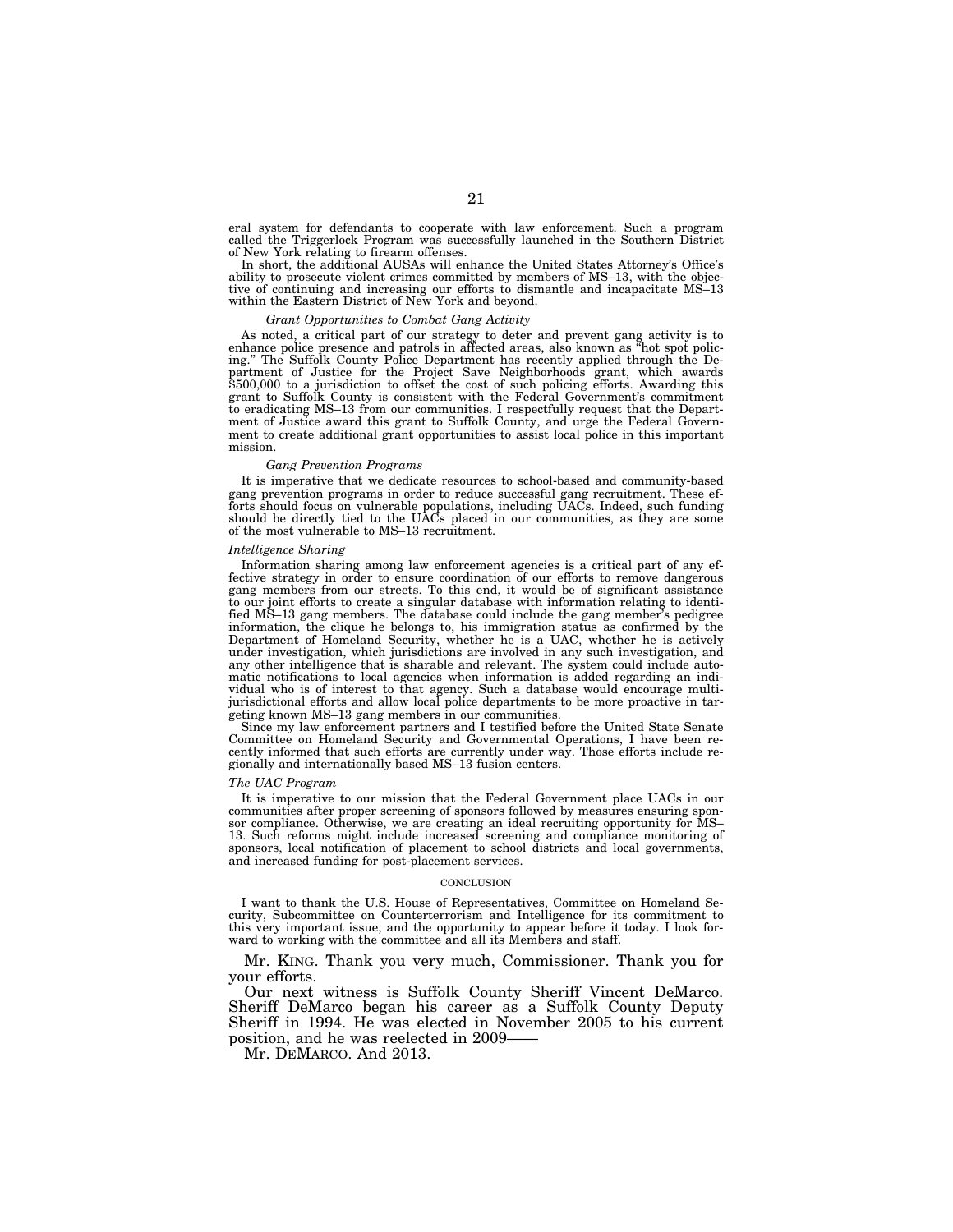eral system for defendants to cooperate with law enforcement. Such a program called the Triggerlock Program was successfully launched in the Southern District of New York relating to firearm offenses.

In short, the additional AUSAs will enhance the United States Attorney's Office's ability to prosecute violent crimes committed by members of MS–13, with the objective of continuing and increasing our efforts to dismantle and incapacitate MS–13 within the Eastern District of New York and beyond.

*Grant Opportunities to Combat Gang Activity*

As noted, a critical part of our strategy to deter and prevent gang activity is to enhance police presence and patrols in affected areas, also known as "hot spot policing." The Suffolk County Police Department has recently applied through the Department of Justice for the Project Save Neighborhoods grant, which awards $500,000 to a jurisdiction to offset the cost of such policing efforts. Awarding this grant to Suffolk County is consistent with the Federal Government's commitment to eradicating MS–13 from our communities. I respectfully request that the Department of Justice award this grant to Suffolk County, and urge the Federal Government to create additional grant opportunities to assist local police in this important mission.

*Gang Prevention Programs*

It is imperative that we dedicate resources to school-based and community-based gang prevention programs in order to reduce successful gang recruitment. These efforts should focus on vulnerable populations, including UACs. Indeed, such funding should be directly tied to the UACs placed in our communities, as they are some of the most vulnerable to MS–13 recruitment.

*Intelligence Sharing*

Information sharing among law enforcement agencies is a critical part of any effective strategy in order to ensure coordination of our efforts to remove dangerous gang members from our streets. To this end, it would be of significant assistance to our joint efforts to create a singular database with information relating to identified MS–13 gang members. The database could include the gang member's pedigree information, the clique he belongs to, his immigration status as confirmed by the Department of Homeland Security, whether he is a UAC, whether he is actively under investigation, which jurisdictions are involved in any such investigation, and any other intelligence that is sharable and relevant. The system could include automatic notifications to local agencies when information is added regarding an individual who is of interest to that agency. Such a database would encourage multi-jurisdictional efforts and allow local police departments to be more proactive in targeting known MS–13 gang members in our communities.

Since my law enforcement partners and I testified before the United State Senate Committee on Homeland Security and Governmental Operations, I have been recently informed that such efforts are currently under way. Those efforts include regionally and internationally based MS–13 fusion centers.

*The UAC Program*

It is imperative to our mission that the Federal Government place UACs in our communities after proper screening of sponsors followed by measures ensuring sponsor compliance. Otherwise, we are creating an ideal recruiting opportunity for MS–13. Such reforms might include increased screening and compliance monitoring of sponsors, local notification of placement to school districts and local governments, and increased funding for post-placement services.

CONCLUSION

I want to thank the U.S. House of Representatives, Committee on Homeland Security, Subcommittee on Counterterrorism and Intelligence for its commitment to this very important issue, and the opportunity to appear before it today. I look forward to working with the committee and all its Members and staff.

Mr. KING. Thank you very much, Commissioner. Thank you for your efforts.

Our next witness is Suffolk County Sheriff Vincent DeMarco. Sheriff DeMarco began his career as a Suffolk County Deputy Sheriff in 1994. He was elected in November 2005 to his current position, and he was reelected in 2009——

Mr. DEMARCO. And 2013.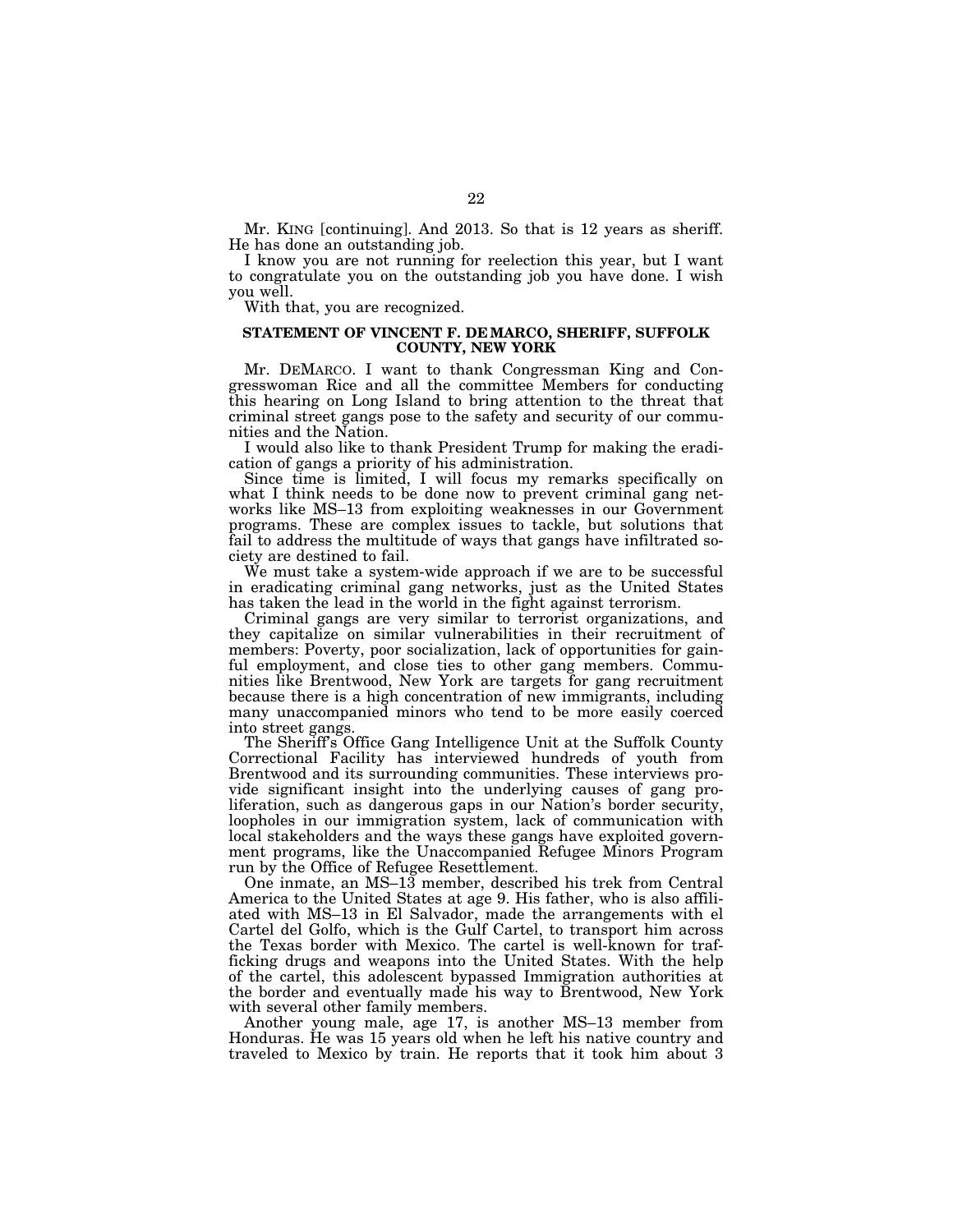Mr. KING [continuing]. And 2013. So that is 12 years as sheriff. He has done an outstanding job.

I know you are not running for reelection this year, but I want to congratulate you on the outstanding job you have done. I wish you well.

With that, you are recognized.

### STATEMENT OF VINCENT F. DEMARCO, SHERIFF, SUFFOLK COUNTY, NEW YORK

Mr. DEMARCO. I want to thank Congressman King and Congresswoman Rice and all the committee Members for conducting this hearing on Long Island to bring attention to the threat that criminal street gangs pose to the safety and security of our communities and the Nation.

I would also like to thank President Trump for making the eradication of gangs a priority of his administration.

Since time is limited, I will focus my remarks specifically on what I think needs to be done now to prevent criminal gang networks like MS–13 from exploiting weaknesses in our Government programs. These are complex issues to tackle, but solutions that fail to address the multitude of ways that gangs have infiltrated society are destined to fail.

We must take a system-wide approach if we are to be successful in eradicating criminal gang networks, just as the United States has taken the lead in the world in the fight against terrorism.

Criminal gangs are very similar to terrorist organizations, and they capitalize on similar vulnerabilities in their recruitment of members: Poverty, poor socialization, lack of opportunities for gainful employment, and close ties to other gang members. Communities like Brentwood, New York are targets for gang recruitment because there is a high concentration of new immigrants, including many unaccompanied minors who tend to be more easily coerced into street gangs.

The Sheriff's Office Gang Intelligence Unit at the Suffolk County Correctional Facility has interviewed hundreds of youth from Brentwood and its surrounding communities. These interviews provide significant insight into the underlying causes of gang proliferation, such as dangerous gaps in our Nation's border security, loopholes in our immigration system, lack of communication with local stakeholders and the ways these gangs have exploited government programs, like the Unaccompanied Refugee Minors Program run by the Office of Refugee Resettlement.

One inmate, an MS–13 member, described his trek from Central America to the United States at age 9. His father, who is also affiliated with MS–13 in El Salvador, made the arrangements with el Cartel del Golfo, which is the Gulf Cartel, to transport him across the Texas border with Mexico. The cartel is well-known for trafficking drugs and weapons into the United States. With the help of the cartel, this adolescent bypassed Immigration authorities at the border and eventually made his way to Brentwood, New York with several other family members.

Another young male, age 17, is another MS–13 member from Honduras. He was 15 years old when he left his native country and traveled to Mexico by train. He reports that it took him about 3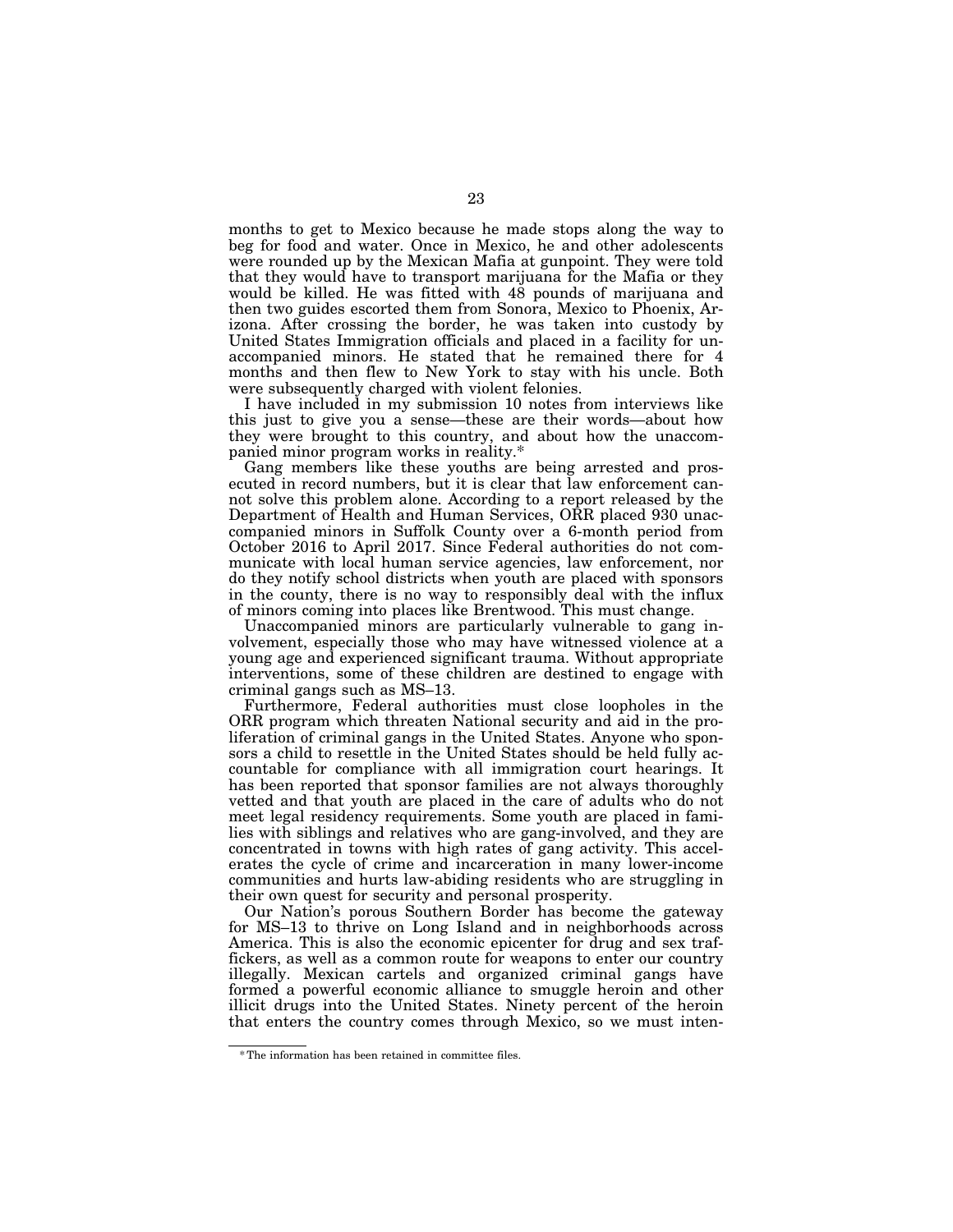months to get to Mexico because he made stops along the way to beg for food and water. Once in Mexico, he and other adolescents were rounded up by the Mexican Mafia at gunpoint. They were told that they would have to transport marijuana for the Mafia or they would be killed. He was fitted with 48 pounds of marijuana and then two guides escorted them from Sonora, Mexico to Phoenix, Arizona. After crossing the border, he was taken into custody by United States Immigration officials and placed in a facility for unaccompanied minors. He stated that he remained there for 4 months and then flew to New York to stay with his uncle. Both were subsequently charged with violent felonies.

I have included in my submission 10 notes from interviews like this just to give you a sense—these are their words—about how they were brought to this country, and about how the unaccompanied minor program works in reality.*

Gang members like these youths are being arrested and prosecuted in record numbers, but it is clear that law enforcement cannot solve this problem alone. According to a report released by the Department of Health and Human Services, ORR placed 930 unaccompanied minors in Suffolk County over a 6-month period from October 2016 to April 2017. Since Federal authorities do not communicate with local human service agencies, law enforcement, nor do they notify school districts when youth are placed with sponsors in the county, there is no way to responsibly deal with the influx of minors coming into places like Brentwood. This must change.

Unaccompanied minors are particularly vulnerable to gang involvement, especially those who may have witnessed violence at a young age and experienced significant trauma. Without appropriate interventions, some of these children are destined to engage with criminal gangs such as MS–13.

Furthermore, Federal authorities must close loopholes in the ORR program which threaten National security and aid in the proliferation of criminal gangs in the United States. Anyone who sponsors a child to resettle in the United States should be held fully accountable for compliance with all immigration court hearings. It has been reported that sponsor families are not always thoroughly vetted and that youth are placed in the care of adults who do not meet legal residency requirements. Some youth are placed in families with siblings and relatives who are gang-involved, and they are concentrated in towns with high rates of gang activity. This accelerates the cycle of crime and incarceration in many lower-income communities and hurts law-abiding residents who are struggling in their own quest for security and personal prosperity.

Our Nation's porous Southern Border has become the gateway for MS–13 to thrive on Long Island and in neighborhoods across America. This is also the economic epicenter for drug and sex traffickers, as well as a common route for weapons to enter our country illegally. Mexican cartels and organized criminal gangs have formed a powerful economic alliance to smuggle heroin and other illicit drugs into the United States. Ninety percent of the heroin that enters the country comes through Mexico, so we must inten-

---

* The information has been retained in committee files.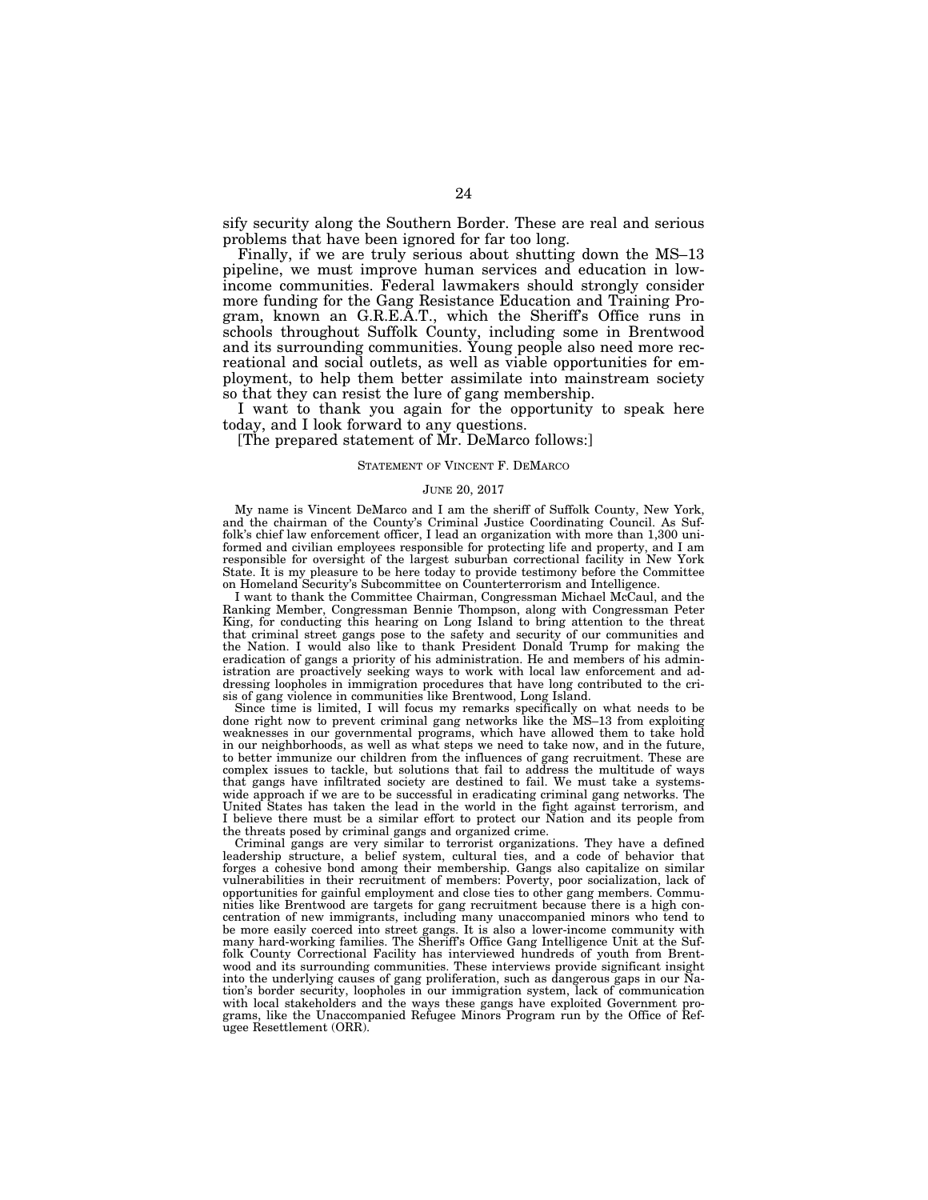sify security along the Southern Border. These are real and serious problems that have been ignored for far too long.

Finally, if we are truly serious about shutting down the MS–13 pipeline, we must improve human services and education in low-income communities. Federal lawmakers should strongly consider more funding for the Gang Resistance Education and Training Program, known an G.R.E.A.T., which the Sheriff's Office runs in schools throughout Suffolk County, including some in Brentwood and its surrounding communities. Young people also need more recreational and social outlets, as well as viable opportunities for employment, to help them better assimilate into mainstream society so that they can resist the lure of gang membership.

I want to thank you again for the opportunity to speak here today, and I look forward to any questions.

[The prepared statement of Mr. DeMarco follows:]

STATEMENT OF VINCENT F. DEMARCO

JUNE 20, 2017

My name is Vincent DeMarco and I am the sheriff of Suffolk County, New York, and the chairman of the County's Criminal Justice Coordinating Council. As Suffolk's chief law enforcement officer, I lead an organization with more than 1,300 uniformed and civilian employees responsible for protecting life and property, and I am responsible for oversight of the largest suburban correctional facility in New York State. It is my pleasure to be here today to provide testimony before the Committee on Homeland Security's Subcommittee on Counterterrorism and Intelligence.

I want to thank the Committee Chairman, Congressman Michael McCaul, and the Ranking Member, Congressman Bennie Thompson, along with Congressman Peter King, for conducting this hearing on Long Island to bring attention to the threat that criminal street gangs pose to the safety and security of our communities and the Nation. I would also like to thank President Donald Trump for making the eradication of gangs a priority of his administration. He and members of his administration are proactively seeking ways to work with local law enforcement and addressing loopholes in immigration procedures that have long contributed to the crisis of gang violence in communities like Brentwood, Long Island.

Since time is limited, I will focus my remarks specifically on what needs to be done right now to prevent criminal gang networks like the MS–13 from exploiting weaknesses in our governmental programs, which have allowed them to take hold in our neighborhoods, as well as what steps we need to take now, and in the future, to better immunize our children from the influences of gang recruitment. These are complex issues to tackle, but solutions that fail to address the multitude of ways that gangs have infiltrated society are destined to fail. We must take a systems-wide approach if we are to be successful in eradicating criminal gang networks. The United States has taken the lead in the world in the fight against terrorism, and I believe there must be a similar effort to protect our Nation and its people from the threats posed by criminal gangs and organized crime.

Criminal gangs are very similar to terrorist organizations. They have a defined leadership structure, a belief system, cultural ties, and a code of behavior that forges a cohesive bond among their membership. Gangs also capitalize on similar vulnerabilities in their recruitment of members: Poverty, poor socialization, lack of opportunities for gainful employment and close ties to other gang members. Communities like Brentwood are targets for gang recruitment because there is a high concentration of new immigrants, including many unaccompanied minors who tend to be more easily coerced into street gangs. It is also a lower-income community with many hard-working families. The Sheriff's Office Gang Intelligence Unit at the Suffolk County Correctional Facility has interviewed hundreds of youth from Brentwood and its surrounding communities. These interviews provide significant insight into the underlying causes of gang proliferation, such as dangerous gaps in our Nation's border security, loopholes in our immigration system, lack of communication with local stakeholders and the ways these gangs have exploited Government programs, like the Unaccompanied Refugee Minors Program run by the Office of Refugee Resettlement (ORR).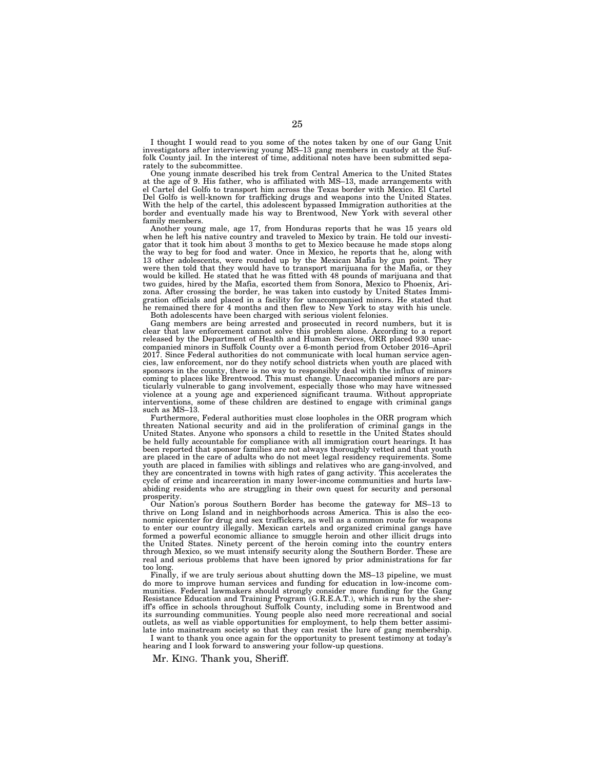I thought I would read to you some of the notes taken by one of our Gang Unit investigators after interviewing young MS–13 gang members in custody at the Suffolk County jail. In the interest of time, additional notes have been submitted separately to the subcommittee.

One young inmate described his trek from Central America to the United States at the age of 9. His father, who is affiliated with MS–13, made arrangements with el Cartel del Golfo to transport him across the Texas border with Mexico. El Cartel Del Golfo is well-known for trafficking drugs and weapons into the United States. With the help of the cartel, this adolescent bypassed Immigration authorities at the border and eventually made his way to Brentwood, New York with several other family members.

Another young male, age 17, from Honduras reports that he was 15 years old when he left his native country and traveled to Mexico by train. He told our investigator that it took him about 3 months to get to Mexico because he made stops along the way to beg for food and water. Once in Mexico, he reports that he, along with 13 other adolescents, were rounded up by the Mexican Mafia by gun point. They were then told that they would have to transport marijuana for the Mafia, or they would be killed. He stated that he was fitted with 48 pounds of marijuana and that two guides, hired by the Mafia, escorted them from Sonora, Mexico to Phoenix, Arizona. After crossing the border, he was taken into custody by United States Immigration officials and placed in a facility for unaccompanied minors. He stated that he remained there for 4 months and then flew to New York to stay with his uncle.

Both adolescents have been charged with serious violent felonies.

Gang members are being arrested and prosecuted in record numbers, but it is clear that law enforcement cannot solve this problem alone. According to a report released by the Department of Health and Human Services, ORR placed 930 unaccompanied minors in Suffolk County over a 6-month period from October 2016–April 2017. Since Federal authorities do not communicate with local human service agencies, law enforcement, nor do they notify school districts when youth are placed with sponsors in the county, there is no way to responsibly deal with the influx of minors coming to places like Brentwood. This must change. Unaccompanied minors are particularly vulnerable to gang involvement, especially those who may have witnessed violence at a young age and experienced significant trauma. Without appropriate interventions, some of these children are destined to engage with criminal gangs such as MS–13.

Furthermore, Federal authorities must close loopholes in the ORR program which threaten National security and aid in the proliferation of criminal gangs in the United States. Anyone who sponsors a child to resettle in the United States should be held fully accountable for compliance with all immigration court hearings. It has been reported that sponsor families are not always thoroughly vetted and that youth are placed in the care of adults who do not meet legal residency requirements. Some youth are placed in families with siblings and relatives who are gang-involved, and they are concentrated in towns with high rates of gang activity. This accelerates the cycle of crime and incarceration in many lower-income communities and hurts law-abiding residents who are struggling in their own quest for security and personal prosperity.

Our Nation's porous Southern Border has become the gateway for MS–13 to thrive on Long Island and in neighborhoods across America. This is also the economic epicenter for drug and sex traffickers, as well as a common route for weapons to enter our country illegally. Mexican cartels and organized criminal gangs have formed a powerful economic alliance to smuggle heroin and other illicit drugs into the United States. Ninety percent of the heroin coming into the country enters through Mexico, so we must intensify security along the Southern Border. These are real and serious problems that have been ignored by prior administrations for far too long.

Finally, if we are truly serious about shutting down the MS–13 pipeline, we must do more to improve human services and funding for education in low-income communities. Federal lawmakers should strongly consider more funding for the Gang Resistance Education and Training Program (G.R.E.A.T.), which is run by the sheriff's office in schools throughout Suffolk County, including some in Brentwood and its surrounding communities. Young people also need more recreational and social outlets, as well as viable opportunities for employment, to help them better assimilate into mainstream society so that they can resist the lure of gang membership.

I want to thank you once again for the opportunity to present testimony at today's hearing and I look forward to answering your follow-up questions.

Mr. KING. Thank you, Sheriff.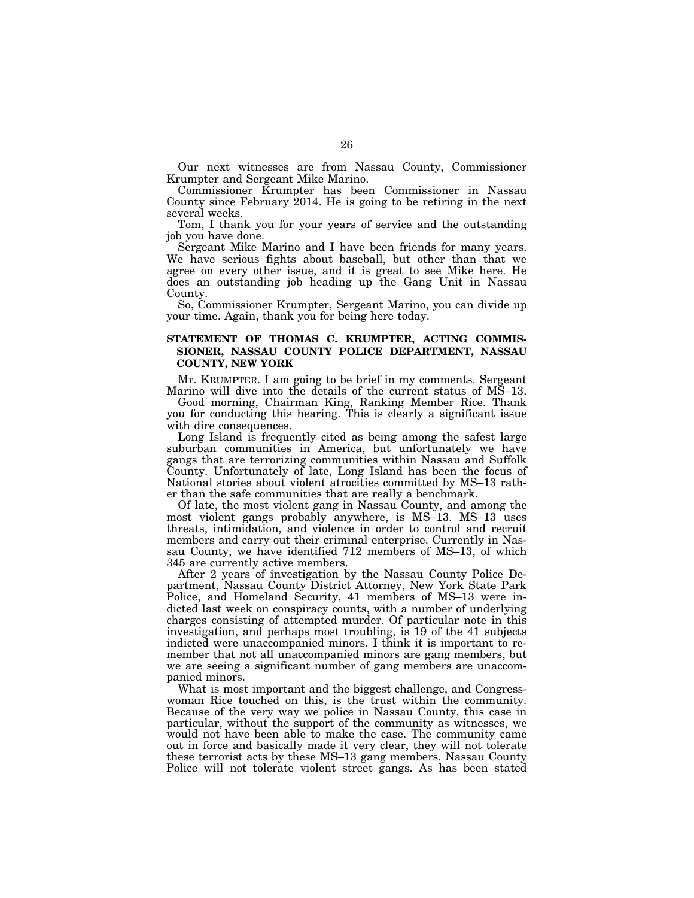Our next witnesses are from Nassau County, Commissioner Krumpter and Sergeant Mike Marino.

Commissioner Krumpter has been Commissioner in Nassau County since February 2014. He is going to be retiring in the next several weeks.

Tom, I thank you for your years of service and the outstanding job you have done.

Sergeant Mike Marino and I have been friends for many years. We have serious fights about baseball, but other than that we agree on every other issue, and it is great to see Mike here. He does an outstanding job heading up the Gang Unit in Nassau County.

So, Commissioner Krumpter, Sergeant Marino, you can divide up your time. Again, thank you for being here today.

### STATEMENT OF THOMAS C. KRUMPTER, ACTING COMMISSIONER, NASSAU COUNTY POLICE DEPARTMENT, NASSAU COUNTY, NEW YORK

Mr. KRUMPTER. I am going to be brief in my comments. Sergeant Marino will dive into the details of the current status of MS–13.

Good morning, Chairman King, Ranking Member Rice. Thank you for conducting this hearing. This is clearly a significant issue with dire consequences.

Long Island is frequently cited as being among the safest large suburban communities in America, but unfortunately we have gangs that are terrorizing communities within Nassau and Suffolk County. Unfortunately of late, Long Island has been the focus of National stories about violent atrocities committed by MS–13 rather than the safe communities that are really a benchmark.

Of late, the most violent gang in Nassau County, and among the most violent gangs probably anywhere, is MS–13. MS–13 uses threats, intimidation, and violence in order to control and recruit members and carry out their criminal enterprise. Currently in Nassau County, we have identified 712 members of MS–13, of which 345 are currently active members.

After 2 years of investigation by the Nassau County Police Department, Nassau County District Attorney, New York State Park Police, and Homeland Security, 41 members of MS–13 were indicted last week on conspiracy counts, with a number of underlying charges consisting of attempted murder. Of particular note in this investigation, and perhaps most troubling, is 19 of the 41 subjects indicted were unaccompanied minors. I think it is important to remember that not all unaccompanied minors are gang members, but we are seeing a significant number of gang members are unaccompanied minors.

What is most important and the biggest challenge, and Congresswoman Rice touched on this, is the trust within the community. Because of the very way we police in Nassau County, this case in particular, without the support of the community as witnesses, we would not have been able to make the case. The community came out in force and basically made it very clear, they will not tolerate these terrorist acts by these MS–13 gang members. Nassau County Police will not tolerate violent street gangs. As has been stated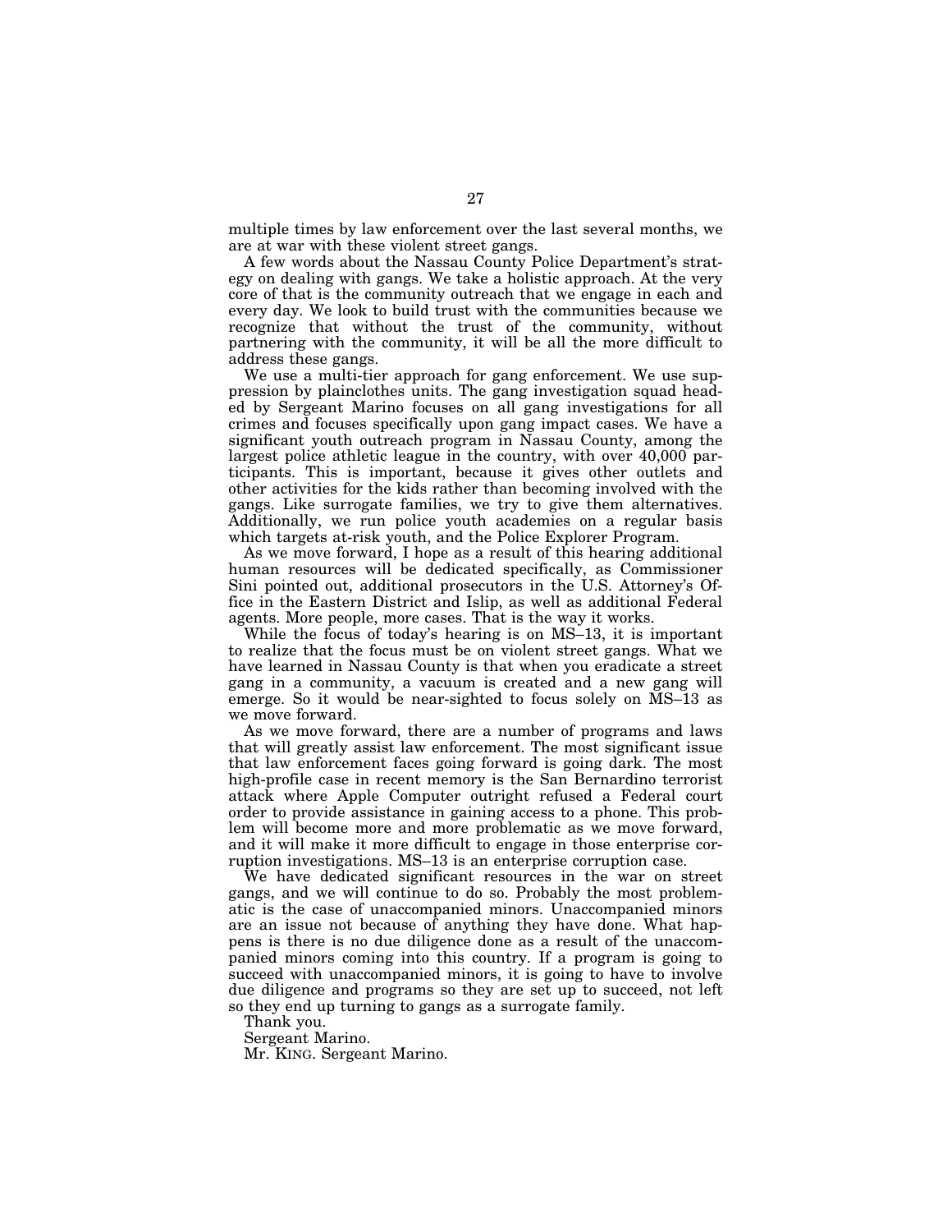multiple times by law enforcement over the last several months, we are at war with these violent street gangs.

A few words about the Nassau County Police Department's strategy on dealing with gangs. We take a holistic approach. At the very core of that is the community outreach that we engage in each and every day. We look to build trust with the communities because we recognize that without the trust of the community, without partnering with the community, it will be all the more difficult to address these gangs.

We use a multi-tier approach for gang enforcement. We use suppression by plainclothes units. The gang investigation squad headed by Sergeant Marino focuses on all gang investigations for all crimes and focuses specifically upon gang impact cases. We have a significant youth outreach program in Nassau County, among the largest police athletic league in the country, with over 40,000 participants. This is important, because it gives other outlets and other activities for the kids rather than becoming involved with the gangs. Like surrogate families, we try to give them alternatives. Additionally, we run police youth academies on a regular basis which targets at-risk youth, and the Police Explorer Program.

As we move forward, I hope as a result of this hearing additional human resources will be dedicated specifically, as Commissioner Sini pointed out, additional prosecutors in the U.S. Attorney's Office in the Eastern District and Islip, as well as additional Federal agents. More people, more cases. That is the way it works.

While the focus of today's hearing is on MS–13, it is important to realize that the focus must be on violent street gangs. What we have learned in Nassau County is that when you eradicate a street gang in a community, a vacuum is created and a new gang will emerge. So it would be near-sighted to focus solely on MS–13 as we move forward.

As we move forward, there are a number of programs and laws that will greatly assist law enforcement. The most significant issue that law enforcement faces going forward is going dark. The most high-profile case in recent memory is the San Bernardino terrorist attack where Apple Computer outright refused a Federal court order to provide assistance in gaining access to a phone. This problem will become more and more problematic as we move forward, and it will make it more difficult to engage in those enterprise corruption investigations. MS–13 is an enterprise corruption case.

We have dedicated significant resources in the war on street gangs, and we will continue to do so. Probably the most problematic is the case of unaccompanied minors. Unaccompanied minors are an issue not because of anything they have done. What happens is there is no due diligence done as a result of the unaccompanied minors coming into this country. If a program is going to succeed with unaccompanied minors, it is going to have to involve due diligence and programs so they are set up to succeed, not left so they end up turning to gangs as a surrogate family.

Thank you.

Sergeant Marino.

Mr. KING. Sergeant Marino.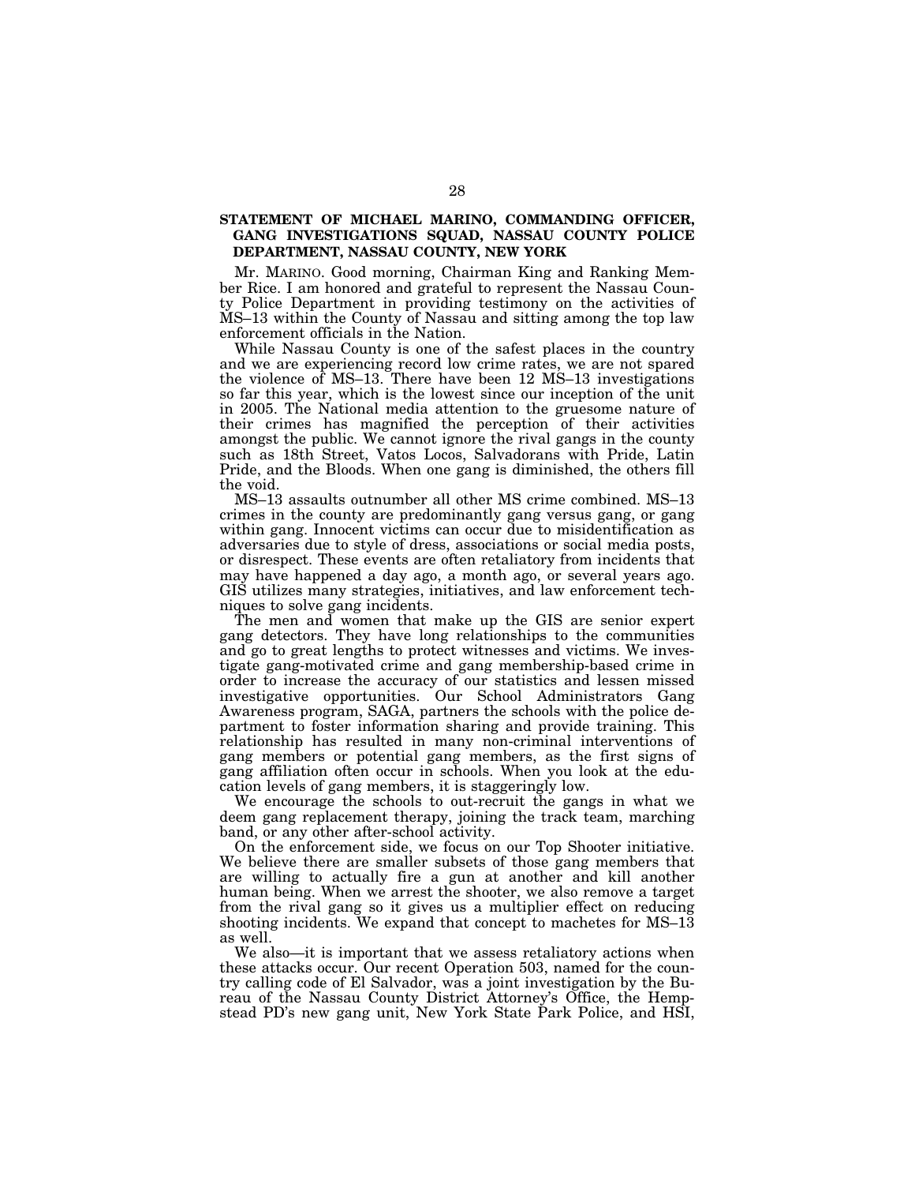**STATEMENT OF MICHAEL MARINO, COMMANDING OFFICER, GANG INVESTIGATIONS SQUAD, NASSAU COUNTY POLICE DEPARTMENT, NASSAU COUNTY, NEW YORK**

Mr. MARINO. Good morning, Chairman King and Ranking Member Rice. I am honored and grateful to represent the Nassau County Police Department in providing testimony on the activities of MS–13 within the County of Nassau and sitting among the top law enforcement officials in the Nation.

While Nassau County is one of the safest places in the country and we are experiencing record low crime rates, we are not spared the violence of MS–13. There have been 12 MS–13 investigations so far this year, which is the lowest since our inception of the unit in 2005. The National media attention to the gruesome nature of their crimes has magnified the perception of their activities amongst the public. We cannot ignore the rival gangs in the county such as 18th Street, Vatos Locos, Salvadorans with Pride, Latin Pride, and the Bloods. When one gang is diminished, the others fill the void.

MS–13 assaults outnumber all other MS crime combined. MS–13 crimes in the county are predominantly gang versus gang, or gang within gang. Innocent victims can occur due to misidentification as adversaries due to style of dress, associations or social media posts, or disrespect. These events are often retaliatory from incidents that may have happened a day ago, a month ago, or several years ago. GIS utilizes many strategies, initiatives, and law enforcement techniques to solve gang incidents.

The men and women that make up the GIS are senior expert gang detectors. They have long relationships to the communities and go to great lengths to protect witnesses and victims. We investigate gang-motivated crime and gang membership-based crime in order to increase the accuracy of our statistics and lessen missed investigative opportunities. Our School Administrators Gang Awareness program, SAGA, partners the schools with the police department to foster information sharing and provide training. This relationship has resulted in many non-criminal interventions of gang members or potential gang members, as the first signs of gang affiliation often occur in schools. When you look at the education levels of gang members, it is staggeringly low.

We encourage the schools to out-recruit the gangs in what we deem gang replacement therapy, joining the track team, marching band, or any other after-school activity.

On the enforcement side, we focus on our Top Shooter initiative. We believe there are smaller subsets of those gang members that are willing to actually fire a gun at another and kill another human being. When we arrest the shooter, we also remove a target from the rival gang so it gives us a multiplier effect on reducing shooting incidents. We expand that concept to machetes for MS–13 as well.

We also—it is important that we assess retaliatory actions when these attacks occur. Our recent Operation 503, named for the country calling code of El Salvador, was a joint investigation by the Bureau of the Nassau County District Attorney's Office, the Hempstead PD's new gang unit, New York State Park Police, and HSI,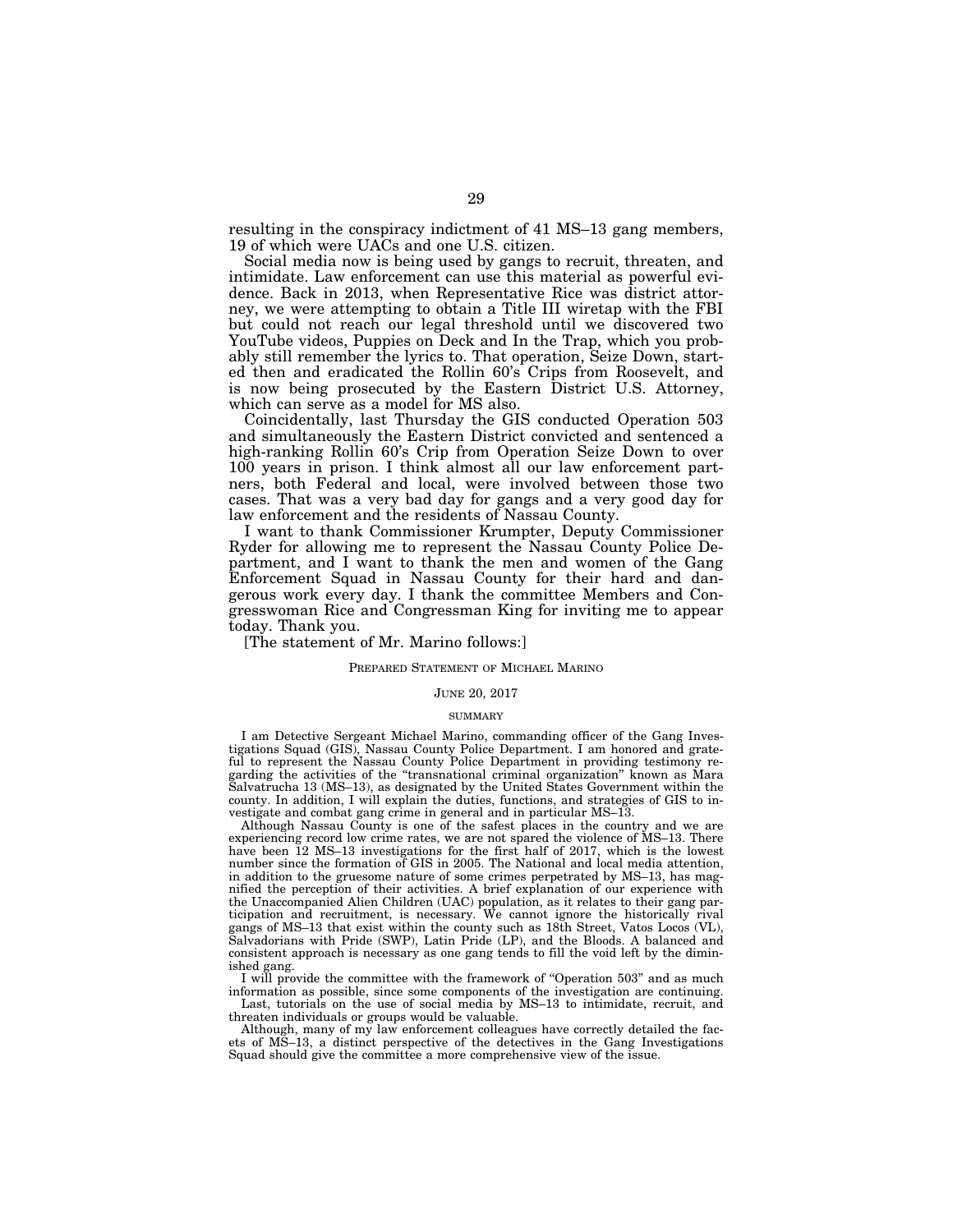resulting in the conspiracy indictment of 41 MS–13 gang members, 19 of which were UACs and one U.S. citizen.

Social media now is being used by gangs to recruit, threaten, and intimidate. Law enforcement can use this material as powerful evidence. Back in 2013, when Representative Rice was district attorney, we were attempting to obtain a Title III wiretap with the FBI but could not reach our legal threshold until we discovered two YouTube videos, Puppies on Deck and In the Trap, which you probably still remember the lyrics to. That operation, Seize Down, started then and eradicated the Rollin 60's Crips from Roosevelt, and is now being prosecuted by the Eastern District U.S. Attorney, which can serve as a model for MS also.

Coincidentally, last Thursday the GIS conducted Operation 503 and simultaneously the Eastern District convicted and sentenced a high-ranking Rollin 60's Crip from Operation Seize Down to over 100 years in prison. I think almost all our law enforcement partners, both Federal and local, were involved between those two cases. That was a very bad day for gangs and a very good day for law enforcement and the residents of Nassau County.

I want to thank Commissioner Krumpter, Deputy Commissioner Ryder for allowing me to represent the Nassau County Police Department, and I want to thank the men and women of the Gang Enforcement Squad in Nassau County for their hard and dangerous work every day. I thank the committee Members and Congresswoman Rice and Congressman King for inviting me to appear today. Thank you.

[The statement of Mr. Marino follows:]

PREPARED STATEMENT OF MICHAEL MARINO

JUNE 20, 2017

SUMMARY

I am Detective Sergeant Michael Marino, commanding officer of the Gang Investigations Squad (GIS), Nassau County Police Department. I am honored and grateful to represent the Nassau County Police Department in providing testimony regarding the activities of the "transnational criminal organization" known as Mara Salvatrucha 13 (MS–13), as designated by the United States Government within the county. In addition, I will explain the duties, functions, and strategies of GIS to investigate and combat gang crime in general and in particular MS–13.

Although Nassau County is one of the safest places in the country and we are experiencing record low crime rates, we are not spared the violence of MS–13. There have been 12 MS–13 investigations for the first half of 2017, which is the lowest number since the formation of GIS in 2005. The National and local media attention, in addition to the gruesome nature of some crimes perpetrated by MS–13, has magnified the perception of their activities. A brief explanation of our experience with the Unaccompanied Alien Children (UAC) population, as it relates to their gang participation and recruitment, is necessary. We cannot ignore the historically rival gangs of MS–13 that exist within the county such as 18th Street, Vatos Locos (VL), Salvadorians with Pride (SWP), Latin Pride (LP), and the Bloods. A balanced and consistent approach is necessary as one gang tends to fill the void left by the diminished gang.

I will provide the committee with the framework of "Operation 503" and as much information as possible, since some components of the investigation are continuing.

Last, tutorials on the use of social media by MS–13 to intimidate, recruit, and threaten individuals or groups would be valuable.

Although, many of my law enforcement colleagues have correctly detailed the facets of MS–13, a distinct perspective of the detectives in the Gang Investigations Squad should give the committee a more comprehensive view of the issue.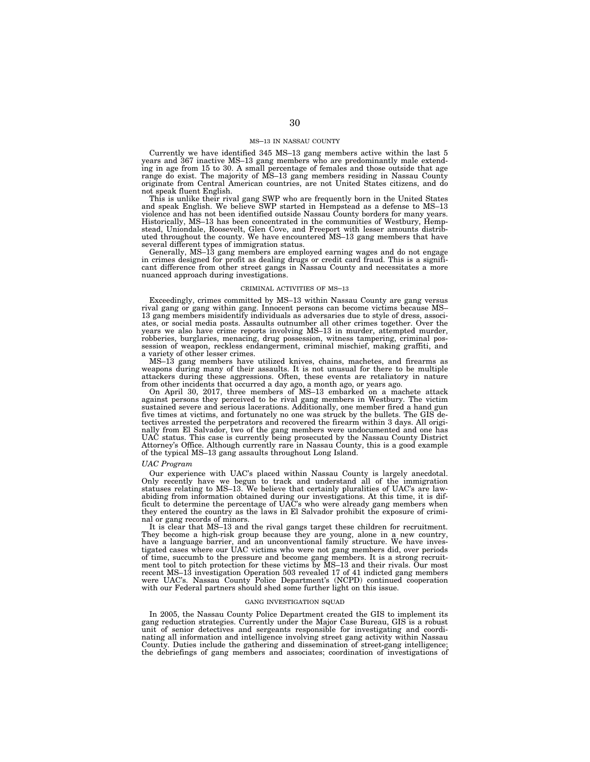## MS–13 IN NASSAU COUNTY

Currently we have identified 345 MS–13 gang members active within the last 5 years and 367 inactive MS–13 gang members who are predominantly male extending in age from 15 to 30. A small percentage of females and those outside that age range do exist. The majority of MS–13 gang members residing in Nassau County originate from Central American countries, are not United States citizens, and do not speak fluent English.

This is unlike their rival gang SWP who are frequently born in the United States and speak English. We believe SWP started in Hempstead as a defense to MS–13 violence and has not been identified outside Nassau County borders for many years. Historically, MS–13 has been concentrated in the communities of Westbury, Hempstead, Uniondale, Roosevelt, Glen Cove, and Freeport with lesser amounts distributed throughout the county. We have encountered MS–13 gang members that have several different types of immigration status.

Generally, MS–13 gang members are employed earning wages and do not engage in crimes designed for profit as dealing drugs or credit card fraud. This is a significant difference from other street gangs in Nassau County and necessitates a more nuanced approach during investigations.

## CRIMINAL ACTIVITIES OF MS–13

Exceedingly, crimes committed by MS–13 within Nassau County are gang versus rival gang or gang within gang. Innocent persons can become victims because MS–13 gang members misidentify individuals as adversaries due to style of dress, associates, or social media posts. Assaults outnumber all other crimes together. Over the years we also have crime reports involving MS–13 in murder, attempted murder, robberies, burglaries, menacing, drug possession, witness tampering, criminal possession of weapon, reckless endangerment, criminal mischief, making graffiti, and a variety of other lesser crimes.

MS–13 gang members have utilized knives, chains, machetes, and firearms as weapons during many of their assaults. It is not unusual for there to be multiple attackers during these aggressions. Often, these events are retaliatory in nature from other incidents that occurred a day ago, a month ago, or years ago.

On April 30, 2017, three members of MS–13 embarked on a machete attack against persons they perceived to be rival gang members in Westbury. The victim sustained severe and serious lacerations. Additionally, one member fired a hand gun five times at victims, and fortunately no one was struck by the bullets. The GIS detectives arrested the perpetrators and recovered the firearm within 3 days. All originally from El Salvador, two of the gang members were undocumented and one has UAC status. This case is currently being prosecuted by the Nassau County District Attorney's Office. Although currently rare in Nassau County, this is a good example of the typical MS–13 gang assaults throughout Long Island.

### *UAC Program*

Our experience with UAC's placed within Nassau County is largely anecdotal. Only recently have we begun to track and understand all of the immigration statuses relating to MS–13. We believe that certainly pluralities of UAC's are law-abiding from information obtained during our investigations. At this time, it is difficult to determine the percentage of UAC's who were already gang members when they entered the country as the laws in El Salvador prohibit the exposure of criminal or gang records of minors.

It is clear that MS–13 and the rival gangs target these children for recruitment. They become a high-risk group because they are young, alone in a new country, have a language barrier, and an unconventional family structure. We have investigated cases where our UAC victims who were not gang members did, over periods of time, succumb to the pressure and become gang members. It is a strong recruitment tool to pitch protection for these victims by MS–13 and their rivals. Our most recent MS–13 investigation Operation 503 revealed 17 of 41 indicted gang members were UAC's. Nassau County Police Department's (NCPD) continued cooperation with our Federal partners should shed some further light on this issue.

## GANG INVESTIGATION SQUAD

In 2005, the Nassau County Police Department created the GIS to implement its gang reduction strategies. Currently under the Major Case Bureau, GIS is a robust unit of senior detectives and sergeants responsible for investigating and coordinating all information and intelligence involving street gang activity within Nassau County. Duties include the gathering and dissemination of street-gang intelligence; the debriefings of gang members and associates; coordination of investigations of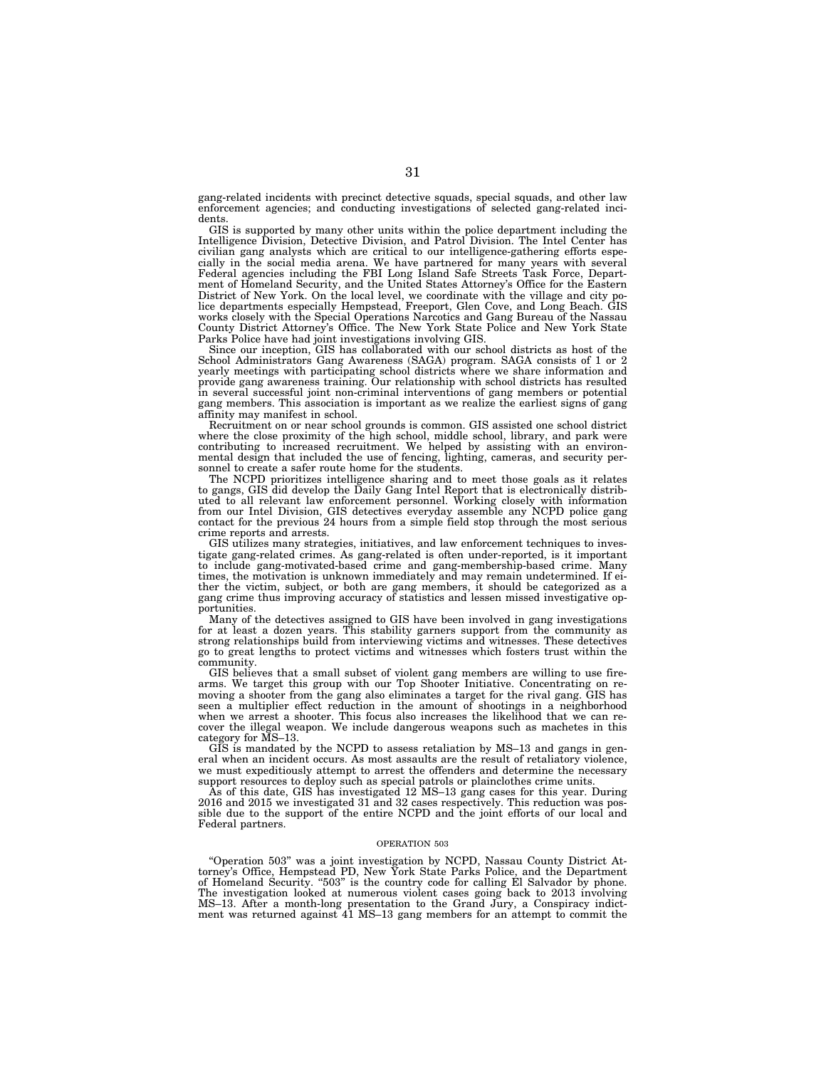gang-related incidents with precinct detective squads, special squads, and other law enforcement agencies; and conducting investigations of selected gang-related incidents.

GIS is supported by many other units within the police department including the Intelligence Division, Detective Division, and Patrol Division. The Intel Center has civilian gang analysts which are critical to our intelligence-gathering efforts especially in the social media arena. We have partnered for many years with several Federal agencies including the FBI Long Island Safe Streets Task Force, Department of Homeland Security, and the United States Attorney's Office for the Eastern District of New York. On the local level, we coordinate with the village and city police departments especially Hempstead, Freeport, Glen Cove, and Long Beach. GIS works closely with the Special Operations Narcotics and Gang Bureau of the Nassau County District Attorney's Office. The New York State Police and New York State Parks Police have had joint investigations involving GIS.

Since our inception, GIS has collaborated with our school districts as host of the School Administrators Gang Awareness (SAGA) program. SAGA consists of 1 or 2 yearly meetings with participating school districts where we share information and provide gang awareness training. Our relationship with school districts has resulted in several successful joint non-criminal interventions of gang members or potential gang members. This association is important as we realize the earliest signs of gang affinity may manifest in school.

Recruitment on or near school grounds is common. GIS assisted one school district where the close proximity of the high school, middle school, library, and park were contributing to increased recruitment. We helped by assisting with an environmental design that included the use of fencing, lighting, cameras, and security personnel to create a safer route home for the students.

The NCPD prioritizes intelligence sharing and to meet those goals as it relates to gangs, GIS did develop the Daily Gang Intel Report that is electronically distributed to all relevant law enforcement personnel. Working closely with information from our Intel Division, GIS detectives everyday assemble any NCPD police gang contact for the previous 24 hours from a simple field stop through the most serious crime reports and arrests.

GIS utilizes many strategies, initiatives, and law enforcement techniques to investigate gang-related crimes. As gang-related is often under-reported, is it important to include gang-motivated-based crime and gang-membership-based crime. Many times, the motivation is unknown immediately and may remain undetermined. If either the victim, subject, or both are gang members, it should be categorized as a gang crime thus improving accuracy of statistics and lessen missed investigative opportunities.

Many of the detectives assigned to GIS have been involved in gang investigations for at least a dozen years. This stability garners support from the community as strong relationships build from interviewing victims and witnesses. These detectives go to great lengths to protect victims and witnesses which fosters trust within the community.

GIS believes that a small subset of violent gang members are willing to use firearms. We target this group with our Top Shooter Initiative. Concentrating on removing a shooter from the gang also eliminates a target for the rival gang. GIS has seen a multiplier effect reduction in the amount of shootings in a neighborhood when we arrest a shooter. This focus also increases the likelihood that we can recover the illegal weapon. We include dangerous weapons such as machetes in this category for MS–13.

GIS is mandated by the NCPD to assess retaliation by MS–13 and gangs in general when an incident occurs. As most assaults are the result of retaliatory violence, we must expeditiously attempt to arrest the offenders and determine the necessary support resources to deploy such as special patrols or plainclothes crime units.

As of this date, GIS has investigated 12 MS–13 gang cases for this year. During 2016 and 2015 we investigated 31 and 32 cases respectively. This reduction was possible due to the support of the entire NCPD and the joint efforts of our local and Federal partners.

## OPERATION 503

"Operation 503" was a joint investigation by NCPD, Nassau County District Attorney's Office, Hempstead PD, New York State Parks Police, and the Department of Homeland Security. "503" is the country code for calling El Salvador by phone. The investigation looked at numerous violent cases going back to 2013 involving MS–13. After a month-long presentation to the Grand Jury, a Conspiracy indictment was returned against 41 MS–13 gang members for an attempt to commit the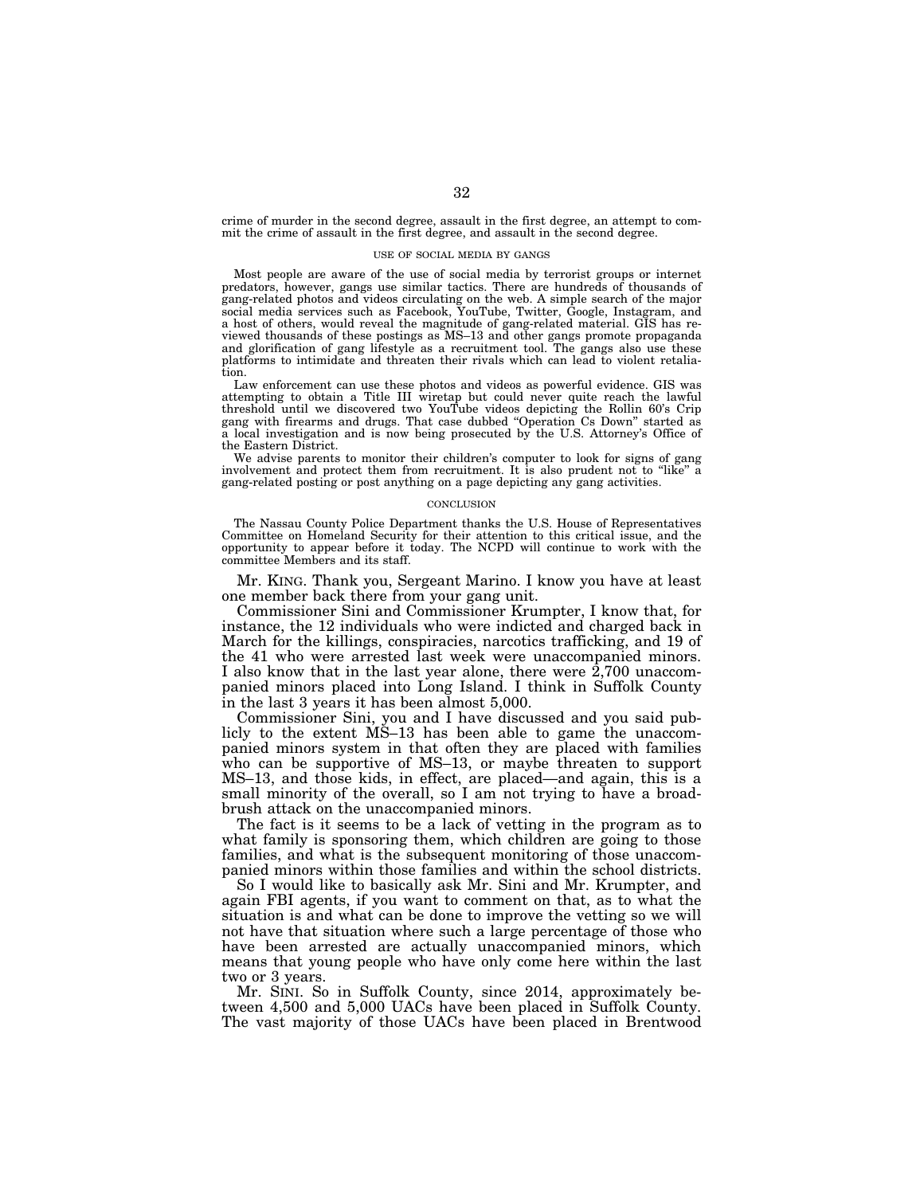crime of murder in the second degree, assault in the first degree, an attempt to commit the crime of assault in the first degree, and assault in the second degree.

### USE OF SOCIAL MEDIA BY GANGS

Most people are aware of the use of social media by terrorist groups or internet predators, however, gangs use similar tactics. There are hundreds of thousands of gang-related photos and videos circulating on the web. A simple search of the major social media services such as Facebook, YouTube, Twitter, Google, Instagram, and a host of others, would reveal the magnitude of gang-related material. GIS has reviewed thousands of these postings as MS–13 and other gangs promote propaganda and glorification of gang lifestyle as a recruitment tool. The gangs also use these platforms to intimidate and threaten their rivals which can lead to violent retaliation.

Law enforcement can use these photos and videos as powerful evidence. GIS was attempting to obtain a Title III wiretap but could never quite reach the lawful threshold until we discovered two YouTube videos depicting the Rollin 60's Crip gang with firearms and drugs. That case dubbed "Operation Cs Down" started as a local investigation and is now being prosecuted by the U.S. Attorney's Office of the Eastern District.

We advise parents to monitor their children's computer to look for signs of gang involvement and protect them from recruitment. It is also prudent not to "like" a gang-related posting or post anything on a page depicting any gang activities.

### CONCLUSION

The Nassau County Police Department thanks the U.S. House of Representatives Committee on Homeland Security for their attention to this critical issue, and the opportunity to appear before it today. The NCPD will continue to work with the committee Members and its staff.

Mr. KING. Thank you, Sergeant Marino. I know you have at least one member back there from your gang unit.

Commissioner Sini and Commissioner Krumpter, I know that, for instance, the 12 individuals who were indicted and charged back in March for the killings, conspiracies, narcotics trafficking, and 19 of the 41 who were arrested last week were unaccompanied minors. I also know that in the last year alone, there were 2,700 unaccompanied minors placed into Long Island. I think in Suffolk County in the last 3 years it has been almost 5,000.

Commissioner Sini, you and I have discussed and you said publicly to the extent MS–13 has been able to game the unaccompanied minors system in that often they are placed with families who can be supportive of MS–13, or maybe threaten to support MS–13, and those kids, in effect, are placed—and again, this is a small minority of the overall, so I am not trying to have a broad-brush attack on the unaccompanied minors.

The fact is it seems to be a lack of vetting in the program as to what family is sponsoring them, which children are going to those families, and what is the subsequent monitoring of those unaccompanied minors within those families and within the school districts.

So I would like to basically ask Mr. Sini and Mr. Krumpter, and again FBI agents, if you want to comment on that, as to what the situation is and what can be done to improve the vetting so we will not have that situation where such a large percentage of those who have been arrested are actually unaccompanied minors, which means that young people who have only come here within the last two or 3 years.

Mr. SINI. So in Suffolk County, since 2014, approximately between 4,500 and 5,000 UACs have been placed in Suffolk County. The vast majority of those UACs have been placed in Brentwood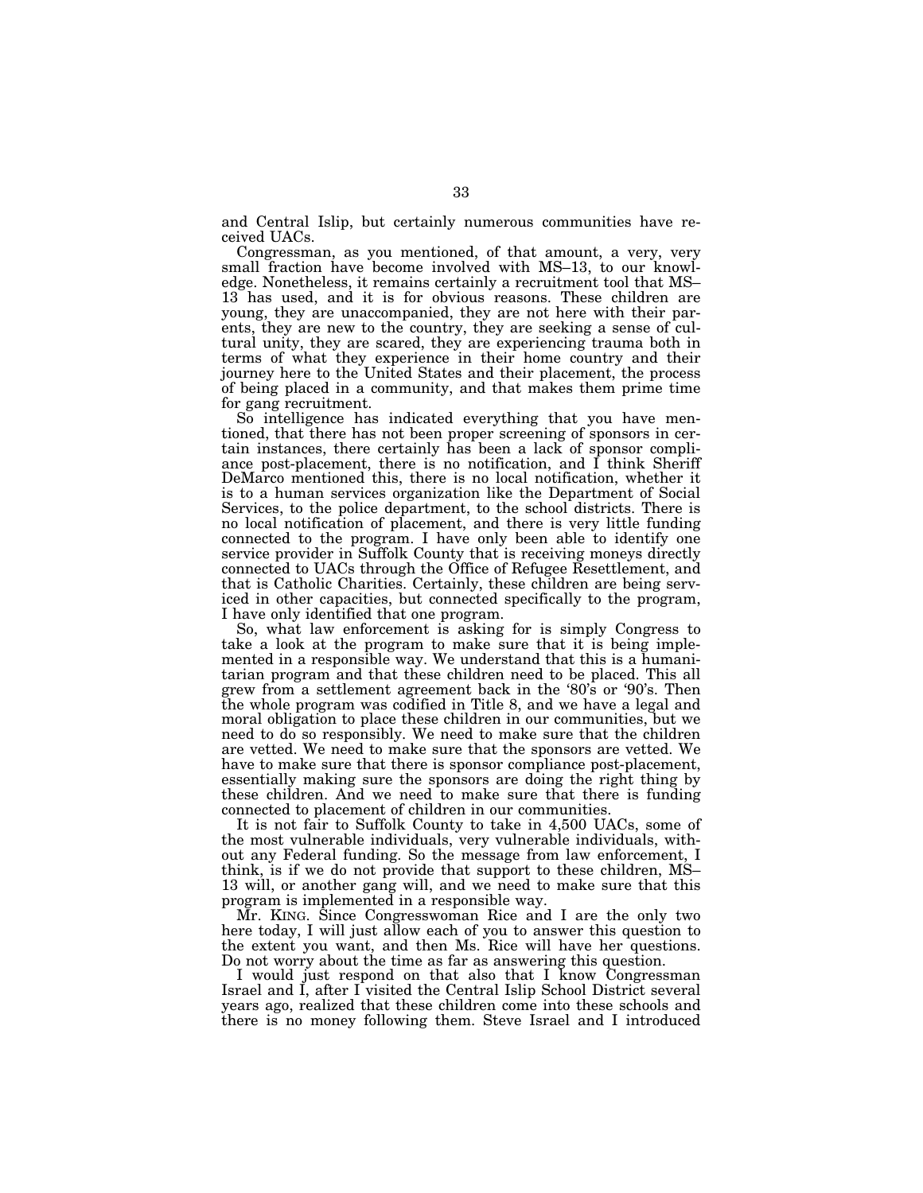and Central Islip, but certainly numerous communities have received UACs.

Congressman, as you mentioned, of that amount, a very, very small fraction have become involved with MS–13, to our knowledge. Nonetheless, it remains certainly a recruitment tool that MS–13 has used, and it is for obvious reasons. These children are young, they are unaccompanied, they are not here with their parents, they are new to the country, they are seeking a sense of cultural unity, they are scared, they are experiencing trauma both in terms of what they experience in their home country and their journey here to the United States and their placement, the process of being placed in a community, and that makes them prime time for gang recruitment.

So intelligence has indicated everything that you have mentioned, that there has not been proper screening of sponsors in certain instances, there certainly has been a lack of sponsor compliance post-placement, there is no notification, and I think Sheriff DeMarco mentioned this, there is no local notification, whether it is to a human services organization like the Department of Social Services, to the police department, to the school districts. There is no local notification of placement, and there is very little funding connected to the program. I have only been able to identify one service provider in Suffolk County that is receiving moneys directly connected to UACs through the Office of Refugee Resettlement, and that is Catholic Charities. Certainly, these children are being serviced in other capacities, but connected specifically to the program, I have only identified that one program.

So, what law enforcement is asking for is simply Congress to take a look at the program to make sure that it is being implemented in a responsible way. We understand that this is a humanitarian program and that these children need to be placed. This all grew from a settlement agreement back in the '80's or '90's. Then the whole program was codified in Title 8, and we have a legal and moral obligation to place these children in our communities, but we need to do so responsibly. We need to make sure that the children are vetted. We need to make sure that the sponsors are vetted. We have to make sure that there is sponsor compliance post-placement, essentially making sure the sponsors are doing the right thing by these children. And we need to make sure that there is funding connected to placement of children in our communities.

It is not fair to Suffolk County to take in 4,500 UACs, some of the most vulnerable individuals, very vulnerable individuals, without any Federal funding. So the message from law enforcement, I think, is if we do not provide that support to these children, MS–13 will, or another gang will, and we need to make sure that this program is implemented in a responsible way.

Mr. KING. Since Congresswoman Rice and I are the only two here today, I will just allow each of you to answer this question to the extent you want, and then Ms. Rice will have her questions. Do not worry about the time as far as answering this question.

I would just respond on that also that I know Congressman Israel and I, after I visited the Central Islip School District several years ago, realized that these children come into these schools and there is no money following them. Steve Israel and I introduced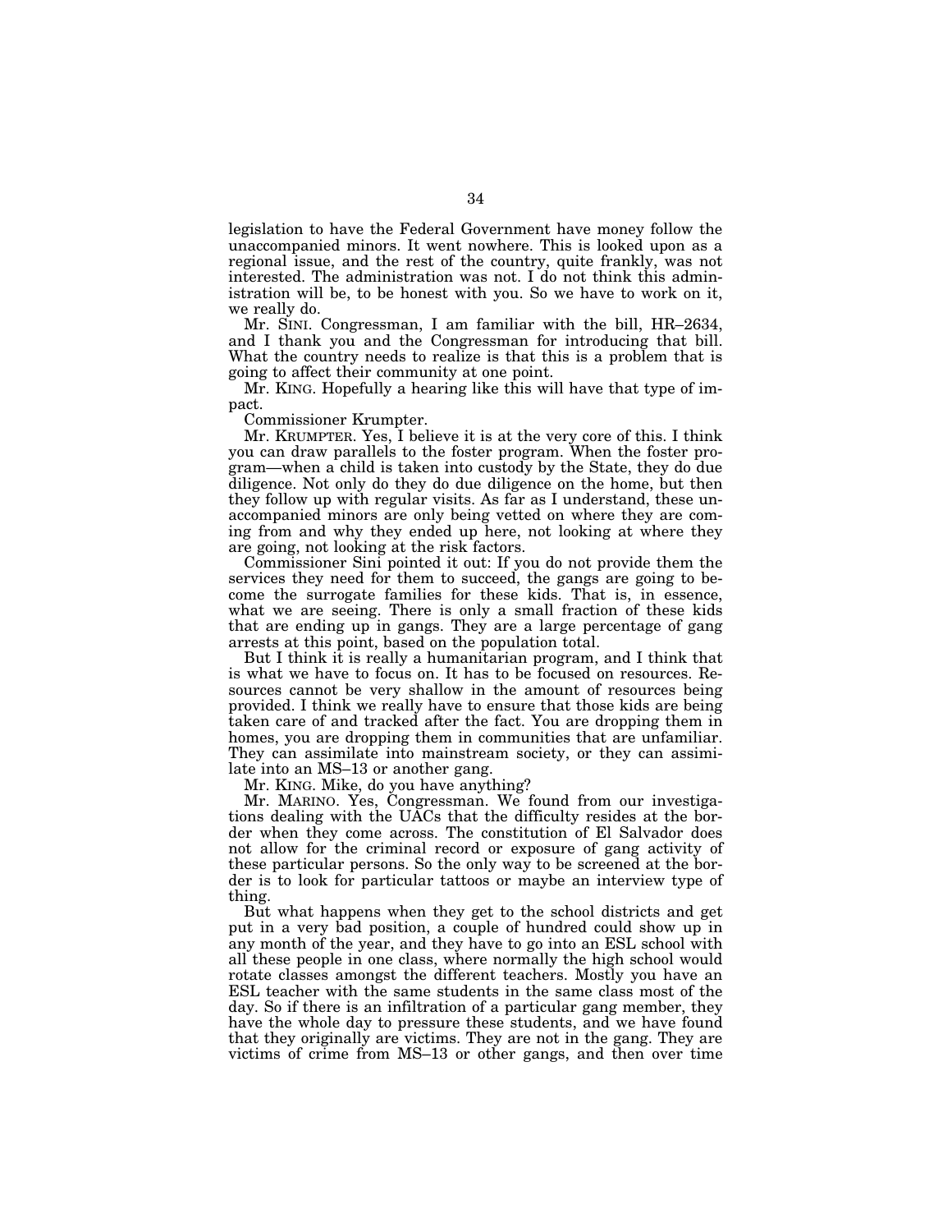legislation to have the Federal Government have money follow the unaccompanied minors. It went nowhere. This is looked upon as a regional issue, and the rest of the country, quite frankly, was not interested. The administration was not. I do not think this administration will be, to be honest with you. So we have to work on it, we really do.

Mr. SINI. Congressman, I am familiar with the bill, HR–2634, and I thank you and the Congressman for introducing that bill. What the country needs to realize is that this is a problem that is going to affect their community at one point.

Mr. KING. Hopefully a hearing like this will have that type of impact.

Commissioner Krumpter.

Mr. KRUMPTER. Yes, I believe it is at the very core of this. I think you can draw parallels to the foster program. When the foster program—when a child is taken into custody by the State, they do due diligence. Not only do they do due diligence on the home, but then they follow up with regular visits. As far as I understand, these unaccompanied minors are only being vetted on where they are coming from and why they ended up here, not looking at where they are going, not looking at the risk factors.

Commissioner Sini pointed it out: If you do not provide them the services they need for them to succeed, the gangs are going to become the surrogate families for these kids. That is, in essence, what we are seeing. There is only a small fraction of these kids that are ending up in gangs. They are a large percentage of gang arrests at this point, based on the population total.

But I think it is really a humanitarian program, and I think that is what we have to focus on. It has to be focused on resources. Resources cannot be very shallow in the amount of resources being provided. I think we really have to ensure that those kids are being taken care of and tracked after the fact. You are dropping them in homes, you are dropping them in communities that are unfamiliar. They can assimilate into mainstream society, or they can assimilate into an MS–13 or another gang.

Mr. KING. Mike, do you have anything?

Mr. MARINO. Yes, Congressman. We found from our investigations dealing with the UACs that the difficulty resides at the border when they come across. The constitution of El Salvador does not allow for the criminal record or exposure of gang activity of these particular persons. So the only way to be screened at the border is to look for particular tattoos or maybe an interview type of thing.

But what happens when they get to the school districts and get put in a very bad position, a couple of hundred could show up in any month of the year, and they have to go into an ESL school with all these people in one class, where normally the high school would rotate classes amongst the different teachers. Mostly you have an ESL teacher with the same students in the same class most of the day. So if there is an infiltration of a particular gang member, they have the whole day to pressure these students, and we have found that they originally are victims. They are not in the gang. They are victims of crime from MS–13 or other gangs, and then over time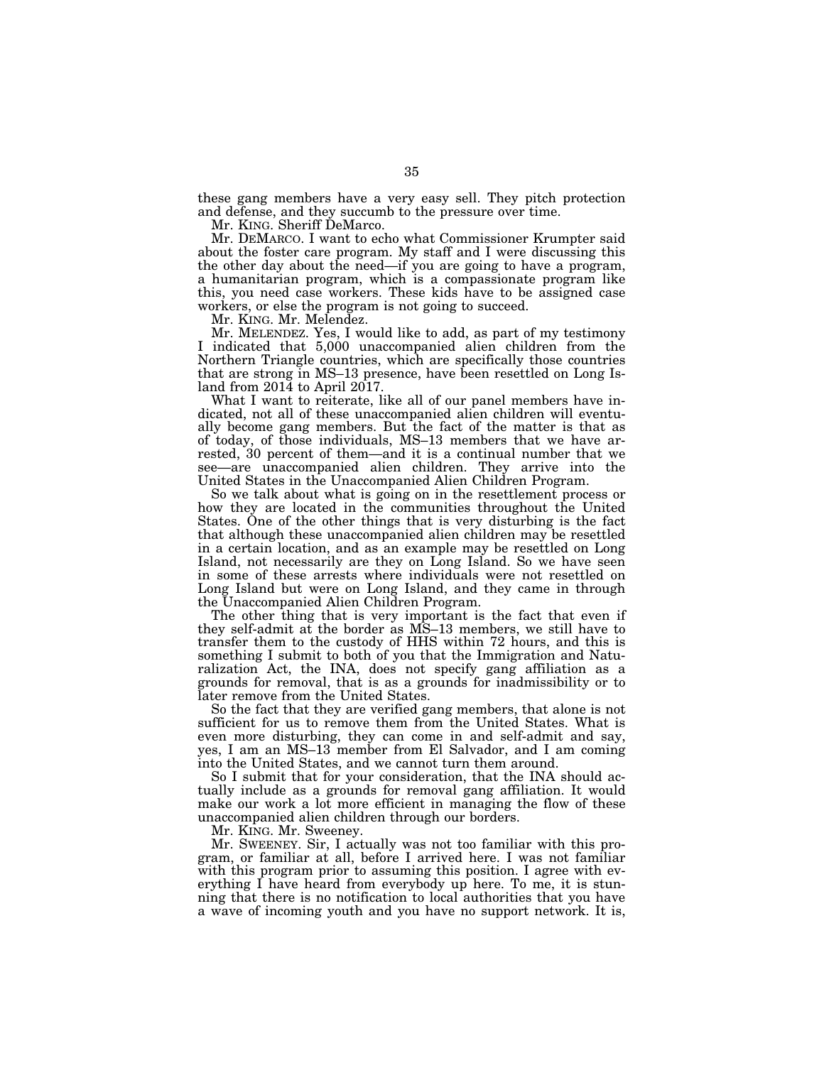these gang members have a very easy sell. They pitch protection and defense, and they succumb to the pressure over time.

Mr. KING. Sheriff DeMarco.

Mr. DEMARCO. I want to echo what Commissioner Krumpter said about the foster care program. My staff and I were discussing this the other day about the need—if you are going to have a program, a humanitarian program, which is a compassionate program like this, you need case workers. These kids have to be assigned case workers, or else the program is not going to succeed.

Mr. KING. Mr. Melendez.

Mr. MELENDEZ. Yes, I would like to add, as part of my testimony I indicated that 5,000 unaccompanied alien children from the Northern Triangle countries, which are specifically those countries that are strong in MS–13 presence, have been resettled on Long Island from 2014 to April 2017.

What I want to reiterate, like all of our panel members have indicated, not all of these unaccompanied alien children will eventually become gang members. But the fact of the matter is that as of today, of those individuals, MS–13 members that we have arrested, 30 percent of them—and it is a continual number that we see—are unaccompanied alien children. They arrive into the United States in the Unaccompanied Alien Children Program.

So we talk about what is going on in the resettlement process or how they are located in the communities throughout the United States. One of the other things that is very disturbing is the fact that although these unaccompanied alien children may be resettled in a certain location, and as an example may be resettled on Long Island, not necessarily are they on Long Island. So we have seen in some of these arrests where individuals were not resettled on Long Island but were on Long Island, and they came in through the Unaccompanied Alien Children Program.

The other thing that is very important is the fact that even if they self-admit at the border as MS–13 members, we still have to transfer them to the custody of HHS within 72 hours, and this is something I submit to both of you that the Immigration and Naturalization Act, the INA, does not specify gang affiliation as a grounds for removal, that is as a grounds for inadmissibility or to later remove from the United States.

So the fact that they are verified gang members, that alone is not sufficient for us to remove them from the United States. What is even more disturbing, they can come in and self-admit and say, yes, I am an MS–13 member from El Salvador, and I am coming into the United States, and we cannot turn them around.

So I submit that for your consideration, that the INA should actually include as a grounds for removal gang affiliation. It would make our work a lot more efficient in managing the flow of these unaccompanied alien children through our borders.

Mr. KING. Mr. Sweeney.

Mr. SWEENEY. Sir, I actually was not too familiar with this program, or familiar at all, before I arrived here. I was not familiar with this program prior to assuming this position. I agree with everything I have heard from everybody up here. To me, it is stunning that there is no notification to local authorities that you have a wave of incoming youth and you have no support network. It is,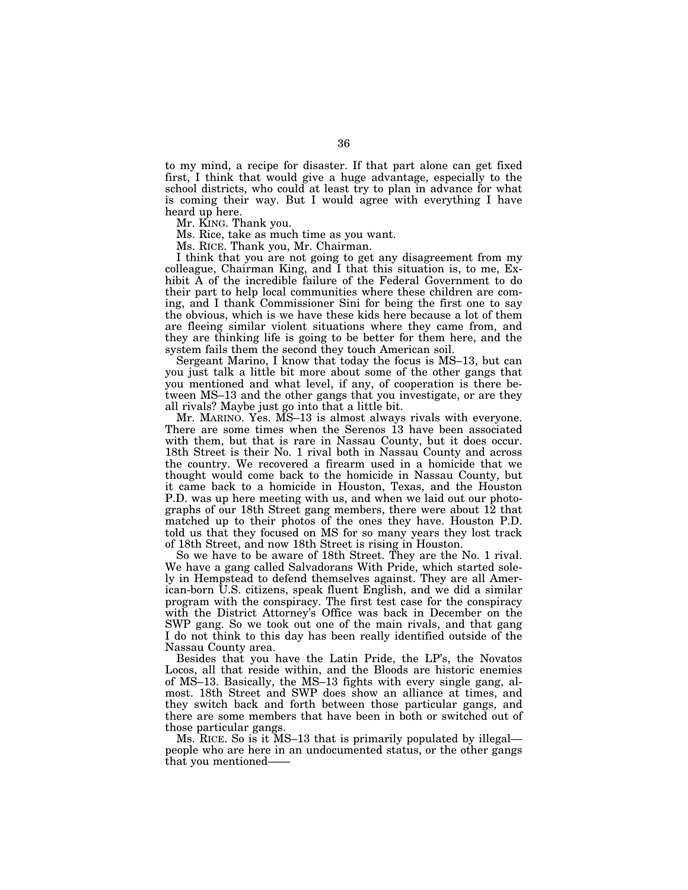to my mind, a recipe for disaster. If that part alone can get fixed first, I think that would give a huge advantage, especially to the school districts, who could at least try to plan in advance for what is coming their way. But I would agree with everything I have heard up here.

Mr. KING. Thank you.

Ms. Rice, take as much time as you want.

Ms. RICE. Thank you, Mr. Chairman.

I think that you are not going to get any disagreement from my colleague, Chairman King, and I that this situation is, to me, Exhibit A of the incredible failure of the Federal Government to do their part to help local communities where these children are coming, and I thank Commissioner Sini for being the first one to say the obvious, which is we have these kids here because a lot of them are fleeing similar violent situations where they came from, and they are thinking life is going to be better for them here, and the system fails them the second they touch American soil.

Sergeant Marino, I know that today the focus is MS–13, but can you just talk a little bit more about some of the other gangs that you mentioned and what level, if any, of cooperation is there between MS–13 and the other gangs that you investigate, or are they all rivals? Maybe just go into that a little bit.

Mr. MARINO. Yes. MS–13 is almost always rivals with everyone. There are some times when the Serenos 13 have been associated with them, but that is rare in Nassau County, but it does occur. 18th Street is their No. 1 rival both in Nassau County and across the country. We recovered a firearm used in a homicide that we thought would come back to the homicide in Nassau County, but it came back to a homicide in Houston, Texas, and the Houston P.D. was up here meeting with us, and when we laid out our photographs of our 18th Street gang members, there were about 12 that matched up to their photos of the ones they have. Houston P.D. told us that they focused on MS for so many years they lost track of 18th Street, and now 18th Street is rising in Houston.

So we have to be aware of 18th Street. They are the No. 1 rival. We have a gang called Salvadorans With Pride, which started solely in Hempstead to defend themselves against. They are all American-born U.S. citizens, speak fluent English, and we did a similar program with the conspiracy. The first test case for the conspiracy with the District Attorney's Office was back in December on the SWP gang. So we took out one of the main rivals, and that gang I do not think to this day has been really identified outside of the Nassau County area.

Besides that you have the Latin Pride, the LP's, the Novatos Locos, all that reside within, and the Bloods are historic enemies of MS–13. Basically, the MS–13 fights with every single gang, almost. 18th Street and SWP does show an alliance at times, and they switch back and forth between those particular gangs, and there are some members that have been in both or switched out of those particular gangs.

Ms. RICE. So is it MS–13 that is primarily populated by illegal— people who are here in an undocumented status, or the other gangs that you mentioned——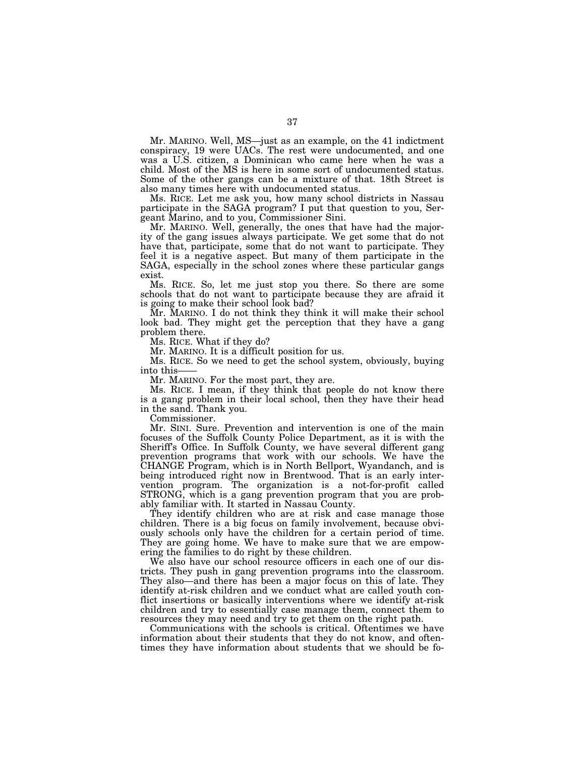Mr. MARINO. Well, MS—just as an example, on the 41 indictment conspiracy, 19 were UACs. The rest were undocumented, and one was a U.S. citizen, a Dominican who came here when he was a child. Most of the MS is here in some sort of undocumented status. Some of the other gangs can be a mixture of that. 18th Street is also many times here with undocumented status.

Ms. RICE. Let me ask you, how many school districts in Nassau participate in the SAGA program? I put that question to you, Sergeant Marino, and to you, Commissioner Sini.

Mr. MARINO. Well, generally, the ones that have had the majority of the gang issues always participate. We get some that do not have that, participate, some that do not want to participate. They feel it is a negative aspect. But many of them participate in the SAGA, especially in the school zones where these particular gangs exist.

Ms. RICE. So, let me just stop you there. So there are some schools that do not want to participate because they are afraid it is going to make their school look bad?

Mr. MARINO. I do not think they think it will make their school look bad. They might get the perception that they have a gang problem there.

Ms. RICE. What if they do?

Mr. MARINO. It is a difficult position for us.

Ms. RICE. So we need to get the school system, obviously, buying into this——

Mr. MARINO. For the most part, they are.

Ms. RICE. I mean, if they think that people do not know there is a gang problem in their local school, then they have their head in the sand. Thank you.

Commissioner.

Mr. SINI. Sure. Prevention and intervention is one of the main focuses of the Suffolk County Police Department, as it is with the Sheriff's Office. In Suffolk County, we have several different gang prevention programs that work with our schools. We have the CHANGE Program, which is in North Bellport, Wyandanch, and is being introduced right now in Brentwood. That is an early intervention program. The organization is a not-for-profit called STRONG, which is a gang prevention program that you are probably familiar with. It started in Nassau County.

They identify children who are at risk and case manage those children. There is a big focus on family involvement, because obviously schools only have the children for a certain period of time. They are going home. We have to make sure that we are empowering the families to do right by these children.

We also have our school resource officers in each one of our districts. They push in gang prevention programs into the classroom. They also—and there has been a major focus on this of late. They identify at-risk children and we conduct what are called youth conflict insertions or basically interventions where we identify at-risk children and try to essentially case manage them, connect them to resources they may need and try to get them on the right path.

Communications with the schools is critical. Oftentimes we have information about their students that they do not know, and oftentimes they have information about students that we should be fo-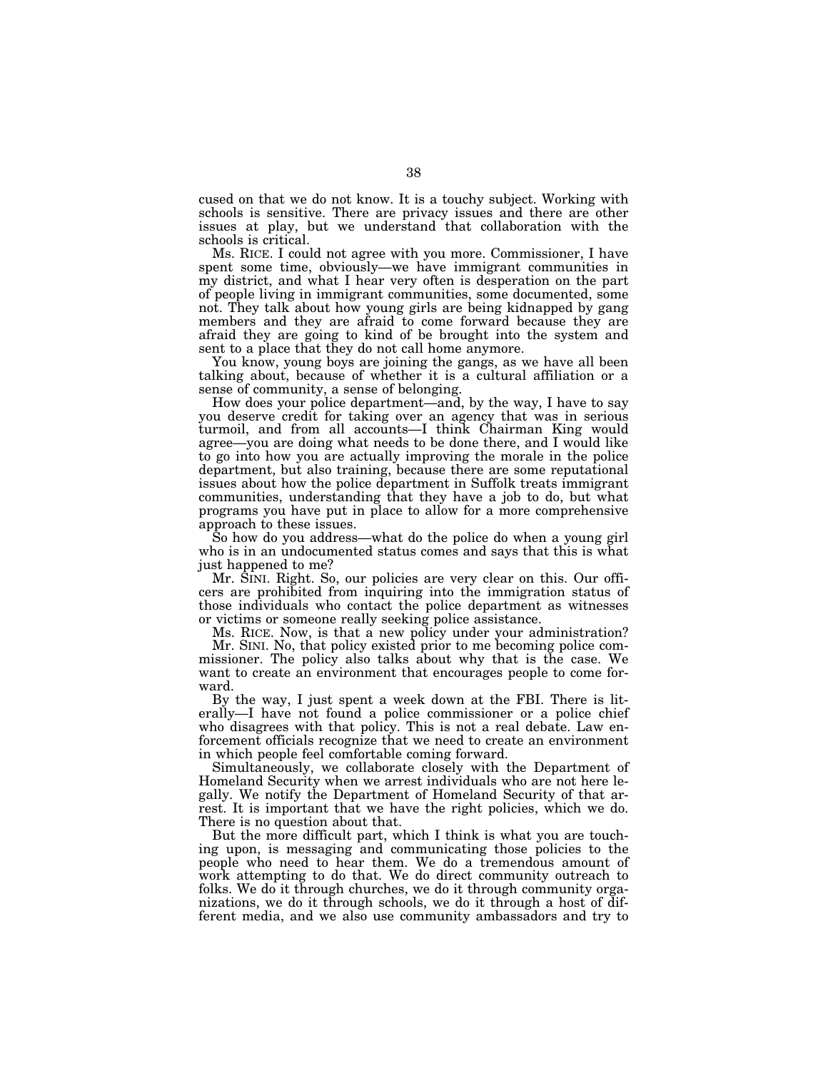cused on that we do not know. It is a touchy subject. Working with schools is sensitive. There are privacy issues and there are other issues at play, but we understand that collaboration with the schools is critical.

Ms. RICE. I could not agree with you more. Commissioner, I have spent some time, obviously—we have immigrant communities in my district, and what I hear very often is desperation on the part of people living in immigrant communities, some documented, some not. They talk about how young girls are being kidnapped by gang members and they are afraid to come forward because they are afraid they are going to kind of be brought into the system and sent to a place that they do not call home anymore.

You know, young boys are joining the gangs, as we have all been talking about, because of whether it is a cultural affiliation or a sense of community, a sense of belonging.

How does your police department—and, by the way, I have to say you deserve credit for taking over an agency that was in serious turmoil, and from all accounts—I think Chairman King would agree—you are doing what needs to be done there, and I would like to go into how you are actually improving the morale in the police department, but also training, because there are some reputational issues about how the police department in Suffolk treats immigrant communities, understanding that they have a job to do, but what programs you have put in place to allow for a more comprehensive approach to these issues.

So how do you address—what do the police do when a young girl who is in an undocumented status comes and says that this is what just happened to me?

Mr. SINI. Right. So, our policies are very clear on this. Our officers are prohibited from inquiring into the immigration status of those individuals who contact the police department as witnesses or victims or someone really seeking police assistance.

Ms. RICE. Now, is that a new policy under your administration?

Mr. SINI. No, that policy existed prior to me becoming police commissioner. The policy also talks about why that is the case. We want to create an environment that encourages people to come forward.

By the way, I just spent a week down at the FBI. There is literally—I have not found a police commissioner or a police chief who disagrees with that policy. This is not a real debate. Law enforcement officials recognize that we need to create an environment in which people feel comfortable coming forward.

Simultaneously, we collaborate closely with the Department of Homeland Security when we arrest individuals who are not here legally. We notify the Department of Homeland Security of that arrest. It is important that we have the right policies, which we do. There is no question about that.

But the more difficult part, which I think is what you are touching upon, is messaging and communicating those policies to the people who need to hear them. We do a tremendous amount of work attempting to do that. We do direct community outreach to folks. We do it through churches, we do it through community organizations, we do it through schools, we do it through a host of different media, and we also use community ambassadors and try to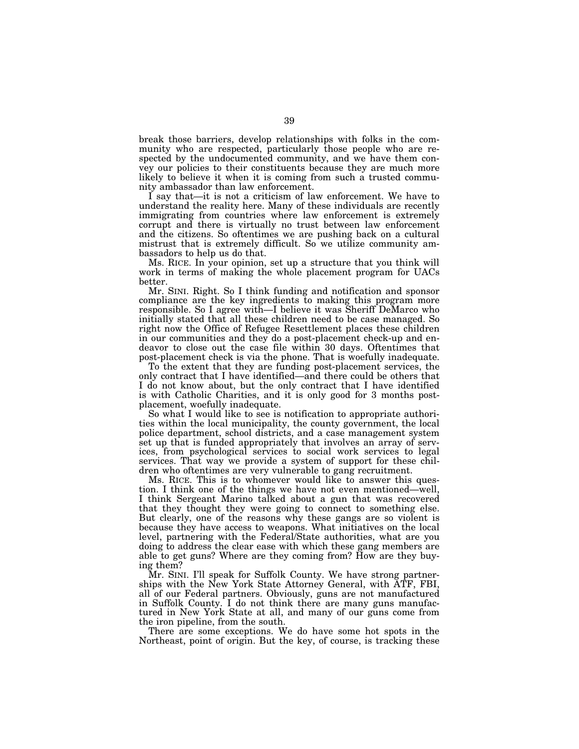break those barriers, develop relationships with folks in the community who are respected, particularly those people who are respected by the undocumented community, and we have them convey our policies to their constituents because they are much more likely to believe it when it is coming from such a trusted community ambassador than law enforcement.

I say that—it is not a criticism of law enforcement. We have to understand the reality here. Many of these individuals are recently immigrating from countries where law enforcement is extremely corrupt and there is virtually no trust between law enforcement and the citizens. So oftentimes we are pushing back on a cultural mistrust that is extremely difficult. So we utilize community ambassadors to help us do that.

Ms. RICE. In your opinion, set up a structure that you think will work in terms of making the whole placement program for UACs better.

Mr. SINI. Right. So I think funding and notification and sponsor compliance are the key ingredients to making this program more responsible. So I agree with—I believe it was Sheriff DeMarco who initially stated that all these children need to be case managed. So right now the Office of Refugee Resettlement places these children in our communities and they do a post-placement check-up and endeavor to close out the case file within 30 days. Oftentimes that post-placement check is via the phone. That is woefully inadequate.

To the extent that they are funding post-placement services, the only contract that I have identified—and there could be others that I do not know about, but the only contract that I have identified is with Catholic Charities, and it is only good for 3 months post-placement, woefully inadequate.

So what I would like to see is notification to appropriate authorities within the local municipality, the county government, the local police department, school districts, and a case management system set up that is funded appropriately that involves an array of services, from psychological services to social work services to legal services. That way we provide a system of support for these children who oftentimes are very vulnerable to gang recruitment.

Ms. RICE. This is to whomever would like to answer this question. I think one of the things we have not even mentioned—well, I think Sergeant Marino talked about a gun that was recovered that they thought they were going to connect to something else. But clearly, one of the reasons why these gangs are so violent is because they have access to weapons. What initiatives on the local level, partnering with the Federal/State authorities, what are you doing to address the clear ease with which these gang members are able to get guns? Where are they coming from? How are they buying them?

Mr. SINI. I'll speak for Suffolk County. We have strong partnerships with the New York State Attorney General, with ATF, FBI, all of our Federal partners. Obviously, guns are not manufactured in Suffolk County. I do not think there are many guns manufactured in New York State at all, and many of our guns come from the iron pipeline, from the south.

There are some exceptions. We do have some hot spots in the Northeast, point of origin. But the key, of course, is tracking these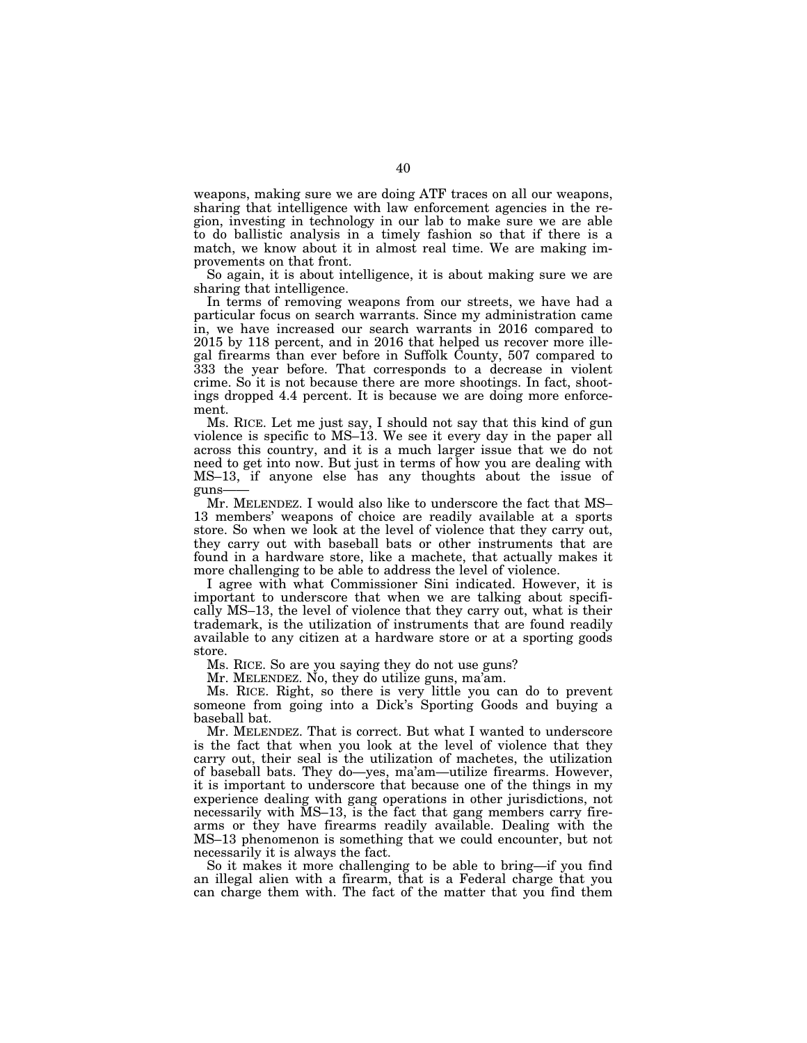weapons, making sure we are doing ATF traces on all our weapons, sharing that intelligence with law enforcement agencies in the region, investing in technology in our lab to make sure we are able to do ballistic analysis in a timely fashion so that if there is a match, we know about it in almost real time. We are making improvements on that front.

So again, it is about intelligence, it is about making sure we are sharing that intelligence.

In terms of removing weapons from our streets, we have had a particular focus on search warrants. Since my administration came in, we have increased our search warrants in 2016 compared to 2015 by 118 percent, and in 2016 that helped us recover more illegal firearms than ever before in Suffolk County, 507 compared to 333 the year before. That corresponds to a decrease in violent crime. So it is not because there are more shootings. In fact, shootings dropped 4.4 percent. It is because we are doing more enforcement.

Ms. RICE. Let me just say, I should not say that this kind of gun violence is specific to MS–13. We see it every day in the paper all across this country, and it is a much larger issue that we do not need to get into now. But just in terms of how you are dealing with MS–13, if anyone else has any thoughts about the issue of guns——

Mr. MELENDEZ. I would also like to underscore the fact that MS–13 members' weapons of choice are readily available at a sports store. So when we look at the level of violence that they carry out, they carry out with baseball bats or other instruments that are found in a hardware store, like a machete, that actually makes it more challenging to be able to address the level of violence.

I agree with what Commissioner Sini indicated. However, it is important to underscore that when we are talking about specifically MS–13, the level of violence that they carry out, what is their trademark, is the utilization of instruments that are found readily available to any citizen at a hardware store or at a sporting goods store.

Ms. RICE. So are you saying they do not use guns?

Mr. MELENDEZ. No, they do utilize guns, ma'am.

Ms. RICE. Right, so there is very little you can do to prevent someone from going into a Dick's Sporting Goods and buying a baseball bat.

Mr. MELENDEZ. That is correct. But what I wanted to underscore is the fact that when you look at the level of violence that they carry out, their seal is the utilization of machetes, the utilization of baseball bats. They do—yes, ma'am—utilize firearms. However, it is important to underscore that because one of the things in my experience dealing with gang operations in other jurisdictions, not necessarily with MS–13, is the fact that gang members carry firearms or they have firearms readily available. Dealing with the MS–13 phenomenon is something that we could encounter, but not necessarily it is always the fact.

So it makes it more challenging to be able to bring—if you find an illegal alien with a firearm, that is a Federal charge that you can charge them with. The fact of the matter that you find them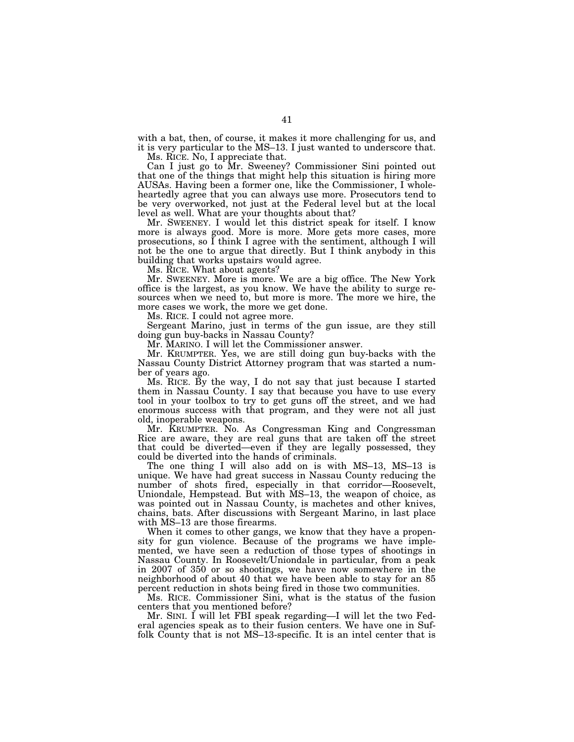with a bat, then, of course, it makes it more challenging for us, and it is very particular to the MS–13. I just wanted to underscore that.

Ms. RICE. No, I appreciate that.

Can I just go to Mr. Sweeney? Commissioner Sini pointed out that one of the things that might help this situation is hiring more AUSAs. Having been a former one, like the Commissioner, I wholeheartedly agree that you can always use more. Prosecutors tend to be very overworked, not just at the Federal level but at the local level as well. What are your thoughts about that?

Mr. SWEENEY. I would let this district speak for itself. I know more is always good. More is more. More gets more cases, more prosecutions, so I think I agree with the sentiment, although I will not be the one to argue that directly. But I think anybody in this building that works upstairs would agree.

Ms. RICE. What about agents?

Mr. SWEENEY. More is more. We are a big office. The New York office is the largest, as you know. We have the ability to surge resources when we need to, but more is more. The more we hire, the more cases we work, the more we get done.

Ms. RICE. I could not agree more.

Sergeant Marino, just in terms of the gun issue, are they still doing gun buy-backs in Nassau County?

Mr. MARINO. I will let the Commissioner answer.

Mr. KRUMPTER. Yes, we are still doing gun buy-backs with the Nassau County District Attorney program that was started a number of years ago.

Ms. RICE. By the way, I do not say that just because I started them in Nassau County. I say that because you have to use every tool in your toolbox to try to get guns off the street, and we had enormous success with that program, and they were not all just old, inoperable weapons.

Mr. KRUMPTER. No. As Congressman King and Congressman Rice are aware, they are real guns that are taken off the street that could be diverted—even if they are legally possessed, they could be diverted into the hands of criminals.

The one thing I will also add on is with MS–13, MS–13 is unique. We have had great success in Nassau County reducing the number of shots fired, especially in that corridor—Roosevelt, Uniondale, Hempstead. But with MS–13, the weapon of choice, as was pointed out in Nassau County, is machetes and other knives, chains, bats. After discussions with Sergeant Marino, in last place with MS–13 are those firearms.

When it comes to other gangs, we know that they have a propensity for gun violence. Because of the programs we have implemented, we have seen a reduction of those types of shootings in Nassau County. In Roosevelt/Uniondale in particular, from a peak in 2007 of 350 or so shootings, we have now somewhere in the neighborhood of about 40 that we have been able to stay for an 85 percent reduction in shots being fired in those two communities.

Ms. RICE. Commissioner Sini, what is the status of the fusion centers that you mentioned before?

Mr. SINI. I will let FBI speak regarding—I will let the two Federal agencies speak as to their fusion centers. We have one in Suffolk County that is not MS–13-specific. It is an intel center that is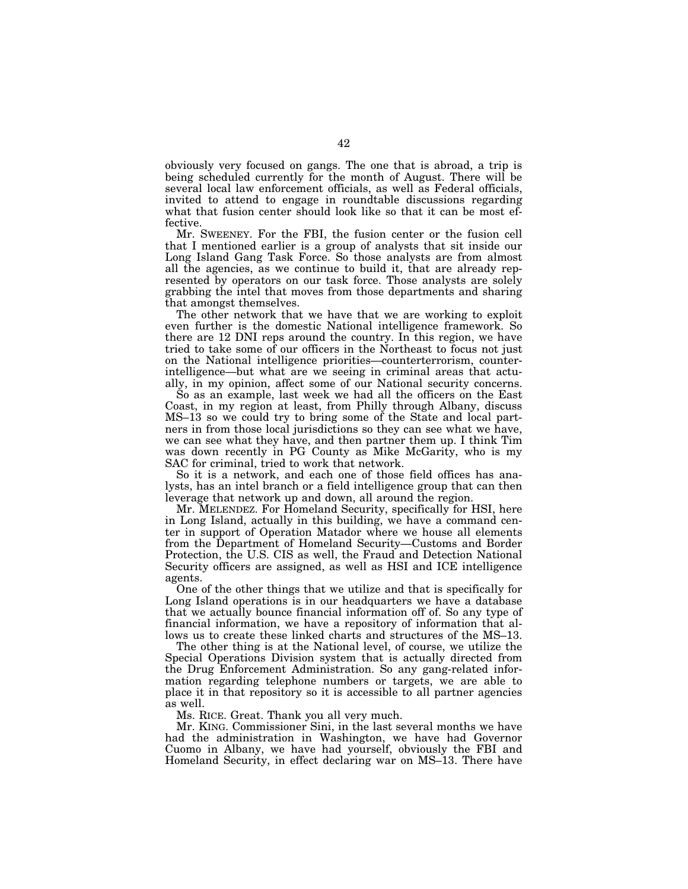obviously very focused on gangs. The one that is abroad, a trip is being scheduled currently for the month of August. There will be several local law enforcement officials, as well as Federal officials, invited to attend to engage in roundtable discussions regarding what that fusion center should look like so that it can be most effective.

Mr. SWEENEY. For the FBI, the fusion center or the fusion cell that I mentioned earlier is a group of analysts that sit inside our Long Island Gang Task Force. So those analysts are from almost all the agencies, as we continue to build it, that are already represented by operators on our task force. Those analysts are solely grabbing the intel that moves from those departments and sharing that amongst themselves.

The other network that we have that we are working to exploit even further is the domestic National intelligence framework. So there are 12 DNI reps around the country. In this region, we have tried to take some of our officers in the Northeast to focus not just on the National intelligence priorities—counterterrorism, counterintelligence—but what are we seeing in criminal areas that actually, in my opinion, affect some of our National security concerns.

So as an example, last week we had all the officers on the East Coast, in my region at least, from Philly through Albany, discuss MS–13 so we could try to bring some of the State and local partners in from those local jurisdictions so they can see what we have, we can see what they have, and then partner them up. I think Tim was down recently in PG County as Mike McGarity, who is my SAC for criminal, tried to work that network.

So it is a network, and each one of those field offices has analysts, has an intel branch or a field intelligence group that can then leverage that network up and down, all around the region.

Mr. MELENDEZ. For Homeland Security, specifically for HSI, here in Long Island, actually in this building, we have a command center in support of Operation Matador where we house all elements from the Department of Homeland Security—Customs and Border Protection, the U.S. CIS as well, the Fraud and Detection National Security officers are assigned, as well as HSI and ICE intelligence agents.

One of the other things that we utilize and that is specifically for Long Island operations is in our headquarters we have a database that we actually bounce financial information off of. So any type of financial information, we have a repository of information that allows us to create these linked charts and structures of the MS–13.

The other thing is at the National level, of course, we utilize the Special Operations Division system that is actually directed from the Drug Enforcement Administration. So any gang-related information regarding telephone numbers or targets, we are able to place it in that repository so it is accessible to all partner agencies as well.

Ms. RICE. Great. Thank you all very much.

Mr. KING. Commissioner Sini, in the last several months we have had the administration in Washington, we have had Governor Cuomo in Albany, we have had yourself, obviously the FBI and Homeland Security, in effect declaring war on MS–13. There have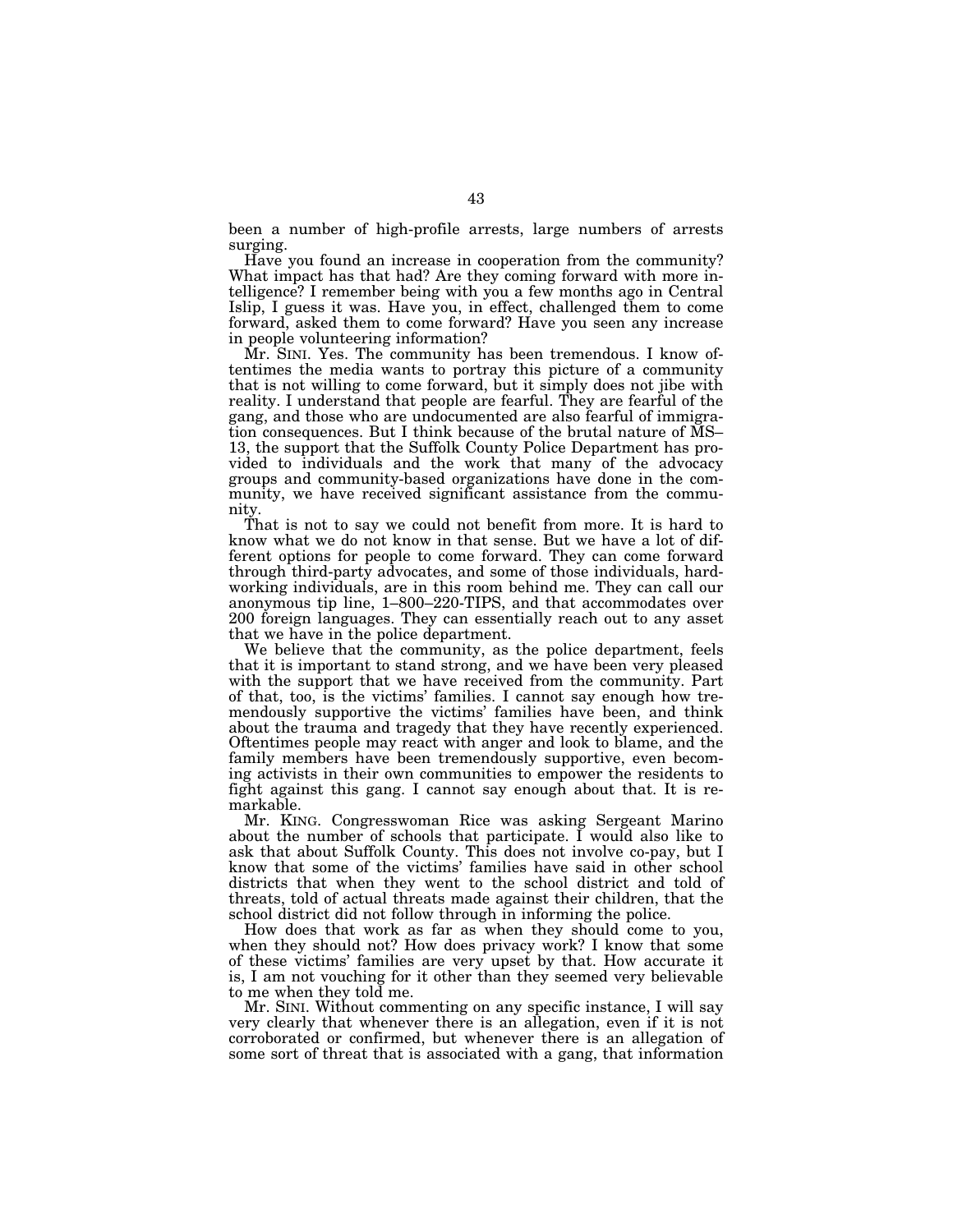been a number of high-profile arrests, large numbers of arrests surging.

Have you found an increase in cooperation from the community? What impact has that had? Are they coming forward with more intelligence? I remember being with you a few months ago in Central Islip, I guess it was. Have you, in effect, challenged them to come forward, asked them to come forward? Have you seen any increase in people volunteering information?

Mr. SINI. Yes. The community has been tremendous. I know oftentimes the media wants to portray this picture of a community that is not willing to come forward, but it simply does not jibe with reality. I understand that people are fearful. They are fearful of the gang, and those who are undocumented are also fearful of immigration consequences. But I think because of the brutal nature of MS–13, the support that the Suffolk County Police Department has provided to individuals and the work that many of the advocacy groups and community-based organizations have done in the community, we have received significant assistance from the community.

That is not to say we could not benefit from more. It is hard to know what we do not know in that sense. But we have a lot of different options for people to come forward. They can come forward through third-party advocates, and some of those individuals, hardworking individuals, are in this room behind me. They can call our anonymous tip line, 1–800–220-TIPS, and that accommodates over 200 foreign languages. They can essentially reach out to any asset that we have in the police department.

We believe that the community, as the police department, feels that it is important to stand strong, and we have been very pleased with the support that we have received from the community. Part of that, too, is the victims' families. I cannot say enough how tremendously supportive the victims' families have been, and think about the trauma and tragedy that they have recently experienced. Oftentimes people may react with anger and look to blame, and the family members have been tremendously supportive, even becoming activists in their own communities to empower the residents to fight against this gang. I cannot say enough about that. It is remarkable.

Mr. KING. Congresswoman Rice was asking Sergeant Marino about the number of schools that participate. I would also like to ask that about Suffolk County. This does not involve co-pay, but I know that some of the victims' families have said in other school districts that when they went to the school district and told of threats, told of actual threats made against their children, that the school district did not follow through in informing the police.

How does that work as far as when they should come to you, when they should not? How does privacy work? I know that some of these victims' families are very upset by that. How accurate it is, I am not vouching for it other than they seemed very believable to me when they told me.

Mr. SINI. Without commenting on any specific instance, I will say very clearly that whenever there is an allegation, even if it is not corroborated or confirmed, but whenever there is an allegation of some sort of threat that is associated with a gang, that information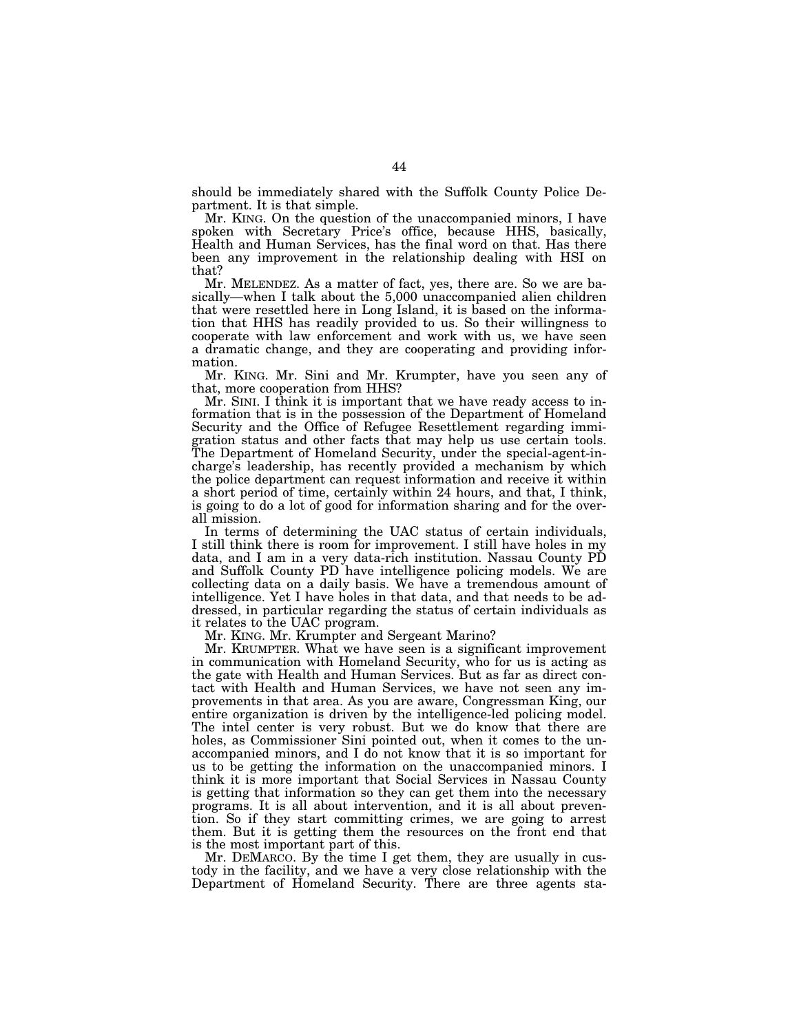should be immediately shared with the Suffolk County Police Department. It is that simple.

Mr. KING. On the question of the unaccompanied minors, I have spoken with Secretary Price's office, because HHS, basically, Health and Human Services, has the final word on that. Has there been any improvement in the relationship dealing with HSI on that?

Mr. MELENDEZ. As a matter of fact, yes, there are. So we are basically—when I talk about the 5,000 unaccompanied alien children that were resettled here in Long Island, it is based on the information that HHS has readily provided to us. So their willingness to cooperate with law enforcement and work with us, we have seen a dramatic change, and they are cooperating and providing information.

Mr. KING. Mr. Sini and Mr. Krumpter, have you seen any of that, more cooperation from HHS?

Mr. SINI. I think it is important that we have ready access to information that is in the possession of the Department of Homeland Security and the Office of Refugee Resettlement regarding immigration status and other facts that may help us use certain tools. The Department of Homeland Security, under the special-agent-in-charge's leadership, has recently provided a mechanism by which the police department can request information and receive it within a short period of time, certainly within 24 hours, and that, I think, is going to do a lot of good for information sharing and for the overall mission.

In terms of determining the UAC status of certain individuals, I still think there is room for improvement. I still have holes in my data, and I am in a very data-rich institution. Nassau County PD and Suffolk County PD have intelligence policing models. We are collecting data on a daily basis. We have a tremendous amount of intelligence. Yet I have holes in that data, and that needs to be addressed, in particular regarding the status of certain individuals as it relates to the UAC program.

Mr. KING. Mr. Krumpter and Sergeant Marino?

Mr. KRUMPTER. What we have seen is a significant improvement in communication with Homeland Security, who for us is acting as the gate with Health and Human Services. But as far as direct contact with Health and Human Services, we have not seen any improvements in that area. As you are aware, Congressman King, our entire organization is driven by the intelligence-led policing model. The intel center is very robust. But we do know that there are holes, as Commissioner Sini pointed out, when it comes to the unaccompanied minors, and I do not know that it is so important for us to be getting the information on the unaccompanied minors. I think it is more important that Social Services in Nassau County is getting that information so they can get them into the necessary programs. It is all about intervention, and it is all about prevention. So if they start committing crimes, we are going to arrest them. But it is getting them the resources on the front end that is the most important part of this.

Mr. DEMARCO. By the time I get them, they are usually in custody in the facility, and we have a very close relationship with the Department of Homeland Security. There are three agents sta-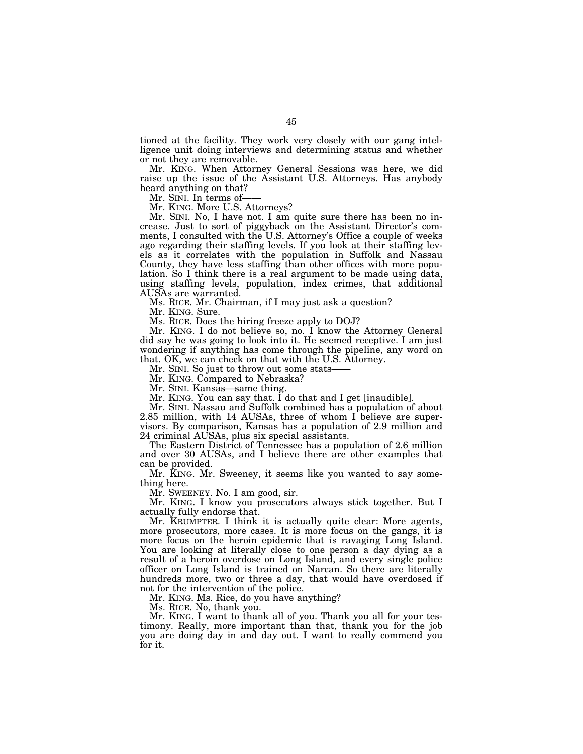tioned at the facility. They work very closely with our gang intelligence unit doing interviews and determining status and whether or not they are removable.

Mr. KING. When Attorney General Sessions was here, we did raise up the issue of the Assistant U.S. Attorneys. Has anybody heard anything on that?

Mr. SINI. In terms of——

Mr. KING. More U.S. Attorneys?

Mr. SINI. No, I have not. I am quite sure there has been no increase. Just to sort of piggyback on the Assistant Director's comments, I consulted with the U.S. Attorney's Office a couple of weeks ago regarding their staffing levels. If you look at their staffing levels as it correlates with the population in Suffolk and Nassau County, they have less staffing than other offices with more population. So I think there is a real argument to be made using data, using staffing levels, population, index crimes, that additional AUSAs are warranted.

Ms. RICE. Mr. Chairman, if I may just ask a question?

Mr. KING. Sure.

Ms. RICE. Does the hiring freeze apply to DOJ?

Mr. KING. I do not believe so, no. I know the Attorney General did say he was going to look into it. He seemed receptive. I am just wondering if anything has come through the pipeline, any word on that. OK, we can check on that with the U.S. Attorney.

Mr. SINI. So just to throw out some stats——

Mr. KING. Compared to Nebraska?

Mr. SINI. Kansas—same thing.

Mr. KING. You can say that. I do that and I get [inaudible].

Mr. SINI. Nassau and Suffolk combined has a population of about 2.85 million, with 14 AUSAs, three of whom I believe are supervisors. By comparison, Kansas has a population of 2.9 million and 24 criminal AUSAs, plus six special assistants.

The Eastern District of Tennessee has a population of 2.6 million and over 30 AUSAs, and I believe there are other examples that can be provided.

Mr. KING. Mr. Sweeney, it seems like you wanted to say something here.

Mr. SWEENEY. No. I am good, sir.

Mr. KING. I know you prosecutors always stick together. But I actually fully endorse that.

Mr. KRUMPTER. I think it is actually quite clear: More agents, more prosecutors, more cases. It is more focus on the gangs, it is more focus on the heroin epidemic that is ravaging Long Island. You are looking at literally close to one person a day dying as a result of a heroin overdose on Long Island, and every single police officer on Long Island is trained on Narcan. So there are literally hundreds more, two or three a day, that would have overdosed if not for the intervention of the police.

Mr. KING. Ms. Rice, do you have anything?

Ms. RICE. No, thank you.

Mr. KING. I want to thank all of you. Thank you all for your testimony. Really, more important than that, thank you for the job you are doing day in and day out. I want to really commend you for it.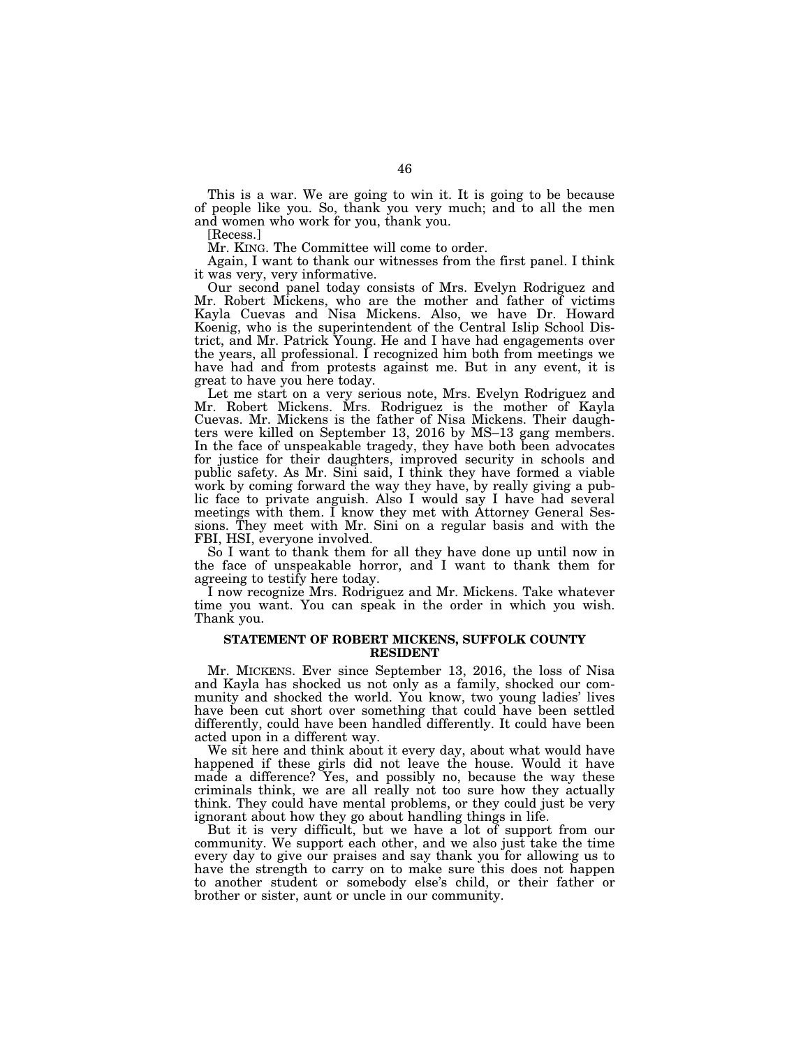This is a war. We are going to win it. It is going to be because of people like you. So, thank you very much; and to all the men and women who work for you, thank you.

[Recess.]

Mr. KING. The Committee will come to order.

Again, I want to thank our witnesses from the first panel. I think it was very, very informative.

Our second panel today consists of Mrs. Evelyn Rodriguez and Mr. Robert Mickens, who are the mother and father of victims Kayla Cuevas and Nisa Mickens. Also, we have Dr. Howard Koenig, who is the superintendent of the Central Islip School District, and Mr. Patrick Young. He and I have had engagements over the years, all professional. I recognized him both from meetings we have had and from protests against me. But in any event, it is great to have you here today.

Let me start on a very serious note, Mrs. Evelyn Rodriguez and Mr. Robert Mickens. Mrs. Rodriguez is the mother of Kayla Cuevas. Mr. Mickens is the father of Nisa Mickens. Their daughters were killed on September 13, 2016 by MS–13 gang members. In the face of unspeakable tragedy, they have both been advocates for justice for their daughters, improved security in schools and public safety. As Mr. Sini said, I think they have formed a viable work by coming forward the way they have, by really giving a public face to private anguish. Also I would say I have had several meetings with them. I know they met with Attorney General Sessions. They meet with Mr. Sini on a regular basis and with the FBI, HSI, everyone involved.

So I want to thank them for all they have done up until now in the face of unspeakable horror, and I want to thank them for agreeing to testify here today.

I now recognize Mrs. Rodriguez and Mr. Mickens. Take whatever time you want. You can speak in the order in which you wish. Thank you.

## STATEMENT OF ROBERT MICKENS, SUFFOLK COUNTY RESIDENT

Mr. MICKENS. Ever since September 13, 2016, the loss of Nisa and Kayla has shocked us not only as a family, shocked our community and shocked the world. You know, two young ladies' lives have been cut short over something that could have been settled differently, could have been handled differently. It could have been acted upon in a different way.

We sit here and think about it every day, about what would have happened if these girls did not leave the house. Would it have made a difference? Yes, and possibly no, because the way these criminals think, we are all really not too sure how they actually think. They could have mental problems, or they could just be very ignorant about how they go about handling things in life.

But it is very difficult, but we have a lot of support from our community. We support each other, and we also just take the time every day to give our praises and say thank you for allowing us to have the strength to carry on to make sure this does not happen to another student or somebody else's child, or their father or brother or sister, aunt or uncle in our community.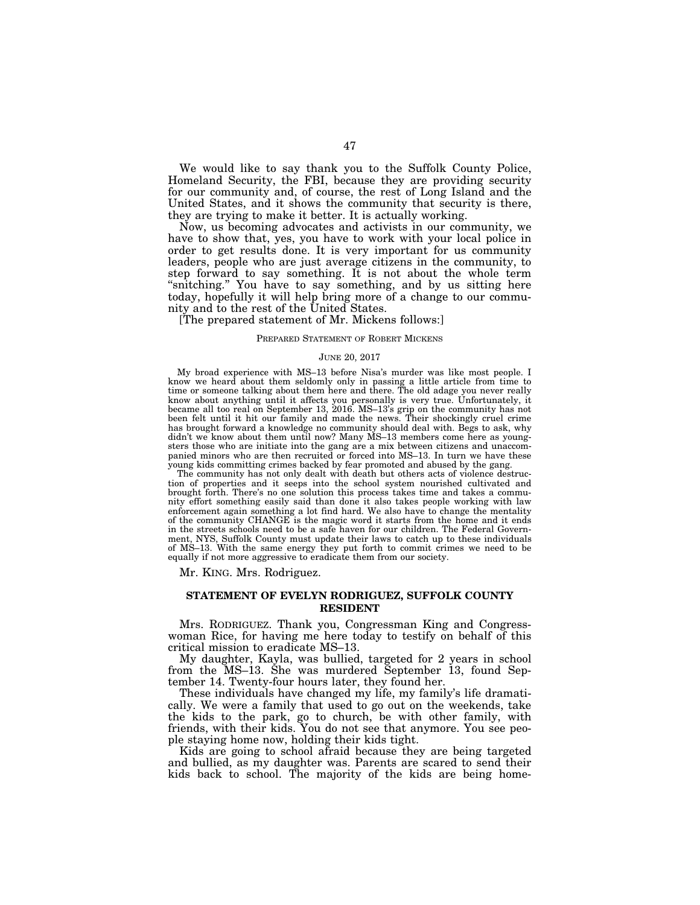We would like to say thank you to the Suffolk County Police, Homeland Security, the FBI, because they are providing security for our community and, of course, the rest of Long Island and the United States, and it shows the community that security is there, they are trying to make it better. It is actually working.

Now, us becoming advocates and activists in our community, we have to show that, yes, you have to work with your local police in order to get results done. It is very important for us community leaders, people who are just average citizens in the community, to step forward to say something. It is not about the whole term "snitching." You have to say something, and by us sitting here today, hopefully it will help bring more of a change to our community and to the rest of the United States.

[The prepared statement of Mr. Mickens follows:]

PREPARED STATEMENT OF ROBERT MICKENS

JUNE 20, 2017

My broad experience with MS–13 before Nisa's murder was like most people. I know we heard about them seldomly only in passing a little article from time to time or someone talking about them here and there. The old adage you never really know about anything until it affects you personally is very true. Unfortunately, it became all too real on September 13, 2016. MS–13's grip on the community has not been felt until it hit our family and made the news. Their shockingly cruel crime has brought forward a knowledge no community should deal with. Begs to ask, why didn't we know about them until now? Many MS–13 members come here as youngsters those who are initiate into the gang are a mix between citizens and unaccompanied minors who are then recruited or forced into MS–13. In turn we have these young kids committing crimes backed by fear promoted and abused by the gang.

The community has not only dealt with death but others acts of violence destruction of properties and it seeps into the school system nourished cultivated and brought forth. There's no one solution this process takes time and takes a community effort something easily said than done it also takes people working with law enforcement again something a lot find hard. We also have to change the mentality of the community CHANGE is the magic word it starts from the home and it ends in the streets schools need to be a safe haven for our children. The Federal Government, NYS, Suffolk County must update their laws to catch up to these individuals of MS–13. With the same energy they put forth to commit crimes we need to be equally if not more aggressive to eradicate them from our society.

Mr. KING. Mrs. Rodriguez.

## STATEMENT OF EVELYN RODRIGUEZ, SUFFOLK COUNTY RESIDENT

Mrs. RODRIGUEZ. Thank you, Congressman King and Congresswoman Rice, for having me here today to testify on behalf of this critical mission to eradicate MS–13.

My daughter, Kayla, was bullied, targeted for 2 years in school from the MS–13. She was murdered September 13, found September 14. Twenty-four hours later, they found her.

These individuals have changed my life, my family's life dramatically. We were a family that used to go out on the weekends, take the kids to the park, go to church, be with other family, with friends, with their kids. You do not see that anymore. You see people staying home now, holding their kids tight.

Kids are going to school afraid because they are being targeted and bullied, as my daughter was. Parents are scared to send their kids back to school. The majority of the kids are being home-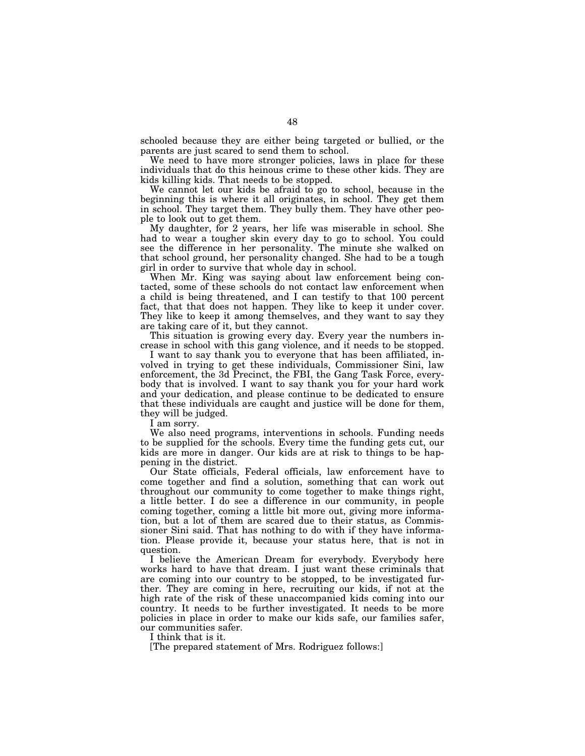schooled because they are either being targeted or bullied, or the parents are just scared to send them to school.

We need to have more stronger policies, laws in place for these individuals that do this heinous crime to these other kids. They are kids killing kids. That needs to be stopped.

We cannot let our kids be afraid to go to school, because in the beginning this is where it all originates, in school. They get them in school. They target them. They bully them. They have other people to look out to get them.

My daughter, for 2 years, her life was miserable in school. She had to wear a tougher skin every day to go to school. You could see the difference in her personality. The minute she walked on that school ground, her personality changed. She had to be a tough girl in order to survive that whole day in school.

When Mr. King was saying about law enforcement being contacted, some of these schools do not contact law enforcement when a child is being threatened, and I can testify to that 100 percent fact, that that does not happen. They like to keep it under cover. They like to keep it among themselves, and they want to say they are taking care of it, but they cannot.

This situation is growing every day. Every year the numbers increase in school with this gang violence, and it needs to be stopped.

I want to say thank you to everyone that has been affiliated, involved in trying to get these individuals, Commissioner Sini, law enforcement, the 3d Precinct, the FBI, the Gang Task Force, everybody that is involved. I want to say thank you for your hard work and your dedication, and please continue to be dedicated to ensure that these individuals are caught and justice will be done for them, they will be judged.

I am sorry.

We also need programs, interventions in schools. Funding needs to be supplied for the schools. Every time the funding gets cut, our kids are more in danger. Our kids are at risk to things to be happening in the district.

Our State officials, Federal officials, law enforcement have to come together and find a solution, something that can work out throughout our community to come together to make things right, a little better. I do see a difference in our community, in people coming together, coming a little bit more out, giving more information, but a lot of them are scared due to their status, as Commissioner Sini said. That has nothing to do with if they have information. Please provide it, because your status here, that is not in question.

I believe the American Dream for everybody. Everybody here works hard to have that dream. I just want these criminals that are coming into our country to be stopped, to be investigated further. They are coming in here, recruiting our kids, if not at the high rate of the risk of these unaccompanied kids coming into our country. It needs to be further investigated. It needs to be more policies in place in order to make our kids safe, our families safer, our communities safer.

I think that is it.

[The prepared statement of Mrs. Rodriguez follows:]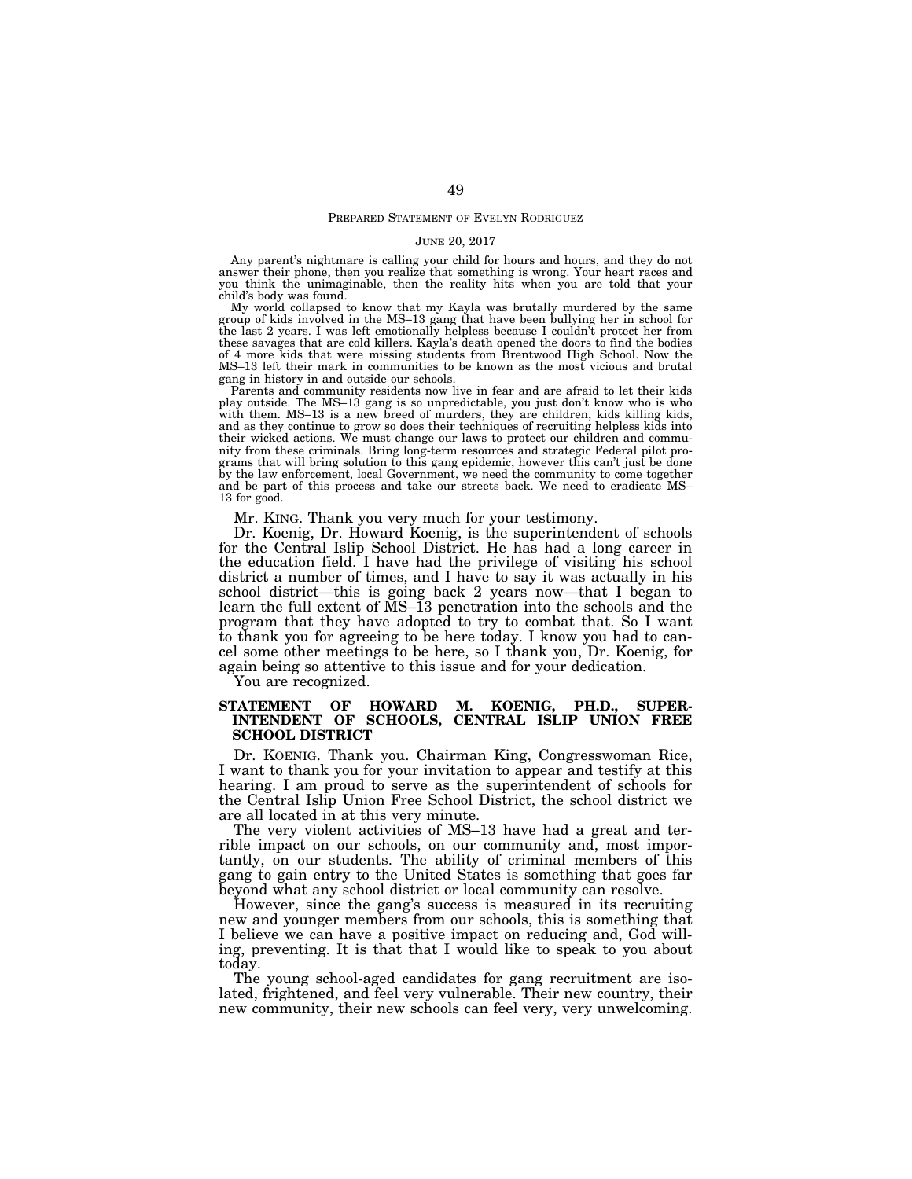PREPARED STATEMENT OF EVELYN RODRIGUEZ

JUNE 20, 2017

Any parent's nightmare is calling your child for hours and hours, and they do not answer their phone, then you realize that something is wrong. Your heart races and you think the unimaginable, then the reality hits when you are told that your child's body was found.

My world collapsed to know that my Kayla was brutally murdered by the same group of kids involved in the MS–13 gang that have been bullying her in school for the last 2 years. I was left emotionally helpless because I couldn't protect her from these savages that are cold killers. Kayla's death opened the doors to find the bodies of 4 more kids that were missing students from Brentwood High School. Now the MS–13 left their mark in communities to be known as the most vicious and brutal gang in history in and outside our schools.

Parents and community residents now live in fear and are afraid to let their kids play outside. The MS–13 gang is so unpredictable, you just don't know who is who with them. MS–13 is a new breed of murders, they are children, kids killing kids, and as they continue to grow so does their techniques of recruiting helpless kids into their wicked actions. We must change our laws to protect our children and community from these criminals. Bring long-term resources and strategic Federal pilot programs that will bring solution to this gang epidemic, however this can't just be done by the law enforcement, local Government, we need the community to come together and be part of this process and take our streets back. We need to eradicate MS–13 for good.

Mr. KING. Thank you very much for your testimony.

Dr. Koenig, Dr. Howard Koenig, is the superintendent of schools for the Central Islip School District. He has had a long career in the education field. I have had the privilege of visiting his school district a number of times, and I have to say it was actually in his school district—this is going back 2 years now—that I began to learn the full extent of MS–13 penetration into the schools and the program that they have adopted to try to combat that. So I want to thank you for agreeing to be here today. I know you had to cancel some other meetings to be here, so I thank you, Dr. Koenig, for again being so attentive to this issue and for your dedication.

You are recognized.

## STATEMENT OF HOWARD M. KOENIG, PH.D., SUPERINTENDENT OF SCHOOLS, CENTRAL ISLIP UNION FREE SCHOOL DISTRICT

Dr. KOENIG. Thank you. Chairman King, Congresswoman Rice, I want to thank you for your invitation to appear and testify at this hearing. I am proud to serve as the superintendent of schools for the Central Islip Union Free School District, the school district we are all located in at this very minute.

The very violent activities of MS–13 have had a great and terrible impact on our schools, on our community and, most importantly, on our students. The ability of criminal members of this gang to gain entry to the United States is something that goes far beyond what any school district or local community can resolve.

However, since the gang's success is measured in its recruiting new and younger members from our schools, this is something that I believe we can have a positive impact on reducing and, God willing, preventing. It is that that I would like to speak to you about today.

The young school-aged candidates for gang recruitment are isolated, frightened, and feel very vulnerable. Their new country, their new community, their new schools can feel very, very unwelcoming.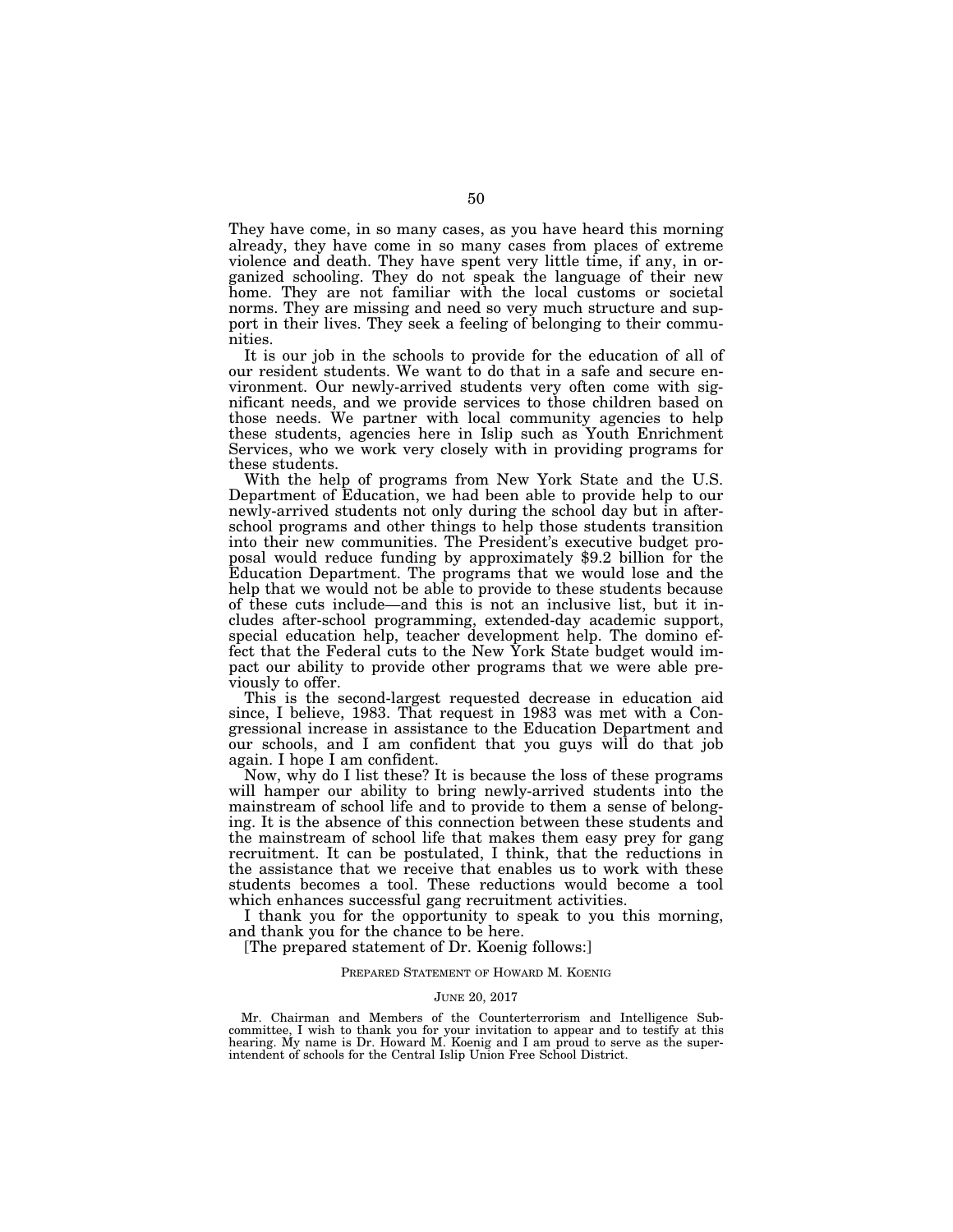They have come, in so many cases, as you have heard this morning already, they have come in so many cases from places of extreme violence and death. They have spent very little time, if any, in organized schooling. They do not speak the language of their new home. They are not familiar with the local customs or societal norms. They are missing and need so very much structure and support in their lives. They seek a feeling of belonging to their communities.

It is our job in the schools to provide for the education of all of our resident students. We want to do that in a safe and secure environment. Our newly-arrived students very often come with significant needs, and we provide services to those children based on those needs. We partner with local community agencies to help these students, agencies here in Islip such as Youth Enrichment Services, who we work very closely with in providing programs for these students.

With the help of programs from New York State and the U.S. Department of Education, we had been able to provide help to our newly-arrived students not only during the school day but in after-school programs and other things to help those students transition into their new communities. The President's executive budget proposal would reduce funding by approximately $9.2 billion for the Education Department. The programs that we would lose and the help that we would not be able to provide to these students because of these cuts include—and this is not an inclusive list, but it includes after-school programming, extended-day academic support, special education help, teacher development help. The domino effect that the Federal cuts to the New York State budget would impact our ability to provide other programs that we were able previously to offer.

This is the second-largest requested decrease in education aid since, I believe, 1983. That request in 1983 was met with a Congressional increase in assistance to the Education Department and our schools, and I am confident that you guys will do that job again. I hope I am confident.

Now, why do I list these? It is because the loss of these programs will hamper our ability to bring newly-arrived students into the mainstream of school life and to provide to them a sense of belonging. It is the absence of this connection between these students and the mainstream of school life that makes them easy prey for gang recruitment. It can be postulated, I think, that the reductions in the assistance that we receive that enables us to work with these students becomes a tool. These reductions would become a tool which enhances successful gang recruitment activities.

I thank you for the opportunity to speak to you this morning, and thank you for the chance to be here.

[The prepared statement of Dr. Koenig follows:]

PREPARED STATEMENT OF HOWARD M. KOENIG

JUNE 20, 2017

Mr. Chairman and Members of the Counterterrorism and Intelligence Subcommittee, I wish to thank you for your invitation to appear and to testify at this hearing. My name is Dr. Howard M. Koenig and I am proud to serve as the superintendent of schools for the Central Islip Union Free School District.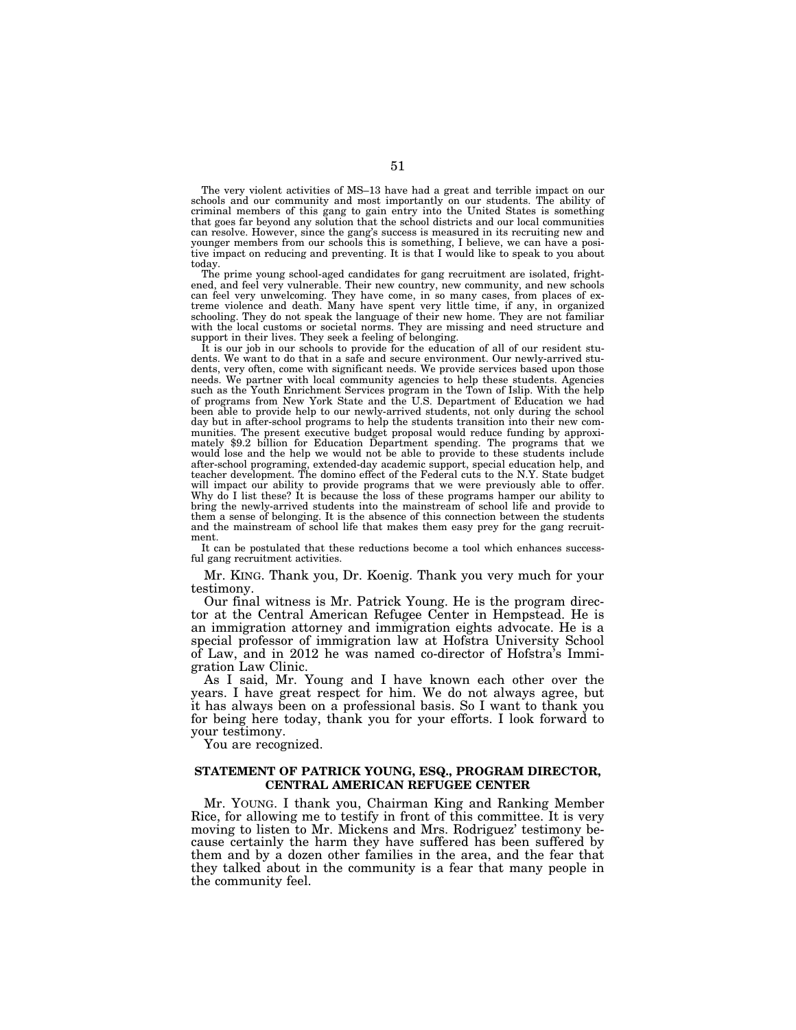The very violent activities of MS–13 have had a great and terrible impact on our schools and our community and most importantly on our students. The ability of criminal members of this gang to gain entry into the United States is something that goes far beyond any solution that the school districts and our local communities can resolve. However, since the gang's success is measured in its recruiting new and younger members from our schools this is something, I believe, we can have a positive impact on reducing and preventing. It is that I would like to speak to you about today.

The prime young school-aged candidates for gang recruitment are isolated, frightened, and feel very vulnerable. Their new country, new community, and new schools can feel very unwelcoming. They have come, in so many cases, from places of extreme violence and death. Many have spent very little time, if any, in organized schooling. They do not speak the language of their new home. They are not familiar with the local customs or societal norms. They are missing and need structure and support in their lives. They seek a feeling of belonging.

It is our job in our schools to provide for the education of all of our resident students. We want to do that in a safe and secure environment. Our newly-arrived students, very often, come with significant needs. We provide services based upon those needs. We partner with local community agencies to help these students. Agencies such as the Youth Enrichment Services program in the Town of Islip. With the help of programs from New York State and the U.S. Department of Education we had been able to provide help to our newly-arrived students, not only during the school day but in after-school programs to help the students transition into their new communities. The present executive budget proposal would reduce funding by approximately $9.2 billion for Education Department spending. The programs that we would lose and the help we would not be able to provide to these students include after-school programing, extended-day academic support, special education help, and teacher development. The domino effect of the Federal cuts to the N.Y. State budget will impact our ability to provide programs that we were previously able to offer. Why do I list these? It is because the loss of these programs hamper our ability to bring the newly-arrived students into the mainstream of school life and provide to them a sense of belonging. It is the absence of this connection between the students and the mainstream of school life that makes them easy prey for the gang recruitment.

It can be postulated that these reductions become a tool which enhances successful gang recruitment activities.

Mr. KING. Thank you, Dr. Koenig. Thank you very much for your testimony.

Our final witness is Mr. Patrick Young. He is the program director at the Central American Refugee Center in Hempstead. He is an immigration attorney and immigration eights advocate. He is a special professor of immigration law at Hofstra University School of Law, and in 2012 he was named co-director of Hofstra's Immigration Law Clinic.

As I said, Mr. Young and I have known each other over the years. I have great respect for him. We do not always agree, but it has always been on a professional basis. So I want to thank you for being here today, thank you for your efforts. I look forward to your testimony.

You are recognized.

## STATEMENT OF PATRICK YOUNG, ESQ., PROGRAM DIRECTOR, CENTRAL AMERICAN REFUGEE CENTER

Mr. YOUNG. I thank you, Chairman King and Ranking Member Rice, for allowing me to testify in front of this committee. It is very moving to listen to Mr. Mickens and Mrs. Rodriguez' testimony because certainly the harm they have suffered has been suffered by them and by a dozen other families in the area, and the fear that they talked about in the community is a fear that many people in the community feel.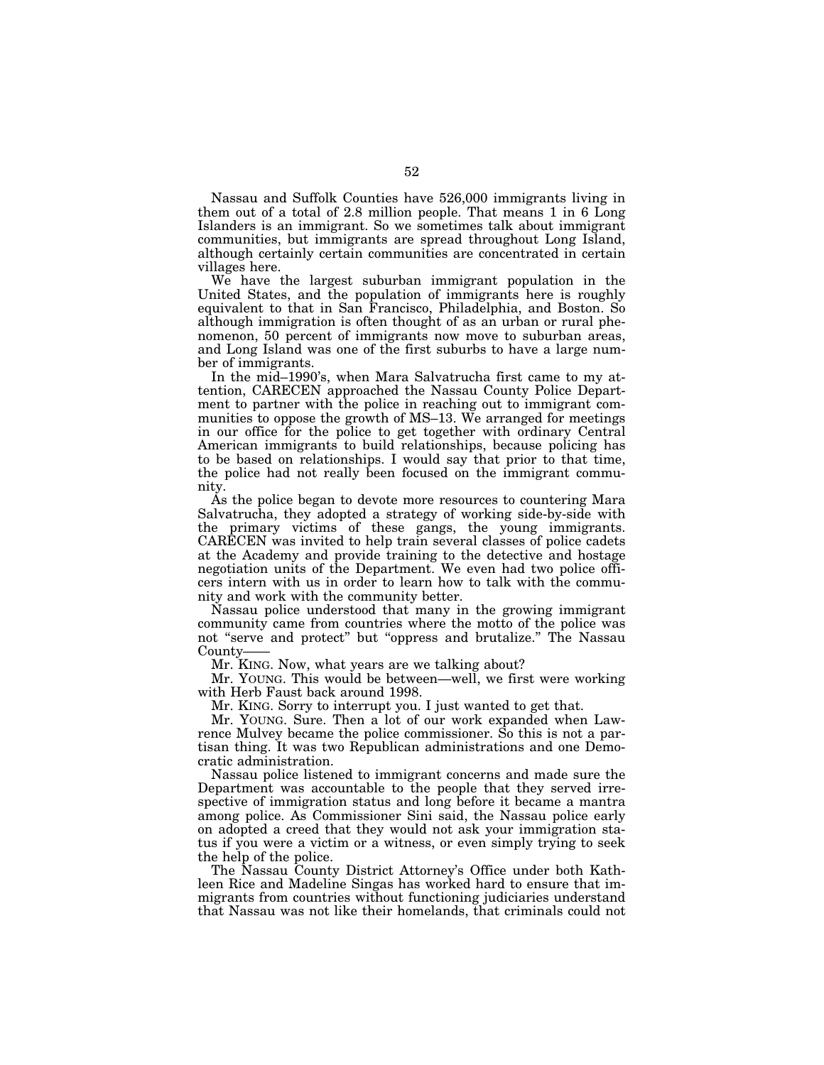Nassau and Suffolk Counties have 526,000 immigrants living in them out of a total of 2.8 million people. That means 1 in 6 Long Islanders is an immigrant. So we sometimes talk about immigrant communities, but immigrants are spread throughout Long Island, although certainly certain communities are concentrated in certain villages here.

We have the largest suburban immigrant population in the United States, and the population of immigrants here is roughly equivalent to that in San Francisco, Philadelphia, and Boston. So although immigration is often thought of as an urban or rural phenomenon, 50 percent of immigrants now move to suburban areas, and Long Island was one of the first suburbs to have a large number of immigrants.

In the mid–1990's, when Mara Salvatrucha first came to my attention, CARECEN approached the Nassau County Police Department to partner with the police in reaching out to immigrant communities to oppose the growth of MS–13. We arranged for meetings in our office for the police to get together with ordinary Central American immigrants to build relationships, because policing has to be based on relationships. I would say that prior to that time, the police had not really been focused on the immigrant community.

As the police began to devote more resources to countering Mara Salvatrucha, they adopted a strategy of working side-by-side with the primary victims of these gangs, the young immigrants. CARECEN was invited to help train several classes of police cadets at the Academy and provide training to the detective and hostage negotiation units of the Department. We even had two police officers intern with us in order to learn how to talk with the community and work with the community better.

Nassau police understood that many in the growing immigrant community came from countries where the motto of the police was not "serve and protect" but "oppress and brutalize." The Nassau County——

Mr. KING. Now, what years are we talking about?

Mr. YOUNG. This would be between—well, we first were working with Herb Faust back around 1998.

Mr. KING. Sorry to interrupt you. I just wanted to get that.

Mr. YOUNG. Sure. Then a lot of our work expanded when Lawrence Mulvey became the police commissioner. So this is not a partisan thing. It was two Republican administrations and one Democratic administration.

Nassau police listened to immigrant concerns and made sure the Department was accountable to the people that they served irrespective of immigration status and long before it became a mantra among police. As Commissioner Sini said, the Nassau police early on adopted a creed that they would not ask your immigration status if you were a victim or a witness, or even simply trying to seek the help of the police.

The Nassau County District Attorney's Office under both Kathleen Rice and Madeline Singas has worked hard to ensure that immigrants from countries without functioning judiciaries understand that Nassau was not like their homelands, that criminals could not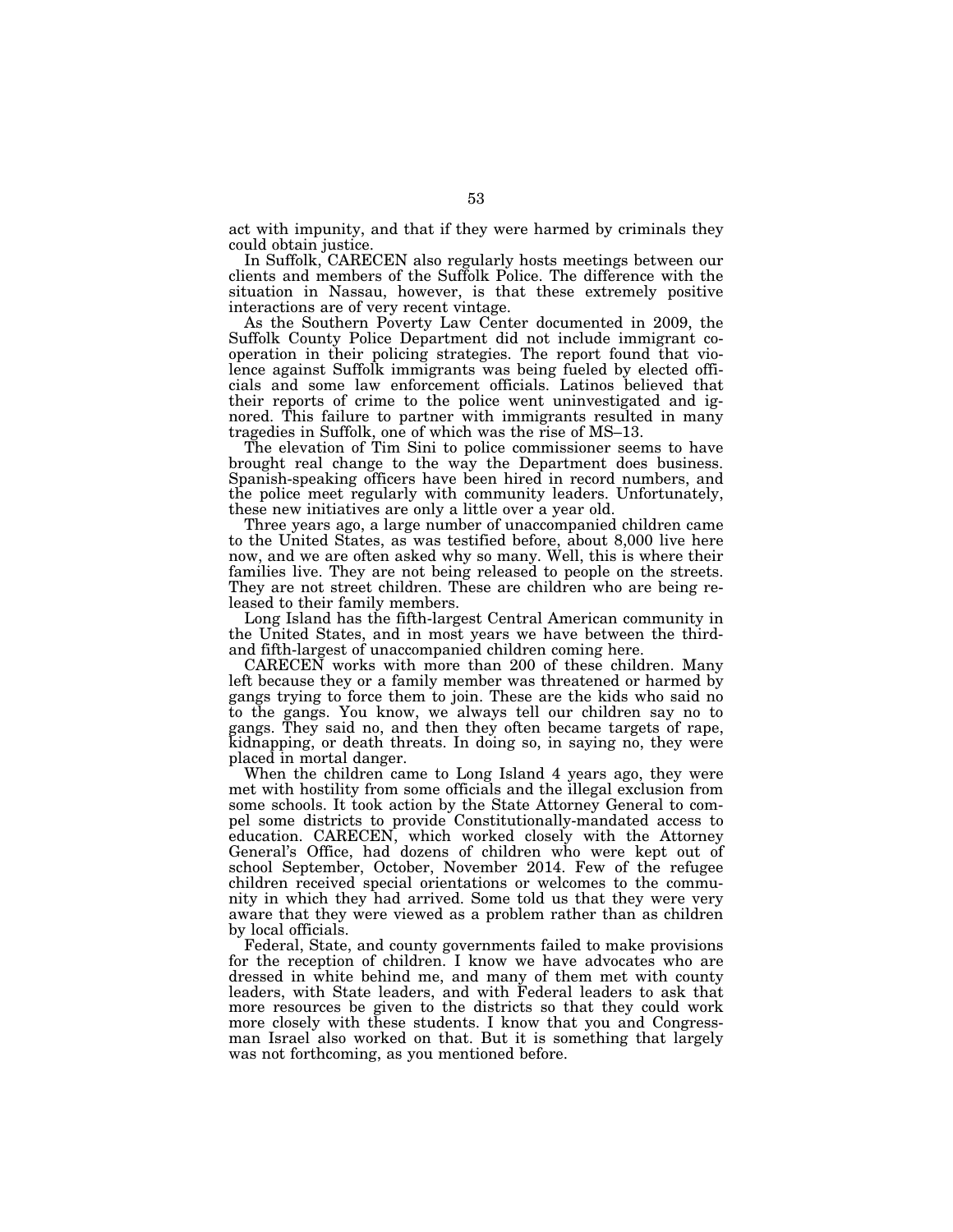act with impunity, and that if they were harmed by criminals they could obtain justice.

In Suffolk, CARECEN also regularly hosts meetings between our clients and members of the Suffolk Police. The difference with the situation in Nassau, however, is that these extremely positive interactions are of very recent vintage.

As the Southern Poverty Law Center documented in 2009, the Suffolk County Police Department did not include immigrant cooperation in their policing strategies. The report found that violence against Suffolk immigrants was being fueled by elected officials and some law enforcement officials. Latinos believed that their reports of crime to the police went uninvestigated and ignored. This failure to partner with immigrants resulted in many tragedies in Suffolk, one of which was the rise of MS–13.

The elevation of Tim Sini to police commissioner seems to have brought real change to the way the Department does business. Spanish-speaking officers have been hired in record numbers, and the police meet regularly with community leaders. Unfortunately, these new initiatives are only a little over a year old.

Three years ago, a large number of unaccompanied children came to the United States, as was testified before, about 8,000 live here now, and we are often asked why so many. Well, this is where their families live. They are not being released to people on the streets. They are not street children. These are children who are being released to their family members.

Long Island has the fifth-largest Central American community in the United States, and in most years we have between the third- and fifth-largest of unaccompanied children coming here.

CARECEN works with more than 200 of these children. Many left because they or a family member was threatened or harmed by gangs trying to force them to join. These are the kids who said no to the gangs. You know, we always tell our children say no to gangs. They said no, and then they often became targets of rape, kidnapping, or death threats. In doing so, in saying no, they were placed in mortal danger.

When the children came to Long Island 4 years ago, they were met with hostility from some officials and the illegal exclusion from some schools. It took action by the State Attorney General to compel some districts to provide Constitutionally-mandated access to education. CARECEN, which worked closely with the Attorney General's Office, had dozens of children who were kept out of school September, October, November 2014. Few of the refugee children received special orientations or welcomes to the community in which they had arrived. Some told us that they were very aware that they were viewed as a problem rather than as children by local officials.

Federal, State, and county governments failed to make provisions for the reception of children. I know we have advocates who are dressed in white behind me, and many of them met with county leaders, with State leaders, and with Federal leaders to ask that more resources be given to the districts so that they could work more closely with these students. I know that you and Congressman Israel also worked on that. But it is something that largely was not forthcoming, as you mentioned before.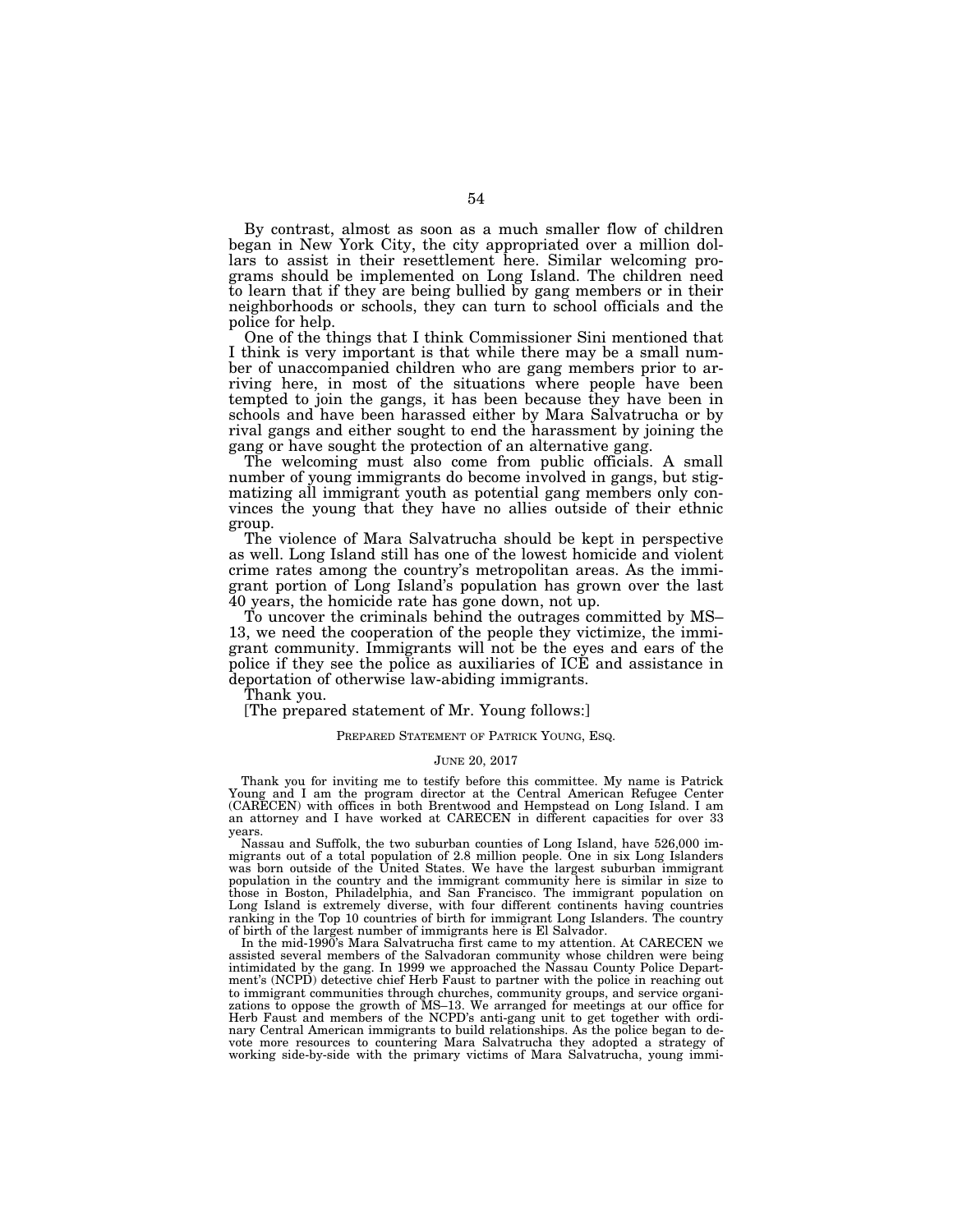By contrast, almost as soon as a much smaller flow of children began in New York City, the city appropriated over a million dollars to assist in their resettlement here. Similar welcoming programs should be implemented on Long Island. The children need to learn that if they are being bullied by gang members or in their neighborhoods or schools, they can turn to school officials and the police for help.

One of the things that I think Commissioner Sini mentioned that I think is very important is that while there may be a small number of unaccompanied children who are gang members prior to arriving here, in most of the situations where people have been tempted to join the gangs, it has been because they have been in schools and have been harassed either by Mara Salvatrucha or by rival gangs and either sought to end the harassment by joining the gang or have sought the protection of an alternative gang.

The welcoming must also come from public officials. A small number of young immigrants do become involved in gangs, but stigmatizing all immigrant youth as potential gang members only convinces the young that they have no allies outside of their ethnic group.

The violence of Mara Salvatrucha should be kept in perspective as well. Long Island still has one of the lowest homicide and violent crime rates among the country's metropolitan areas. As the immigrant portion of Long Island's population has grown over the last 40 years, the homicide rate has gone down, not up.

To uncover the criminals behind the outrages committed by MS–13, we need the cooperation of the people they victimize, the immigrant community. Immigrants will not be the eyes and ears of the police if they see the police as auxiliaries of ICE and assistance in deportation of otherwise law-abiding immigrants.

Thank you.

[The prepared statement of Mr. Young follows:]

PREPARED STATEMENT OF PATRICK YOUNG, ESQ.

JUNE 20, 2017

Thank you for inviting me to testify before this committee. My name is Patrick Young and I am the program director at the Central American Refugee Center (CARECEN) with offices in both Brentwood and Hempstead on Long Island. I am an attorney and I have worked at CARECEN in different capacities for over 33 years.

Nassau and Suffolk, the two suburban counties of Long Island, have 526,000 immigrants out of a total population of 2.8 million people. One in six Long Islanders was born outside of the United States. We have the largest suburban immigrant population in the country and the immigrant community here is similar in size to those in Boston, Philadelphia, and San Francisco. The immigrant population on Long Island is extremely diverse, with four different continents having countries ranking in the Top 10 countries of birth for immigrant Long Islanders. The country of birth of the largest number of immigrants here is El Salvador.

In the mid-1990's Mara Salvatrucha first came to my attention. At CARECEN we assisted several members of the Salvadoran community whose children were being intimidated by the gang. In 1999 we approached the Nassau County Police Department's (NCPD) detective chief Herb Faust to partner with the police in reaching out to immigrant communities through churches, community groups, and service organizations to oppose the growth of MS–13. We arranged for meetings at our office for Herb Faust and members of the NCPD's anti-gang unit to get together with ordinary Central American immigrants to build relationships. As the police began to devote more resources to countering Mara Salvatrucha they adopted a strategy of working side-by-side with the primary victims of Mara Salvatrucha, young immi-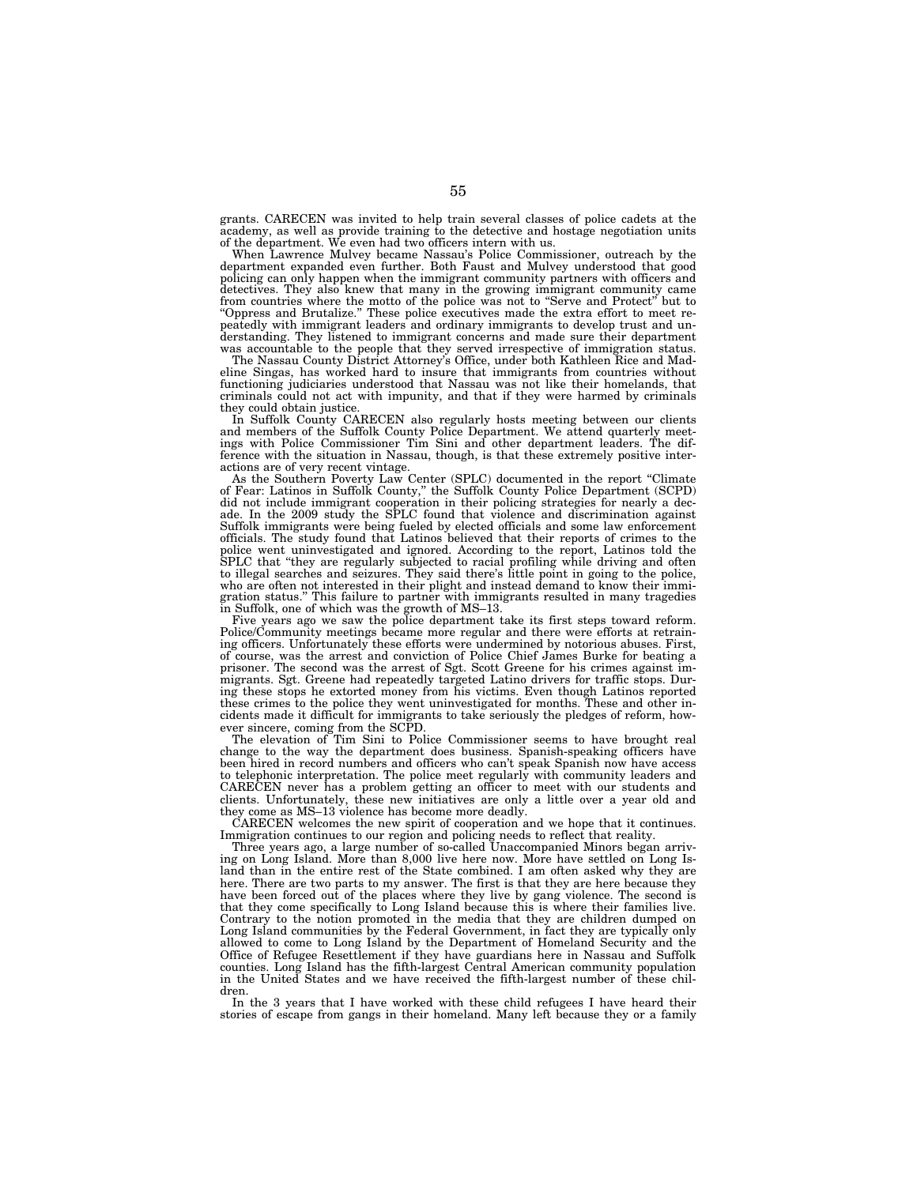grants. CARECEN was invited to help train several classes of police cadets at the academy, as well as provide training to the detective and hostage negotiation units of the department. We even had two officers intern with us.

When Lawrence Mulvey became Nassau's Police Commissioner, outreach by the department expanded even further. Both Faust and Mulvey understood that good policing can only happen when the immigrant community partners with officers and detectives. They also knew that many in the growing immigrant community came from countries where the motto of the police was not to "Serve and Protect" but to "Oppress and Brutalize." These police executives made the extra effort to meet repeatedly with immigrant leaders and ordinary immigrants to develop trust and understanding. They listened to immigrant concerns and made sure their department was accountable to the people that they served irrespective of immigration status.

The Nassau County District Attorney's Office, under both Kathleen Rice and Madeline Singas, has worked hard to insure that immigrants from countries without functioning judiciaries understood that Nassau was not like their homelands, that criminals could not act with impunity, and that if they were harmed by criminals they could obtain justice.

In Suffolk County CARECEN also regularly hosts meeting between our clients and members of the Suffolk County Police Department. We attend quarterly meetings with Police Commissioner Tim Sini and other department leaders. The difference with the situation in Nassau, though, is that these extremely positive interactions are of very recent vintage.

As the Southern Poverty Law Center (SPLC) documented in the report "Climate of Fear: Latinos in Suffolk County," the Suffolk County Police Department (SCPD) did not include immigrant cooperation in their policing strategies for nearly a decade. In the 2009 study the SPLC found that violence and discrimination against Suffolk immigrants were being fueled by elected officials and some law enforcement officials. The study found that Latinos believed that their reports of crimes to the police went uninvestigated and ignored. According to the report, Latinos told the SPLC that "they are regularly subjected to racial profiling while driving and often to illegal searches and seizures. They said there's little point in going to the police, who are often not interested in their plight and instead demand to know their immigration status." This failure to partner with immigrants resulted in many tragedies in Suffolk, one of which was the growth of MS–13.

Five years ago we saw the police department take its first steps toward reform. Police/Community meetings became more regular and there were efforts at retraining officers. Unfortunately these efforts were undermined by notorious abuses. First, of course, was the arrest and conviction of Police Chief James Burke for beating a prisoner. The second was the arrest of Sgt. Scott Greene for his crimes against immigrants. Sgt. Greene had repeatedly targeted Latino drivers for traffic stops. During these stops he extorted money from his victims. Even though Latinos reported these crimes to the police they went uninvestigated for months. These and other incidents made it difficult for immigrants to take seriously the pledges of reform, however sincere, coming from the SCPD.

The elevation of Tim Sini to Police Commissioner seems to have brought real change to the way the department does business. Spanish-speaking officers have been hired in record numbers and officers who can't speak Spanish now have access to telephonic interpretation. The police meet regularly with community leaders and CARECEN never has a problem getting an officer to meet with our students and clients. Unfortunately, these new initiatives are only a little over a year old and they come as MS–13 violence has become more deadly.

CARECEN welcomes the new spirit of cooperation and we hope that it continues. Immigration continues to our region and policing needs to reflect that reality.

Three years ago, a large number of so-called Unaccompanied Minors began arriving on Long Island. More than 8,000 live here now. More have settled on Long Island than in the entire rest of the State combined. I am often asked why they are here. There are two parts to my answer. The first is that they are here because they have been forced out of the places where they live by gang violence. The second is that they come specifically to Long Island because this is where their families live. Contrary to the notion promoted in the media that they are children dumped on Long Island communities by the Federal Government, in fact they are typically only allowed to come to Long Island by the Department of Homeland Security and the Office of Refugee Resettlement if they have guardians here in Nassau and Suffolk counties. Long Island has the fifth-largest Central American community population in the United States and we have received the fifth-largest number of these children.

In the 3 years that I have worked with these child refugees I have heard their stories of escape from gangs in their homeland. Many left because they or a family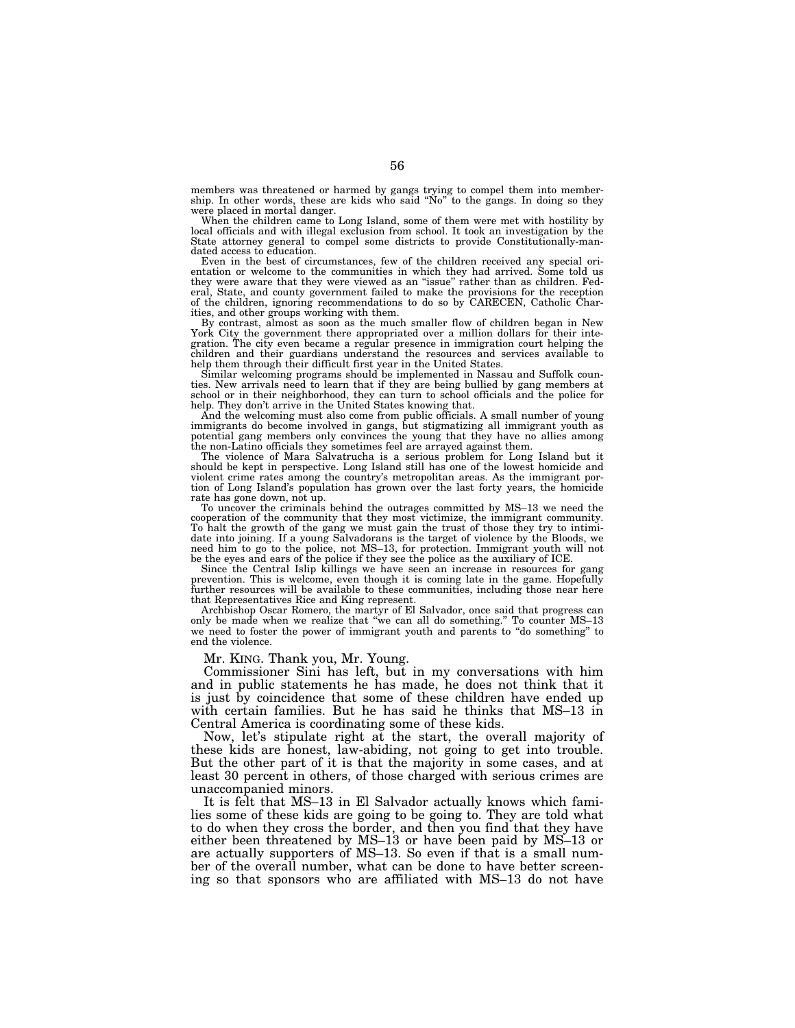members was threatened or harmed by gangs trying to compel them into membership. In other words, these are kids who said "No" to the gangs. In doing so they were placed in mortal danger.

When the children came to Long Island, some of them were met with hostility by local officials and with illegal exclusion from school. It took an investigation by the State attorney general to compel some districts to provide Constitutionally-mandated access to education.

Even in the best of circumstances, few of the children received any special orientation or welcome to the communities in which they had arrived. Some told us they were aware that they were viewed as an "issue" rather than as children. Federal, State, and county government failed to make the provisions for the reception of the children, ignoring recommendations to do so by CARECEN, Catholic Charities, and other groups working with them.

By contrast, almost as soon as the much smaller flow of children began in New York City the government there appropriated over a million dollars for their integration. The city even became a regular presence in immigration court helping the children and their guardians understand the resources and services available to help them through their difficult first year in the United States.

Similar welcoming programs should be implemented in Nassau and Suffolk counties. New arrivals need to learn that if they are being bullied by gang members at school or in their neighborhood, they can turn to school officials and the police for help. They don't arrive in the United States knowing that.

And the welcoming must also come from public officials. A small number of young immigrants do become involved in gangs, but stigmatizing all immigrant youth as potential gang members only convinces the young that they have no allies among the non-Latino officials they sometimes feel are arrayed against them.

The violence of Mara Salvatrucha is a serious problem for Long Island but it should be kept in perspective. Long Island still has one of the lowest homicide and violent crime rates among the country's metropolitan areas. As the immigrant portion of Long Island's population has grown over the last forty years, the homicide rate has gone down, not up.

To uncover the criminals behind the outrages committed by MS–13 we need the cooperation of the community that they most victimize, the immigrant community. To halt the growth of the gang we must gain the trust of those they try to intimidate into joining. If a young Salvadorans is the target of violence by the Bloods, we need him to go to the police, not MS–13, for protection. Immigrant youth will not be the eyes and ears of the police if they see the police as the auxiliary of ICE.

Since the Central Islip killings we have seen an increase in resources for gang prevention. This is welcome, even though it is coming late in the game. Hopefully further resources will be available to these communities, including those near here that Representatives Rice and King represent.

Archbishop Oscar Romero, the martyr of El Salvador, once said that progress can only be made when we realize that "we can all do something." To counter MS–13 we need to foster the power of immigrant youth and parents to "do something" to end the violence.

Mr. KING. Thank you, Mr. Young.

Commissioner Sini has left, but in my conversations with him and in public statements he has made, he does not think that it is just by coincidence that some of these children have ended up with certain families. But he has said he thinks that MS–13 in Central America is coordinating some of these kids.

Now, let's stipulate right at the start, the overall majority of these kids are honest, law-abiding, not going to get into trouble. But the other part of it is that the majority in some cases, and at least 30 percent in others, of those charged with serious crimes are unaccompanied minors.

It is felt that MS–13 in El Salvador actually knows which families some of these kids are going to be going to. They are told what to do when they cross the border, and then you find that they have either been threatened by MS–13 or have been paid by MS–13 or are actually supporters of MS–13. So even if that is a small number of the overall number, what can be done to have better screening so that sponsors who are affiliated with MS–13 do not have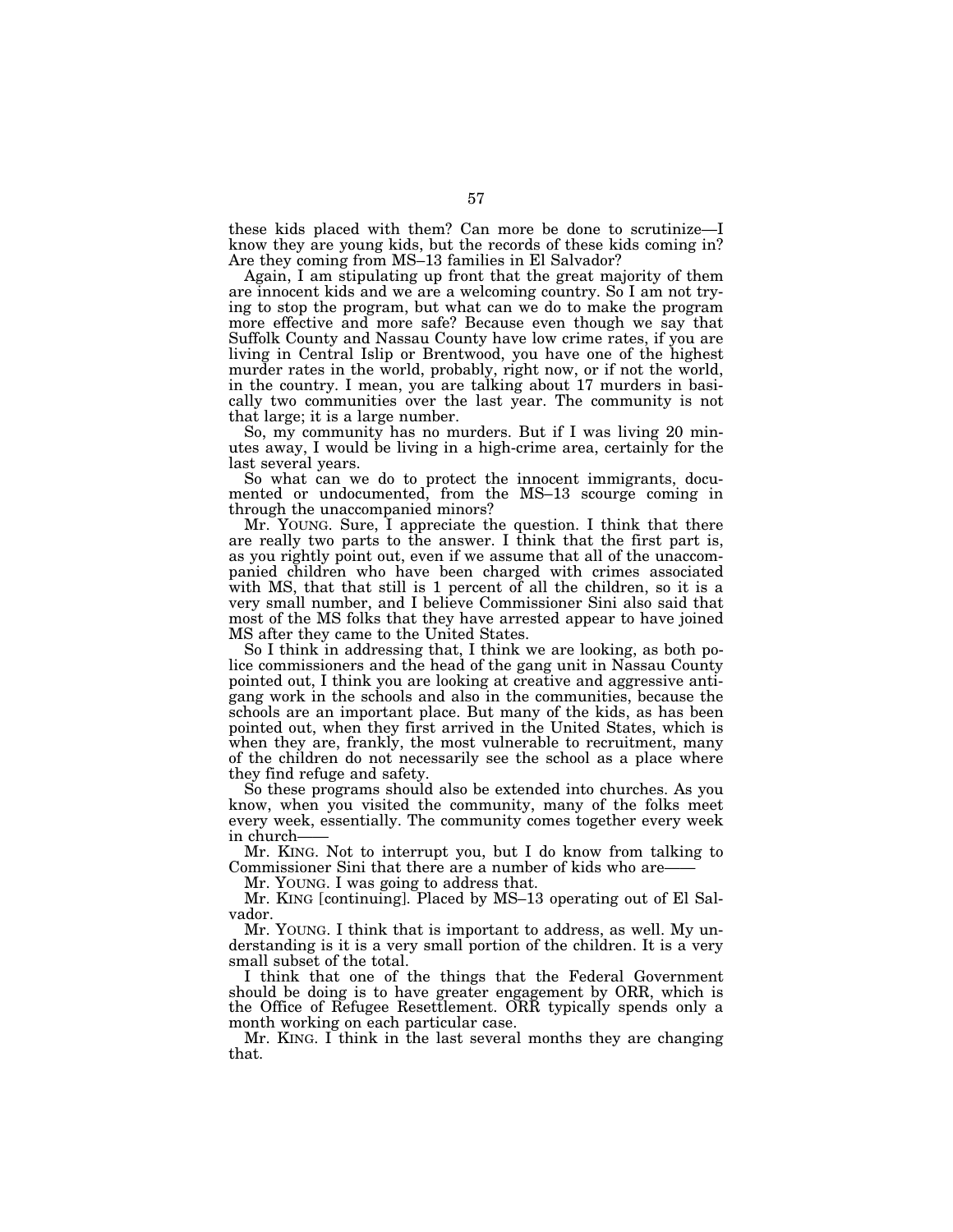these kids placed with them? Can more be done to scrutinize—I know they are young kids, but the records of these kids coming in? Are they coming from MS–13 families in El Salvador?

Again, I am stipulating up front that the great majority of them are innocent kids and we are a welcoming country. So I am not trying to stop the program, but what can we do to make the program more effective and more safe? Because even though we say that Suffolk County and Nassau County have low crime rates, if you are living in Central Islip or Brentwood, you have one of the highest murder rates in the world, probably, right now, or if not the world, in the country. I mean, you are talking about 17 murders in basically two communities over the last year. The community is not that large; it is a large number.

So, my community has no murders. But if I was living 20 minutes away, I would be living in a high-crime area, certainly for the last several years.

So what can we do to protect the innocent immigrants, documented or undocumented, from the MS–13 scourge coming in through the unaccompanied minors?

Mr. YOUNG. Sure, I appreciate the question. I think that there are really two parts to the answer. I think that the first part is, as you rightly point out, even if we assume that all of the unaccompanied children who have been charged with crimes associated with MS, that that still is 1 percent of all the children, so it is a very small number, and I believe Commissioner Sini also said that most of the MS folks that they have arrested appear to have joined MS after they came to the United States.

So I think in addressing that, I think we are looking, as both police commissioners and the head of the gang unit in Nassau County pointed out, I think you are looking at creative and aggressive anti-gang work in the schools and also in the communities, because the schools are an important place. But many of the kids, as has been pointed out, when they first arrived in the United States, which is when they are, frankly, the most vulnerable to recruitment, many of the children do not necessarily see the school as a place where they find refuge and safety.

So these programs should also be extended into churches. As you know, when you visited the community, many of the folks meet every week, essentially. The community comes together every week in church——

Mr. KING. Not to interrupt you, but I do know from talking to Commissioner Sini that there are a number of kids who are——

Mr. YOUNG. I was going to address that.

Mr. KING [continuing]. Placed by MS–13 operating out of El Salvador.

Mr. YOUNG. I think that is important to address, as well. My understanding is it is a very small portion of the children. It is a very small subset of the total.

I think that one of the things that the Federal Government should be doing is to have greater engagement by ORR, which is the Office of Refugee Resettlement. ORR typically spends only a month working on each particular case.

Mr. KING. I think in the last several months they are changing that.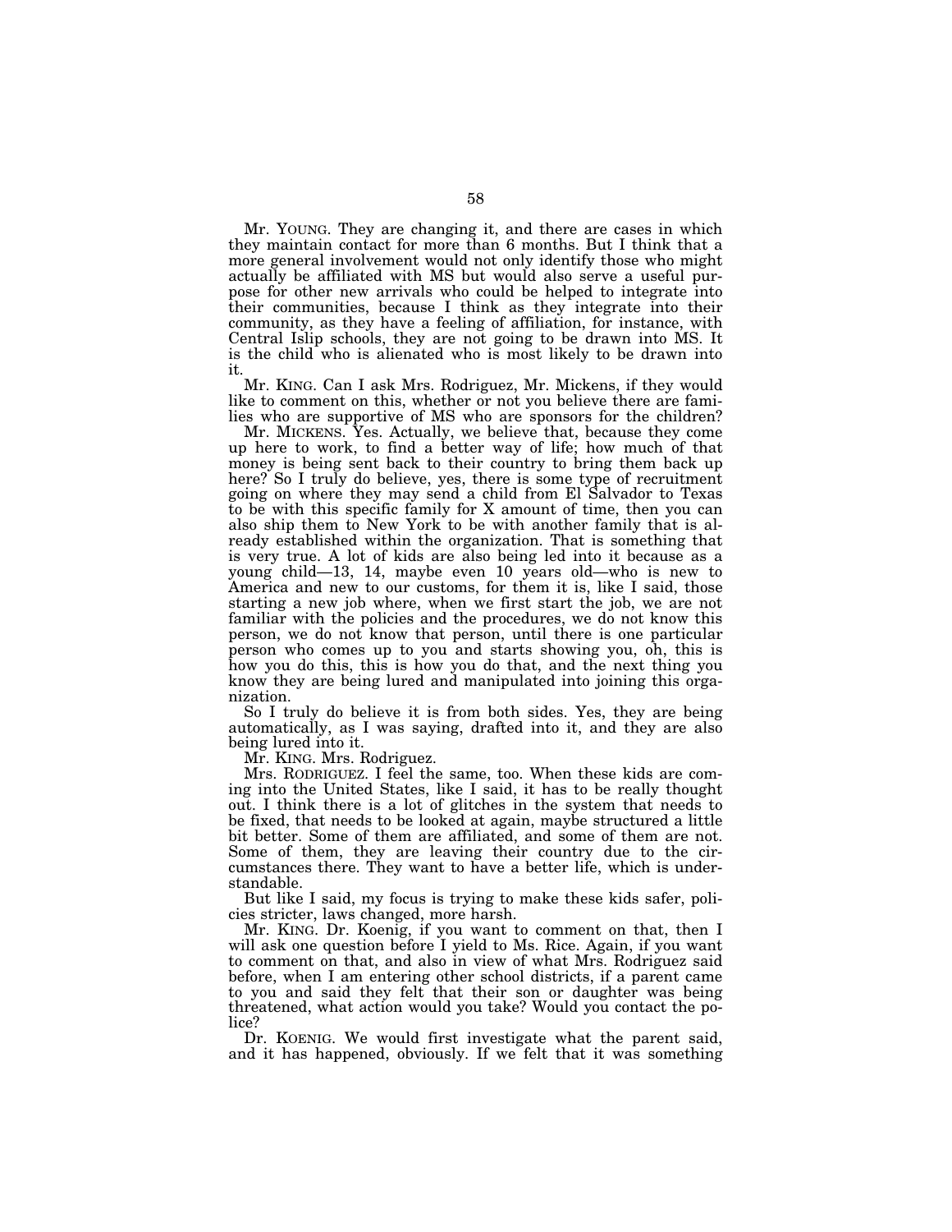Mr. YOUNG. They are changing it, and there are cases in which they maintain contact for more than 6 months. But I think that a more general involvement would not only identify those who might actually be affiliated with MS but would also serve a useful purpose for other new arrivals who could be helped to integrate into their communities, because I think as they integrate into their community, as they have a feeling of affiliation, for instance, with Central Islip schools, they are not going to be drawn into MS. It is the child who is alienated who is most likely to be drawn into it.

Mr. KING. Can I ask Mrs. Rodriguez, Mr. Mickens, if they would like to comment on this, whether or not you believe there are families who are supportive of MS who are sponsors for the children?

Mr. MICKENS. Yes. Actually, we believe that, because they come up here to work, to find a better way of life; how much of that money is being sent back to their country to bring them back up here? So I truly do believe, yes, there is some type of recruitment going on where they may send a child from El Salvador to Texas to be with this specific family for X amount of time, then you can also ship them to New York to be with another family that is already established within the organization. That is something that is very true. A lot of kids are also being led into it because as a young child—13, 14, maybe even 10 years old—who is new to America and new to our customs, for them it is, like I said, those starting a new job where, when we first start the job, we are not familiar with the policies and the procedures, we do not know this person, we do not know that person, until there is one particular person who comes up to you and starts showing you, oh, this is how you do this, this is how you do that, and the next thing you know they are being lured and manipulated into joining this organization.

So I truly do believe it is from both sides. Yes, they are being automatically, as I was saying, drafted into it, and they are also being lured into it.

Mr. KING. Mrs. Rodriguez.

Mrs. RODRIGUEZ. I feel the same, too. When these kids are coming into the United States, like I said, it has to be really thought out. I think there is a lot of glitches in the system that needs to be fixed, that needs to be looked at again, maybe structured a little bit better. Some of them are affiliated, and some of them are not. Some of them, they are leaving their country due to the circumstances there. They want to have a better life, which is understandable.

But like I said, my focus is trying to make these kids safer, policies stricter, laws changed, more harsh.

Mr. KING. Dr. Koenig, if you want to comment on that, then I will ask one question before I yield to Ms. Rice. Again, if you want to comment on that, and also in view of what Mrs. Rodriguez said before, when I am entering other school districts, if a parent came to you and said they felt that their son or daughter was being threatened, what action would you take? Would you contact the police?

Dr. KOENIG. We would first investigate what the parent said, and it has happened, obviously. If we felt that it was something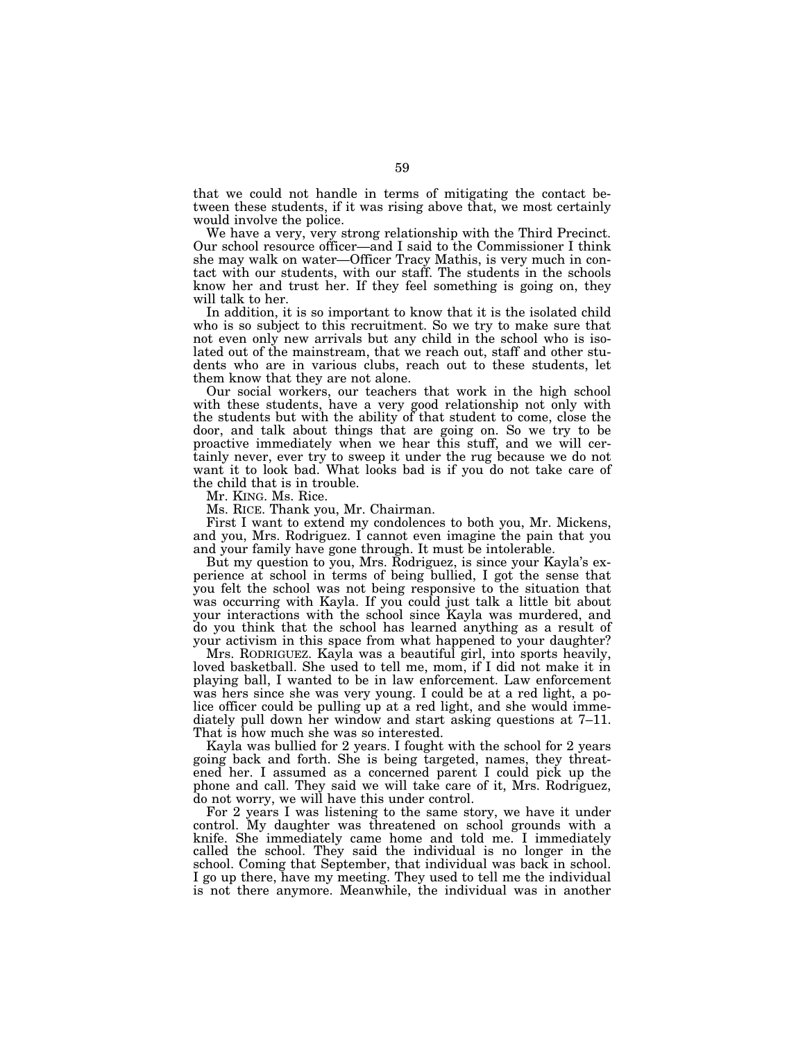that we could not handle in terms of mitigating the contact between these students, if it was rising above that, we most certainly would involve the police.

We have a very, very strong relationship with the Third Precinct. Our school resource officer—and I said to the Commissioner I think she may walk on water—Officer Tracy Mathis, is very much in contact with our students, with our staff. The students in the schools know her and trust her. If they feel something is going on, they will talk to her.

In addition, it is so important to know that it is the isolated child who is so subject to this recruitment. So we try to make sure that not even only new arrivals but any child in the school who is isolated out of the mainstream, that we reach out, staff and other students who are in various clubs, reach out to these students, let them know that they are not alone.

Our social workers, our teachers that work in the high school with these students, have a very good relationship not only with the students but with the ability of that student to come, close the door, and talk about things that are going on. So we try to be proactive immediately when we hear this stuff, and we will certainly never, ever try to sweep it under the rug because we do not want it to look bad. What looks bad is if you do not take care of the child that is in trouble.

Mr. KING. Ms. Rice.

Ms. RICE. Thank you, Mr. Chairman.

First I want to extend my condolences to both you, Mr. Mickens, and you, Mrs. Rodriguez. I cannot even imagine the pain that you and your family have gone through. It must be intolerable.

But my question to you, Mrs. Rodriguez, is since your Kayla's experience at school in terms of being bullied, I got the sense that you felt the school was not being responsive to the situation that was occurring with Kayla. If you could just talk a little bit about your interactions with the school since Kayla was murdered, and do you think that the school has learned anything as a result of your activism in this space from what happened to your daughter?

Mrs. RODRIGUEZ. Kayla was a beautiful girl, into sports heavily, loved basketball. She used to tell me, mom, if I did not make it in playing ball, I wanted to be in law enforcement. Law enforcement was hers since she was very young. I could be at a red light, a police officer could be pulling up at a red light, and she would immediately pull down her window and start asking questions at 7–11. That is how much she was so interested.

Kayla was bullied for 2 years. I fought with the school for 2 years going back and forth. She is being targeted, names, they threatened her. I assumed as a concerned parent I could pick up the phone and call. They said we will take care of it, Mrs. Rodriguez, do not worry, we will have this under control.

For 2 years I was listening to the same story, we have it under control. My daughter was threatened on school grounds with a knife. She immediately came home and told me. I immediately called the school. They said the individual is no longer in the school. Coming that September, that individual was back in school. I go up there, have my meeting. They used to tell me the individual is not there anymore. Meanwhile, the individual was in another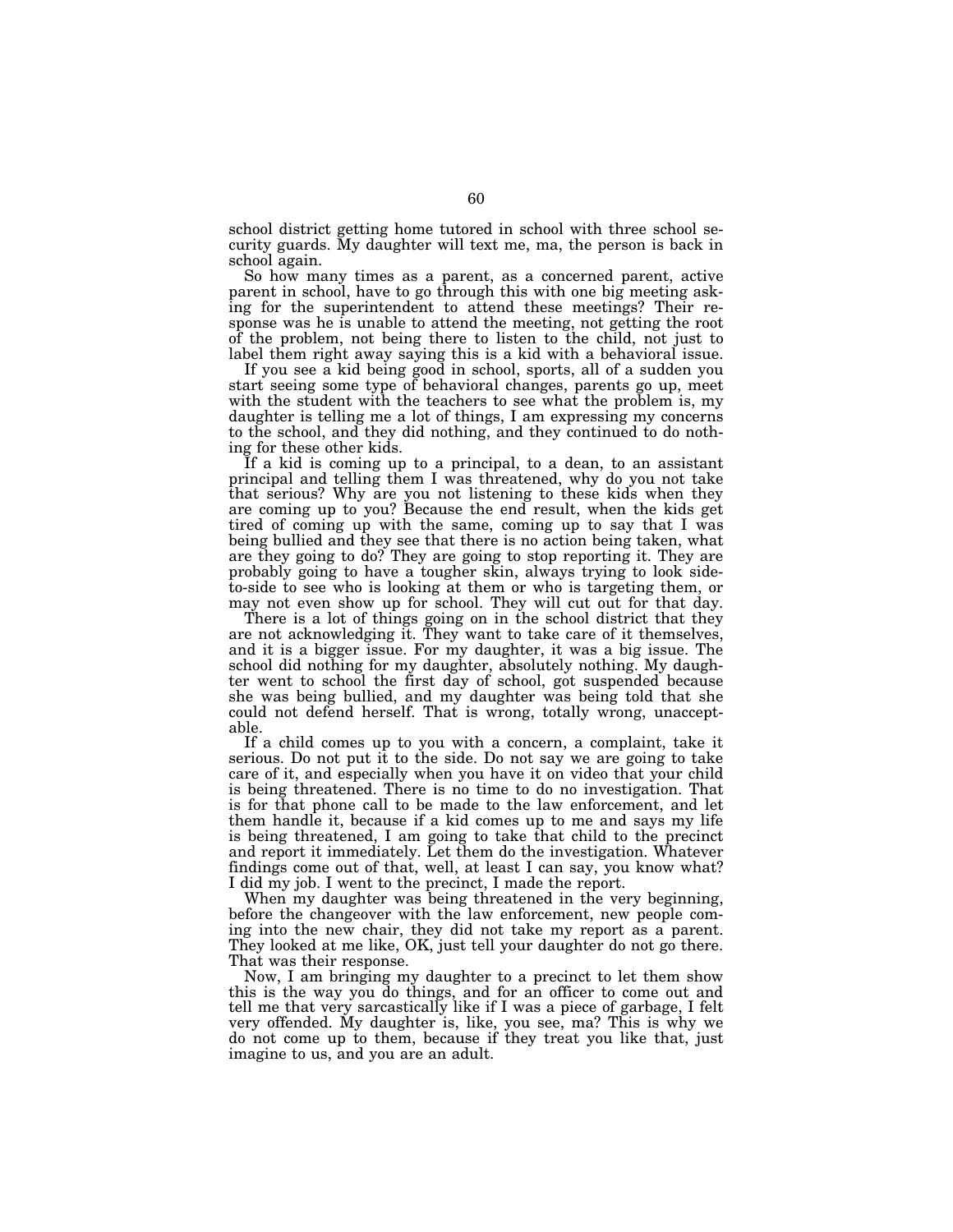school district getting home tutored in school with three school security guards. My daughter will text me, ma, the person is back in school again.

So how many times as a parent, as a concerned parent, active parent in school, have to go through this with one big meeting asking for the superintendent to attend these meetings? Their response was he is unable to attend the meeting, not getting the root of the problem, not being there to listen to the child, not just to label them right away saying this is a kid with a behavioral issue.

If you see a kid being good in school, sports, all of a sudden you start seeing some type of behavioral changes, parents go up, meet with the student with the teachers to see what the problem is, my daughter is telling me a lot of things, I am expressing my concerns to the school, and they did nothing, and they continued to do nothing for these other kids.

If a kid is coming up to a principal, to a dean, to an assistant principal and telling them I was threatened, why do you not take that serious? Why are you not listening to these kids when they are coming up to you? Because the end result, when the kids get tired of coming up with the same, coming up to say that I was being bullied and they see that there is no action being taken, what are they going to do? They are going to stop reporting it. They are probably going to have a tougher skin, always trying to look side-to-side to see who is looking at them or who is targeting them, or may not even show up for school. They will cut out for that day.

There is a lot of things going on in the school district that they are not acknowledging it. They want to take care of it themselves, and it is a bigger issue. For my daughter, it was a big issue. The school did nothing for my daughter, absolutely nothing. My daughter went to school the first day of school, got suspended because she was being bullied, and my daughter was being told that she could not defend herself. That is wrong, totally wrong, unacceptable.

If a child comes up to you with a concern, a complaint, take it serious. Do not put it to the side. Do not say we are going to take care of it, and especially when you have it on video that your child is being threatened. There is no time to do no investigation. That is for that phone call to be made to the law enforcement, and let them handle it, because if a kid comes up to me and says my life is being threatened, I am going to take that child to the precinct and report it immediately. Let them do the investigation. Whatever findings come out of that, well, at least I can say, you know what? I did my job. I went to the precinct, I made the report.

When my daughter was being threatened in the very beginning, before the changeover with the law enforcement, new people coming into the new chair, they did not take my report as a parent. They looked at me like, OK, just tell your daughter do not go there. That was their response.

Now, I am bringing my daughter to a precinct to let them show this is the way you do things, and for an officer to come out and tell me that very sarcastically like if I was a piece of garbage, I felt very offended. My daughter is, like, you see, ma? This is why we do not come up to them, because if they treat you like that, just imagine to us, and you are an adult.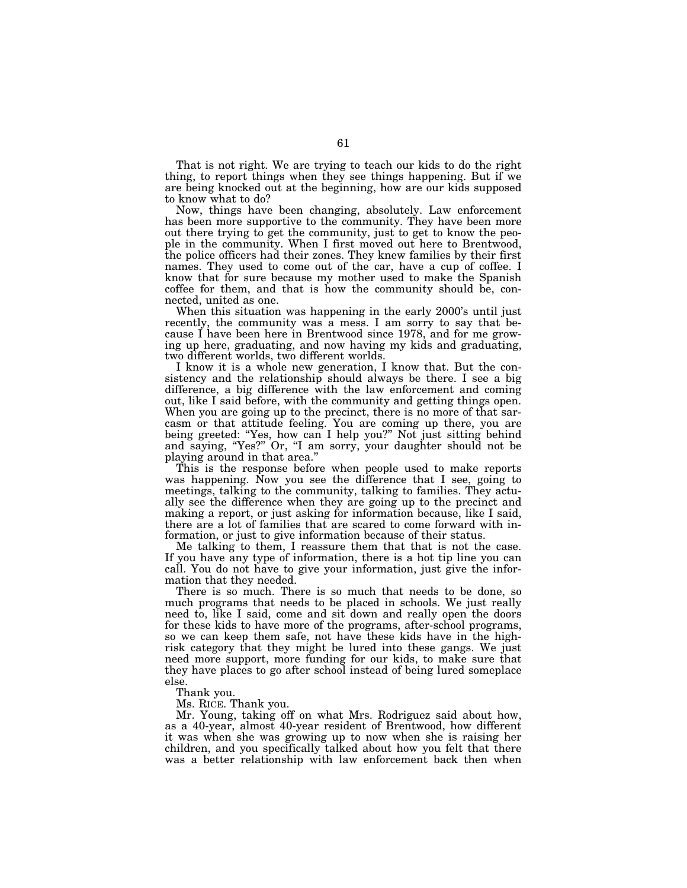That is not right. We are trying to teach our kids to do the right thing, to report things when they see things happening. But if we are being knocked out at the beginning, how are our kids supposed to know what to do?

Now, things have been changing, absolutely. Law enforcement has been more supportive to the community. They have been more out there trying to get the community, just to get to know the people in the community. When I first moved out here to Brentwood, the police officers had their zones. They knew families by their first names. They used to come out of the car, have a cup of coffee. I know that for sure because my mother used to make the Spanish coffee for them, and that is how the community should be, connected, united as one.

When this situation was happening in the early 2000's until just recently, the community was a mess. I am sorry to say that because I have been here in Brentwood since 1978, and for me growing up here, graduating, and now having my kids and graduating, two different worlds, two different worlds.

I know it is a whole new generation, I know that. But the consistency and the relationship should always be there. I see a big difference, a big difference with the law enforcement and coming out, like I said before, with the community and getting things open. When you are going up to the precinct, there is no more of that sarcasm or that attitude feeling. You are coming up there, you are being greeted: "Yes, how can I help you?" Not just sitting behind and saying, "Yes?" Or, "I am sorry, your daughter should not be playing around in that area."

This is the response before when people used to make reports was happening. Now you see the difference that I see, going to meetings, talking to the community, talking to families. They actually see the difference when they are going up to the precinct and making a report, or just asking for information because, like I said, there are a lot of families that are scared to come forward with information, or just to give information because of their status.

Me talking to them, I reassure them that that is not the case. If you have any type of information, there is a hot tip line you can call. You do not have to give your information, just give the information that they needed.

There is so much. There is so much that needs to be done, so much programs that needs to be placed in schools. We just really need to, like I said, come and sit down and really open the doors for these kids to have more of the programs, after-school programs, so we can keep them safe, not have these kids have in the high-risk category that they might be lured into these gangs. We just need more support, more funding for our kids, to make sure that they have places to go after school instead of being lured someplace else.

Thank you.

Ms. RICE. Thank you.

Mr. Young, taking off on what Mrs. Rodriguez said about how, as a 40-year, almost 40-year resident of Brentwood, how different it was when she was growing up to now when she is raising her children, and you specifically talked about how you felt that there was a better relationship with law enforcement back then when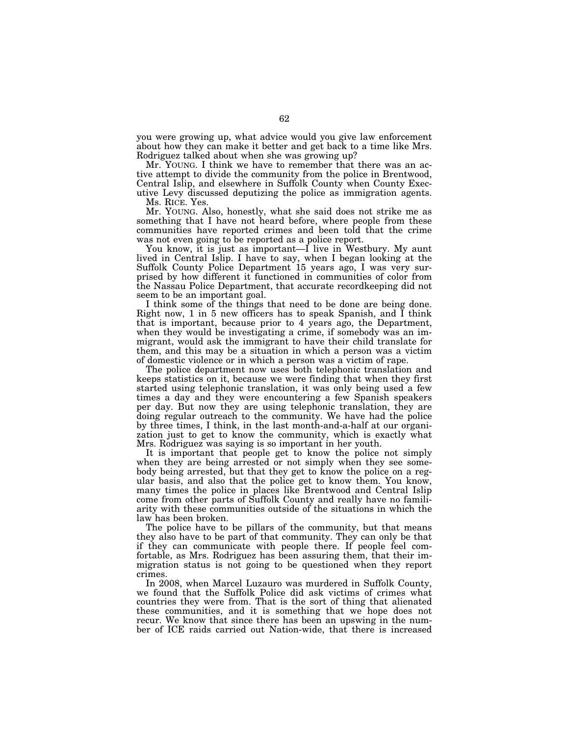you were growing up, what advice would you give law enforcement about how they can make it better and get back to a time like Mrs. Rodriguez talked about when she was growing up?

Mr. YOUNG. I think we have to remember that there was an active attempt to divide the community from the police in Brentwood, Central Islip, and elsewhere in Suffolk County when County Executive Levy discussed deputizing the police as immigration agents.

Ms. RICE. Yes.

Mr. YOUNG. Also, honestly, what she said does not strike me as something that I have not heard before, where people from these communities have reported crimes and been told that the crime was not even going to be reported as a police report.

You know, it is just as important—I live in Westbury. My aunt lived in Central Islip. I have to say, when I began looking at the Suffolk County Police Department 15 years ago, I was very surprised by how different it functioned in communities of color from the Nassau Police Department, that accurate recordkeeping did not seem to be an important goal.

I think some of the things that need to be done are being done. Right now, 1 in 5 new officers has to speak Spanish, and I think that is important, because prior to 4 years ago, the Department, when they would be investigating a crime, if somebody was an immigrant, would ask the immigrant to have their child translate for them, and this may be a situation in which a person was a victim of domestic violence or in which a person was a victim of rape.

The police department now uses both telephonic translation and keeps statistics on it, because we were finding that when they first started using telephonic translation, it was only being used a few times a day and they were encountering a few Spanish speakers per day. But now they are using telephonic translation, they are doing regular outreach to the community. We have had the police by three times, I think, in the last month-and-a-half at our organization just to get to know the community, which is exactly what Mrs. Rodriguez was saying is so important in her youth.

It is important that people get to know the police not simply when they are being arrested or not simply when they see somebody being arrested, but that they get to know the police on a regular basis, and also that the police get to know them. You know, many times the police in places like Brentwood and Central Islip come from other parts of Suffolk County and really have no familiarity with these communities outside of the situations in which the law has been broken.

The police have to be pillars of the community, but that means they also have to be part of that community. They can only be that if they can communicate with people there. If people feel comfortable, as Mrs. Rodriguez has been assuring them, that their immigration status is not going to be questioned when they report crimes.

In 2008, when Marcel Luzauro was murdered in Suffolk County, we found that the Suffolk Police did ask victims of crimes what countries they were from. That is the sort of thing that alienated these communities, and it is something that we hope does not recur. We know that since there has been an upswing in the number of ICE raids carried out Nation-wide, that there is increased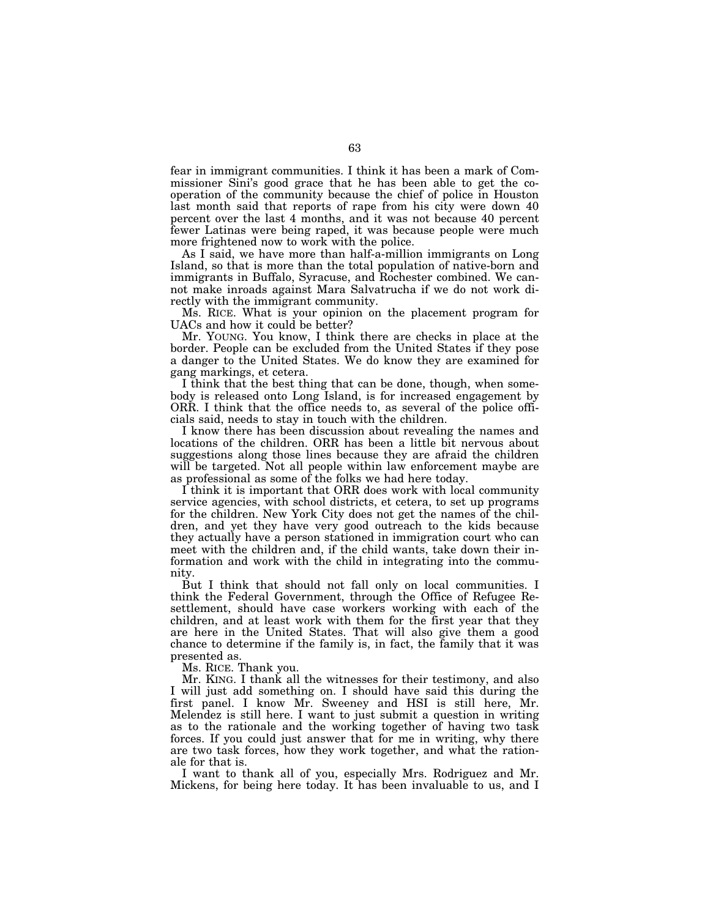fear in immigrant communities. I think it has been a mark of Commissioner Sini's good grace that he has been able to get the cooperation of the community because the chief of police in Houston last month said that reports of rape from his city were down 40 percent over the last 4 months, and it was not because 40 percent fewer Latinas were being raped, it was because people were much more frightened now to work with the police.

As I said, we have more than half-a-million immigrants on Long Island, so that is more than the total population of native-born and immigrants in Buffalo, Syracuse, and Rochester combined. We cannot make inroads against Mara Salvatrucha if we do not work directly with the immigrant community.

Ms. RICE. What is your opinion on the placement program for UACs and how it could be better?

Mr. YOUNG. You know, I think there are checks in place at the border. People can be excluded from the United States if they pose a danger to the United States. We do know they are examined for gang markings, et cetera.

I think that the best thing that can be done, though, when somebody is released onto Long Island, is for increased engagement by ORR. I think that the office needs to, as several of the police officials said, needs to stay in touch with the children.

I know there has been discussion about revealing the names and locations of the children. ORR has been a little bit nervous about suggestions along those lines because they are afraid the children will be targeted. Not all people within law enforcement maybe are as professional as some of the folks we had here today.

I think it is important that ORR does work with local community service agencies, with school districts, et cetera, to set up programs for the children. New York City does not get the names of the children, and yet they have very good outreach to the kids because they actually have a person stationed in immigration court who can meet with the children and, if the child wants, take down their information and work with the child in integrating into the community.

But I think that should not fall only on local communities. I think the Federal Government, through the Office of Refugee Resettlement, should have case workers working with each of the children, and at least work with them for the first year that they are here in the United States. That will also give them a good chance to determine if the family is, in fact, the family that it was presented as.

Ms. RICE. Thank you.

Mr. KING. I thank all the witnesses for their testimony, and also I will just add something on. I should have said this during the first panel. I know Mr. Sweeney and HSI is still here, Mr. Melendez is still here. I want to just submit a question in writing as to the rationale and the working together of having two task forces. If you could just answer that for me in writing, why there are two task forces, how they work together, and what the rationale for that is.

I want to thank all of you, especially Mrs. Rodriguez and Mr. Mickens, for being here today. It has been invaluable to us, and I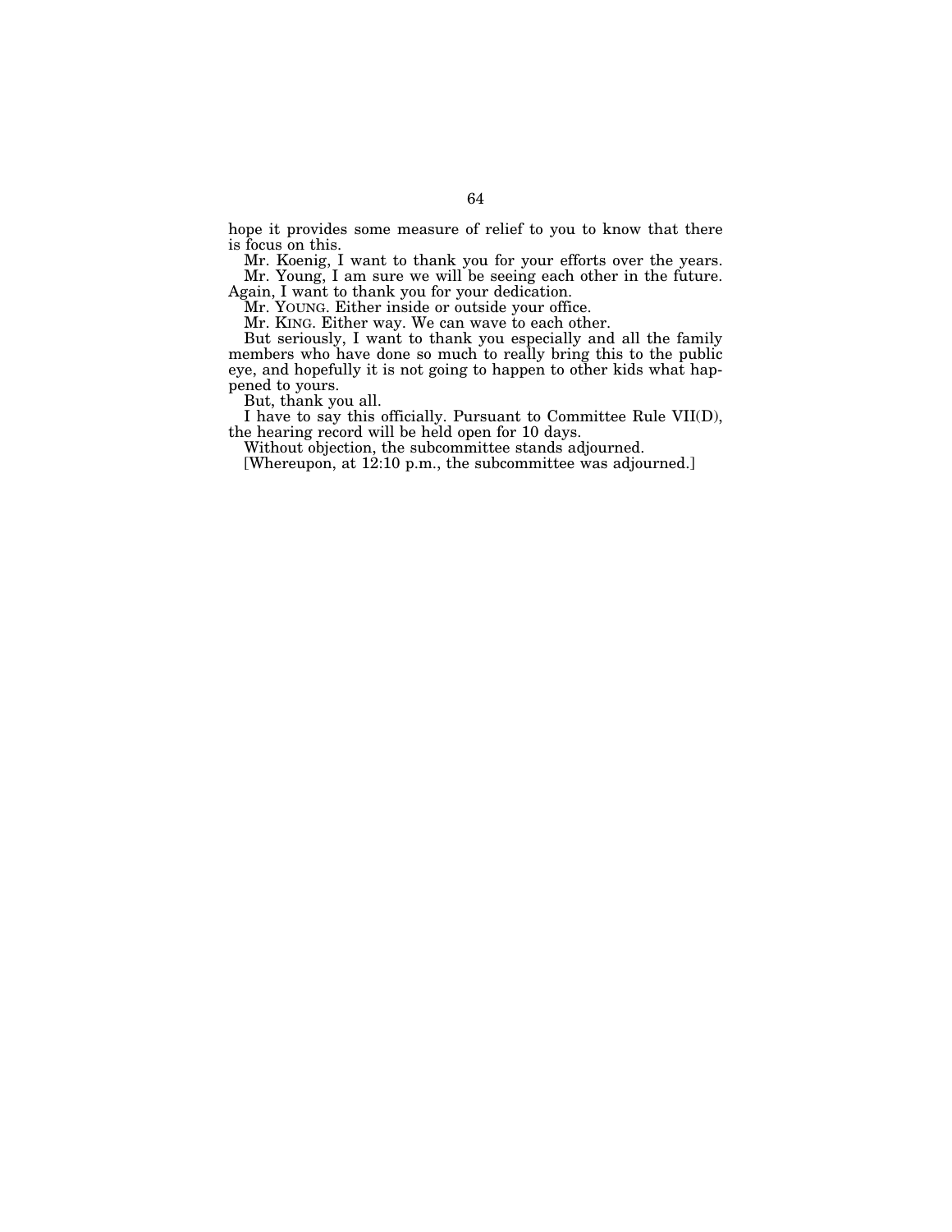hope it provides some measure of relief to you to know that there is focus on this.

Mr. Koenig, I want to thank you for your efforts over the years.

Mr. Young, I am sure we will be seeing each other in the future. Again, I want to thank you for your dedication.

Mr. YOUNG. Either inside or outside your office.

Mr. KING. Either way. We can wave to each other.

But seriously, I want to thank you especially and all the family members who have done so much to really bring this to the public eye, and hopefully it is not going to happen to other kids what happened to yours.

But, thank you all.

I have to say this officially. Pursuant to Committee Rule VII(D), the hearing record will be held open for 10 days.

Without objection, the subcommittee stands adjourned.

[Whereupon, at 12:10 p.m., the subcommittee was adjourned.]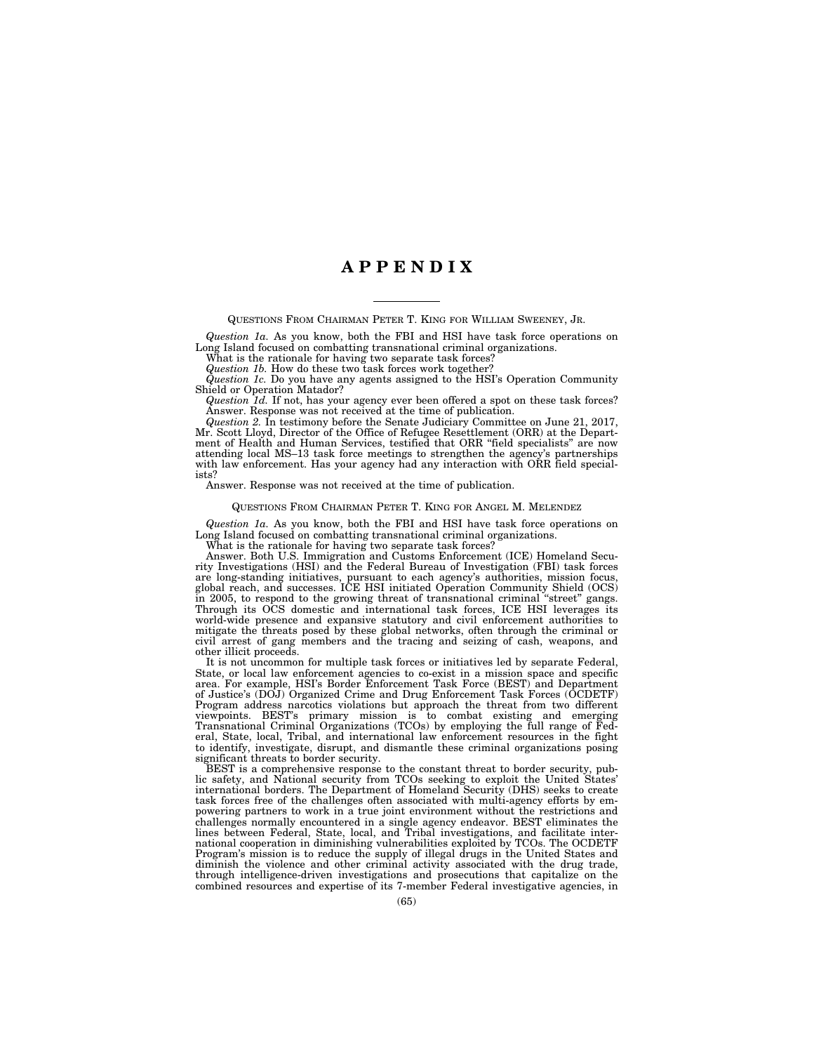# APPENDIX

---

QUESTIONS FROM CHAIRMAN PETER T. KING FOR WILLIAM SWEENEY, JR.

*Question 1a.* As you know, both the FBI and HSI have task force operations on Long Island focused on combatting transnational criminal organizations.

What is the rationale for having two separate task forces?

*Question 1b.* How do these two task forces work together?

*Question 1c.* Do you have any agents assigned to the HSI's Operation Community Shield or Operation Matador?

*Question 1d.* If not, has your agency ever been offered a spot on these task forces?

Answer. Response was not received at the time of publication.

*Question 2.* In testimony before the Senate Judiciary Committee on June 21, 2017, Mr. Scott Lloyd, Director of the Office of Refugee Resettlement (ORR) at the Department of Health and Human Services, testified that ORR "field specialists" are now attending local MS–13 task force meetings to strengthen the agency's partnerships with law enforcement. Has your agency had any interaction with ORR field specialists?

Answer. Response was not received at the time of publication.

QUESTIONS FROM CHAIRMAN PETER T. KING FOR ANGEL M. MELENDEZ

*Question 1a.* As you know, both the FBI and HSI have task force operations on Long Island focused on combatting transnational criminal organizations.

What is the rationale for having two separate task forces?

Answer. Both U.S. Immigration and Customs Enforcement (ICE) Homeland Security Investigations (HSI) and the Federal Bureau of Investigation (FBI) task forces are long-standing initiatives, pursuant to each agency's authorities, mission focus, global reach, and successes. ICE HSI initiated Operation Community Shield (OCS) in 2005, to respond to the growing threat of transnational criminal "street" gangs. Through its OCS domestic and international task forces, ICE HSI leverages its world-wide presence and expansive statutory and civil enforcement authorities to mitigate the threats posed by these global networks, often through the criminal or civil arrest of gang members and the tracing and seizing of cash, weapons, and other illicit proceeds.

It is not uncommon for multiple task forces or initiatives led by separate Federal, State, or local law enforcement agencies to co-exist in a mission space and specific area. For example, HSI's Border Enforcement Task Force (BEST) and Department of Justice's (DOJ) Organized Crime and Drug Enforcement Task Forces (OCDETF) Program address narcotics violations but approach the threat from two different viewpoints. BEST's primary mission is to combat existing and emerging Transnational Criminal Organizations (TCOs) by employing the full range of Federal, State, local, Tribal, and international law enforcement resources in the fight to identify, investigate, disrupt, and dismantle these criminal organizations posing significant threats to border security.

BEST is a comprehensive response to the constant threat to border security, public safety, and National security from TCOs seeking to exploit the United States' international borders. The Department of Homeland Security (DHS) seeks to create task forces free of the challenges often associated with multi-agency efforts by empowering partners to work in a true joint environment without the restrictions and challenges normally encountered in a single agency endeavor. BEST eliminates the lines between Federal, State, local, and Tribal investigations, and facilitate international cooperation in diminishing vulnerabilities exploited by TCOs. The OCDETF Program's mission is to reduce the supply of illegal drugs in the United States and diminish the violence and other criminal activity associated with the drug trade, through intelligence-driven investigations and prosecutions that capitalize on the combined resources and expertise of its 7-member Federal investigative agencies, in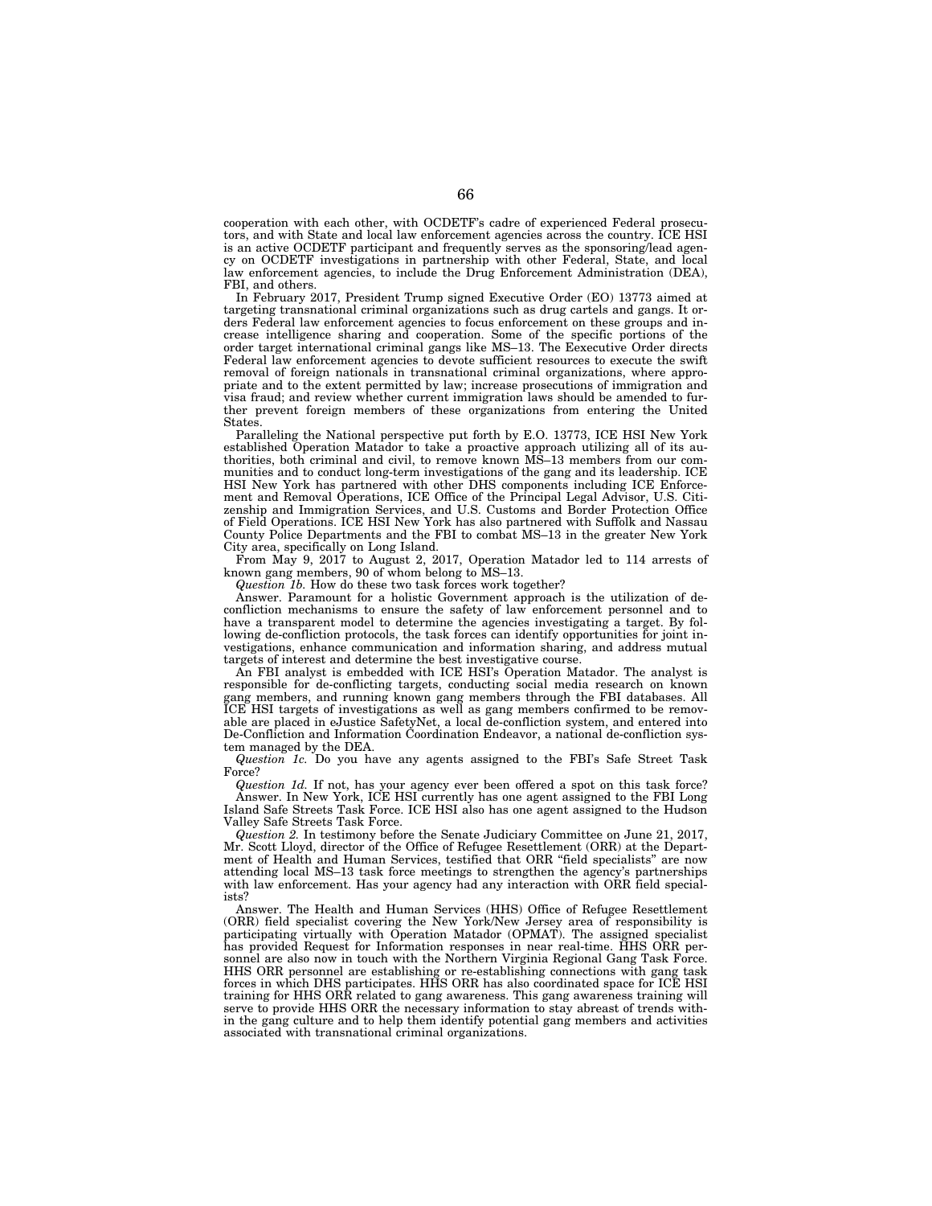cooperation with each other, with OCDETF's cadre of experienced Federal prosecutors, and with State and local law enforcement agencies across the country. ICE HSI is an active OCDETF participant and frequently serves as the sponsoring/lead agency on OCDETF investigations in partnership with other Federal, State, and local law enforcement agencies, to include the Drug Enforcement Administration (DEA), FBI, and others.

In February 2017, President Trump signed Executive Order (EO) 13773 aimed at targeting transnational criminal organizations such as drug cartels and gangs. It orders Federal law enforcement agencies to focus enforcement on these groups and increase intelligence sharing and cooperation. Some of the specific portions of the order target international criminal gangs like MS–13. The Eexecutive Order directs Federal law enforcement agencies to devote sufficient resources to execute the swift removal of foreign nationals in transnational criminal organizations, where appropriate and to the extent permitted by law; increase prosecutions of immigration and visa fraud; and review whether current immigration laws should be amended to further prevent foreign members of these organizations from entering the United States.

Paralleling the National perspective put forth by E.O. 13773, ICE HSI New York established Operation Matador to take a proactive approach utilizing all of its authorities, both criminal and civil, to remove known MS–13 members from our communities and to conduct long-term investigations of the gang and its leadership. ICE HSI New York has partnered with other DHS components including ICE Enforcement and Removal Operations, ICE Office of the Principal Legal Advisor, U.S. Citizenship and Immigration Services, and U.S. Customs and Border Protection Office of Field Operations. ICE HSI New York has also partnered with Suffolk and Nassau County Police Departments and the FBI to combat MS–13 in the greater New York City area, specifically on Long Island.

From May 9, 2017 to August 2, 2017, Operation Matador led to 114 arrests of known gang members, 90 of whom belong to MS–13.

*Question 1b.* How do these two task forces work together?

Answer. Paramount for a holistic Government approach is the utilization of de-confliction mechanisms to ensure the safety of law enforcement personnel and to have a transparent model to determine the agencies investigating a target. By following de-confliction protocols, the task forces can identify opportunities for joint investigations, enhance communication and information sharing, and address mutual targets of interest and determine the best investigative course.

An FBI analyst is embedded with ICE HSI's Operation Matador. The analyst is responsible for de-conflicting targets, conducting social media research on known gang members, and running known gang members through the FBI databases. All ICE HSI targets of investigations as well as gang members confirmed to be removable are placed in eJustice SafetyNet, a local de-confliction system, and entered into De-Confliction and Information Coordination Endeavor, a national de-confliction system managed by the DEA.

*Question 1c.* Do you have any agents assigned to the FBI's Safe Street Task Force?

*Question 1d.* If not, has your agency ever been offered a spot on this task force?

Answer. In New York, ICE HSI currently has one agent assigned to the FBI Long Island Safe Streets Task Force. ICE HSI also has one agent assigned to the Hudson Valley Safe Streets Task Force.

*Question 2.* In testimony before the Senate Judiciary Committee on June 21, 2017, Mr. Scott Lloyd, director of the Office of Refugee Resettlement (ORR) at the Department of Health and Human Services, testified that ORR "field specialists" are now attending local MS–13 task force meetings to strengthen the agency's partnerships with law enforcement. Has your agency had any interaction with ORR field specialists?

Answer. The Health and Human Services (HHS) Office of Refugee Resettlement (ORR) field specialist covering the New York/New Jersey area of responsibility is participating virtually with Operation Matador (OPMAT). The assigned specialist has provided Request for Information responses in near real-time. HHS ORR personnel are also now in touch with the Northern Virginia Regional Gang Task Force. HHS ORR personnel are establishing or re-establishing connections with gang task forces in which DHS participates. HHS ORR has also coordinated space for ICE HSI training for HHS ORR related to gang awareness. This gang awareness training will serve to provide HHS ORR the necessary information to stay abreast of trends within the gang culture and to help them identify potential gang members and activities associated with transnational criminal organizations.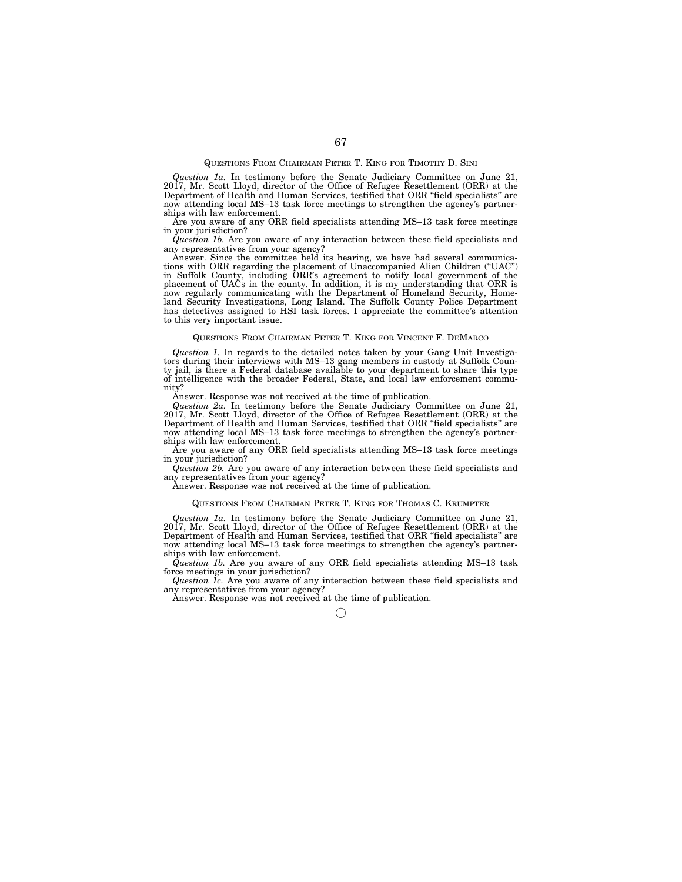QUESTIONS FROM CHAIRMAN PETER T. KING FOR TIMOTHY D. SINI

*Question 1a.* In testimony before the Senate Judiciary Committee on June 21, 2017, Mr. Scott Lloyd, director of the Office of Refugee Resettlement (ORR) at the Department of Health and Human Services, testified that ORR "field specialists" are now attending local MS–13 task force meetings to strengthen the agency's partnerships with law enforcement.

Are you aware of any ORR field specialists attending MS–13 task force meetings in your jurisdiction?

*Question 1b.* Are you aware of any interaction between these field specialists and any representatives from your agency?

Answer. Since the committee held its hearing, we have had several communications with ORR regarding the placement of Unaccompanied Alien Children ("UAC") in Suffolk County, including ORR's agreement to notify local government of the placement of UACs in the county. In addition, it is my understanding that ORR is now regularly communicating with the Department of Homeland Security, Homeland Security Investigations, Long Island. The Suffolk County Police Department has detectives assigned to HSI task forces. I appreciate the committee's attention to this very important issue.

QUESTIONS FROM CHAIRMAN PETER T. KING FOR VINCENT F. DEMARCO

*Question 1.* In regards to the detailed notes taken by your Gang Unit Investigators during their interviews with MS–13 gang members in custody at Suffolk County jail, is there a Federal database available to your department to share this type of intelligence with the broader Federal, State, and local law enforcement community?

Answer. Response was not received at the time of publication.

*Question 2a.* In testimony before the Senate Judiciary Committee on June 21, 2017, Mr. Scott Lloyd, director of the Office of Refugee Resettlement (ORR) at the Department of Health and Human Services, testified that ORR "field specialists" are now attending local MS–13 task force meetings to strengthen the agency's partnerships with law enforcement.

Are you aware of any ORR field specialists attending MS–13 task force meetings in your jurisdiction?

*Question 2b.* Are you aware of any interaction between these field specialists and any representatives from your agency?

Answer. Response was not received at the time of publication.

QUESTIONS FROM CHAIRMAN PETER T. KING FOR THOMAS C. KRUMPTER

*Question 1a.* In testimony before the Senate Judiciary Committee on June 21, 2017, Mr. Scott Lloyd, director of the Office of Refugee Resettlement (ORR) at the Department of Health and Human Services, testified that ORR "field specialists" are now attending local MS–13 task force meetings to strengthen the agency's partnerships with law enforcement.

*Question 1b.* Are you aware of any ORR field specialists attending MS–13 task force meetings in your jurisdiction?

*Question 1c.* Are you aware of any interaction between these field specialists and any representatives from your agency?

Answer. Response was not received at the time of publication.